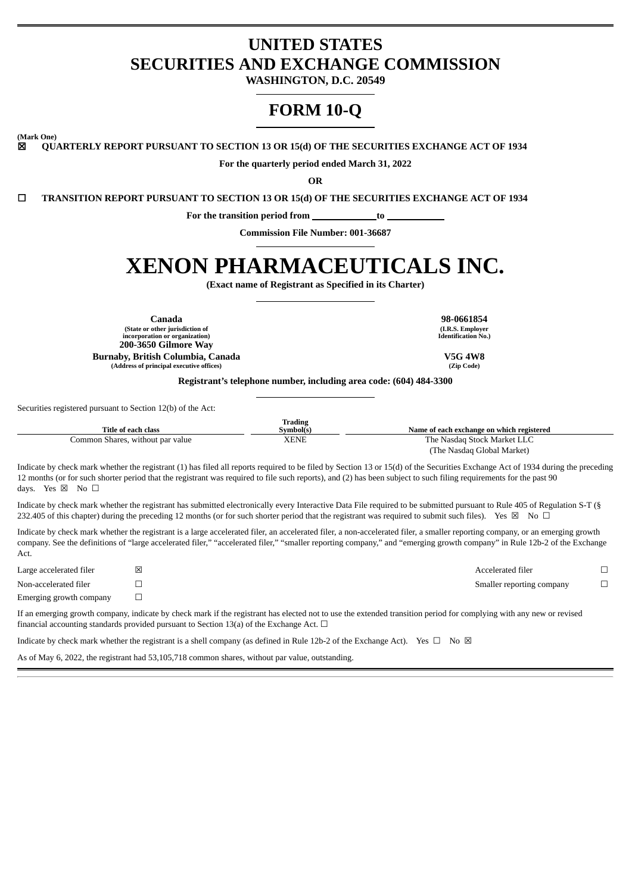# UNITED STATES
# SECURITIES AND EXCHANGE COMMISSION

**WASHINGTON, D.C. 20549**

# FORM 10-Q

**(Mark One)**

☒ **QUARTERLY REPORT PURSUANT TO SECTION 13 OR 15(d) OF THE SECURITIES EXCHANGE ACT OF 1934**

**For the quarterly period ended March 31, 2022**

**OR**

☐ **TRANSITION REPORT PURSUANT TO SECTION 13 OR 15(d) OF THE SECURITIES EXCHANGE ACT OF 1934**

**For the transition period from \_\_\_\_\_\_\_\_\_\_ to \_\_\_\_\_\_\_\_\_\_**

**Commission File Number: 001-36687**

# XENON PHARMACEUTICALS INC.

**(Exact name of Registrant as Specified in its Charter)**

| | |
|---|---|
| **Canada**<br>**(State or other jurisdiction of incorporation or organization)** | **98-0661854**<br>**(I.R.S. Employer Identification No.)** |
| **200-3650 Gilmore Way**<br>**Burnaby, British Columbia, Canada**<br>**(Address of principal executive offices)** | **V5G 4W8**<br>**(Zip Code)** |

**Registrant's telephone number, including area code: (604) 484-3300**

Securities registered pursuant to Section 12(b) of the Act:

| Title of each class | Trading Symbol(s) | Name of each exchange on which registered |
|---|---|---|
| Common Shares, without par value | XENE | The Nasdaq Stock Market LLC (The Nasdaq Global Market) |

Indicate by check mark whether the registrant (1) has filed all reports required to be filed by Section 13 or 15(d) of the Securities Exchange Act of 1934 during the preceding 12 months (or for such shorter period that the registrant was required to file such reports), and (2) has been subject to such filing requirements for the past 90 days. Yes ☒ No ☐

Indicate by check mark whether the registrant has submitted electronically every Interactive Data File required to be submitted pursuant to Rule 405 of Regulation S-T (§ 232.405 of this chapter) during the preceding 12 months (or for such shorter period that the registrant was required to submit such files). Yes ☒ No ☐

Indicate by check mark whether the registrant is a large accelerated filer, an accelerated filer, a non-accelerated filer, a smaller reporting company, or an emerging growth company. See the definitions of "large accelerated filer," "accelerated filer," "smaller reporting company," and "emerging growth company" in Rule 12b-2 of the Exchange Act.

| | | | |
|---|---|---|---|
| Large accelerated filer | ☒ | Accelerated filer | ☐ |
| Non-accelerated filer | ☐ | Smaller reporting company | ☐ |
| Emerging growth company | ☐ | | |

If an emerging growth company, indicate by check mark if the registrant has elected not to use the extended transition period for complying with any new or revised financial accounting standards provided pursuant to Section 13(a) of the Exchange Act. ☐

Indicate by check mark whether the registrant is a shell company (as defined in Rule 12b-2 of the Exchange Act). Yes ☐ No ☒

As of May 6, 2022, the registrant had 53,105,718 common shares, without par value, outstanding.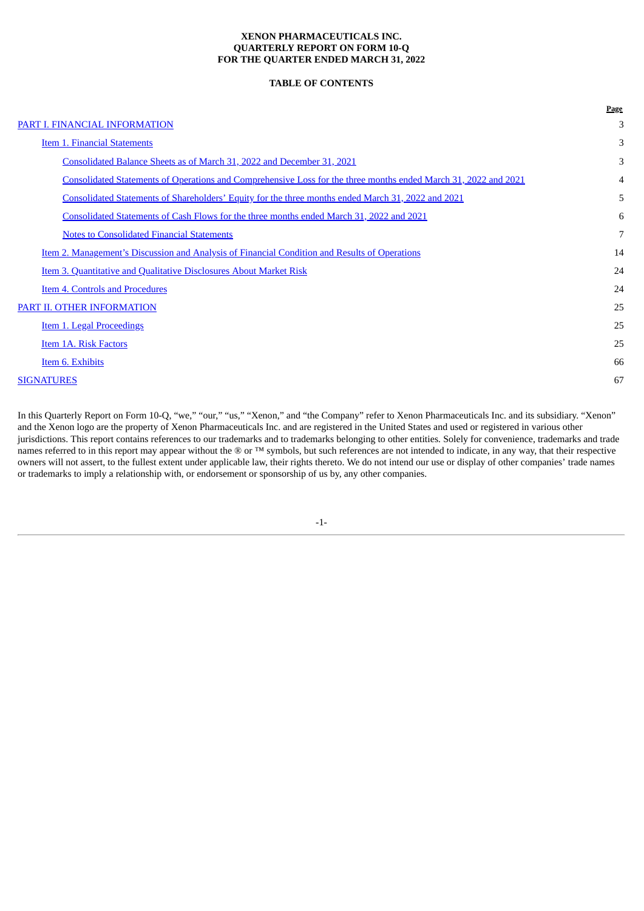**XENON PHARMACEUTICALS INC.**
**QUARTERLY REPORT ON FORM 10-Q**
**FOR THE QUARTER ENDED MARCH 31, 2022**

**TABLE OF CONTENTS**

| | Page |
|---|---|
| PART I. FINANCIAL INFORMATION | 3 |
| Item 1. Financial Statements | 3 |
| Consolidated Balance Sheets as of March 31, 2022 and December 31, 2021 | 3 |
| Consolidated Statements of Operations and Comprehensive Loss for the three months ended March 31, 2022 and 2021 | 4 |
| Consolidated Statements of Shareholders' Equity for the three months ended March 31, 2022 and 2021 | 5 |
| Consolidated Statements of Cash Flows for the three months ended March 31, 2022 and 2021 | 6 |
| Notes to Consolidated Financial Statements | 7 |
| Item 2. Management's Discussion and Analysis of Financial Condition and Results of Operations | 14 |
| Item 3. Quantitative and Qualitative Disclosures About Market Risk | 24 |
| Item 4. Controls and Procedures | 24 |
| PART II. OTHER INFORMATION | 25 |
| Item 1. Legal Proceedings | 25 |
| Item 1A. Risk Factors | 25 |
| Item 6. Exhibits | 66 |
| SIGNATURES | 67 |

In this Quarterly Report on Form 10-Q, "we," "our," "us," "Xenon," and "the Company" refer to Xenon Pharmaceuticals Inc. and its subsidiary. "Xenon" and the Xenon logo are the property of Xenon Pharmaceuticals Inc. and are registered in the United States and used or registered in various other jurisdictions. This report contains references to our trademarks and to trademarks belonging to other entities. Solely for convenience, trademarks and trade names referred to in this report may appear without the ® or ™ symbols, but such references are not intended to indicate, in any way, that their respective owners will not assert, to the fullest extent under applicable law, their rights thereto. We do not intend our use or display of other companies' trade names or trademarks to imply a relationship with, or endorsement or sponsorship of us by, any other companies.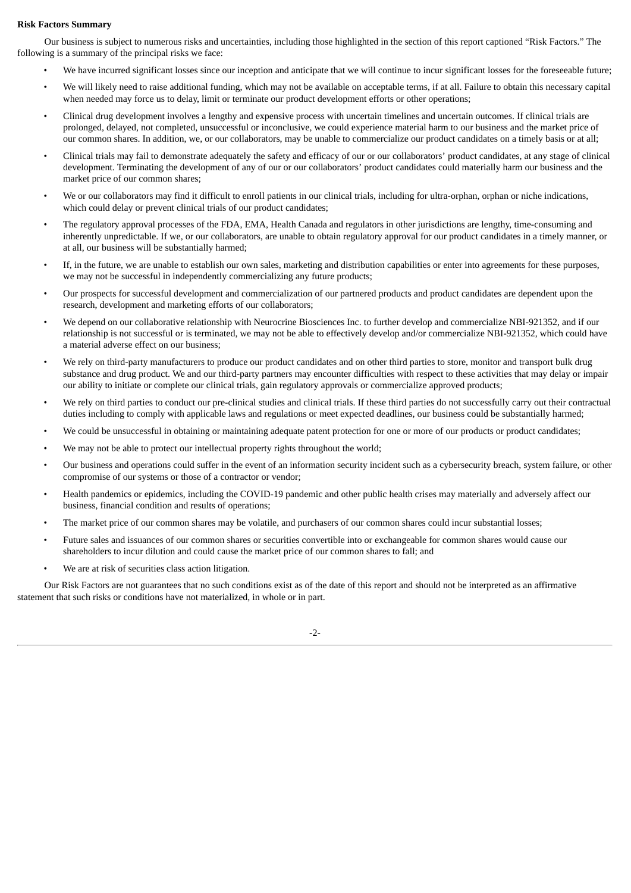**Risk Factors Summary**

Our business is subject to numerous risks and uncertainties, including those highlighted in the section of this report captioned "Risk Factors." The following is a summary of the principal risks we face:

- We have incurred significant losses since our inception and anticipate that we will continue to incur significant losses for the foreseeable future;
- We will likely need to raise additional funding, which may not be available on acceptable terms, if at all. Failure to obtain this necessary capital when needed may force us to delay, limit or terminate our product development efforts or other operations;
- Clinical drug development involves a lengthy and expensive process with uncertain timelines and uncertain outcomes. If clinical trials are prolonged, delayed, not completed, unsuccessful or inconclusive, we could experience material harm to our business and the market price of our common shares. In addition, we, or our collaborators, may be unable to commercialize our product candidates on a timely basis or at all;
- Clinical trials may fail to demonstrate adequately the safety and efficacy of our or our collaborators' product candidates, at any stage of clinical development. Terminating the development of any of our or our collaborators' product candidates could materially harm our business and the market price of our common shares;
- We or our collaborators may find it difficult to enroll patients in our clinical trials, including for ultra-orphan, orphan or niche indications, which could delay or prevent clinical trials of our product candidates;
- The regulatory approval processes of the FDA, EMA, Health Canada and regulators in other jurisdictions are lengthy, time-consuming and inherently unpredictable. If we, or our collaborators, are unable to obtain regulatory approval for our product candidates in a timely manner, or at all, our business will be substantially harmed;
- If, in the future, we are unable to establish our own sales, marketing and distribution capabilities or enter into agreements for these purposes, we may not be successful in independently commercializing any future products;
- Our prospects for successful development and commercialization of our partnered products and product candidates are dependent upon the research, development and marketing efforts of our collaborators;
- We depend on our collaborative relationship with Neurocrine Biosciences Inc. to further develop and commercialize NBI-921352, and if our relationship is not successful or is terminated, we may not be able to effectively develop and/or commercialize NBI-921352, which could have a material adverse effect on our business;
- We rely on third-party manufacturers to produce our product candidates and on other third parties to store, monitor and transport bulk drug substance and drug product. We and our third-party partners may encounter difficulties with respect to these activities that may delay or impair our ability to initiate or complete our clinical trials, gain regulatory approvals or commercialize approved products;
- We rely on third parties to conduct our pre-clinical studies and clinical trials. If these third parties do not successfully carry out their contractual duties including to comply with applicable laws and regulations or meet expected deadlines, our business could be substantially harmed;
- We could be unsuccessful in obtaining or maintaining adequate patent protection for one or more of our products or product candidates;
- We may not be able to protect our intellectual property rights throughout the world;
- Our business and operations could suffer in the event of an information security incident such as a cybersecurity breach, system failure, or other compromise of our systems or those of a contractor or vendor;
- Health pandemics or epidemics, including the COVID-19 pandemic and other public health crises may materially and adversely affect our business, financial condition and results of operations;
- The market price of our common shares may be volatile, and purchasers of our common shares could incur substantial losses;
- Future sales and issuances of our common shares or securities convertible into or exchangeable for common shares would cause our shareholders to incur dilution and could cause the market price of our common shares to fall; and
- We are at risk of securities class action litigation.

Our Risk Factors are not guarantees that no such conditions exist as of the date of this report and should not be interpreted as an affirmative statement that such risks or conditions have not materialized, in whole or in part.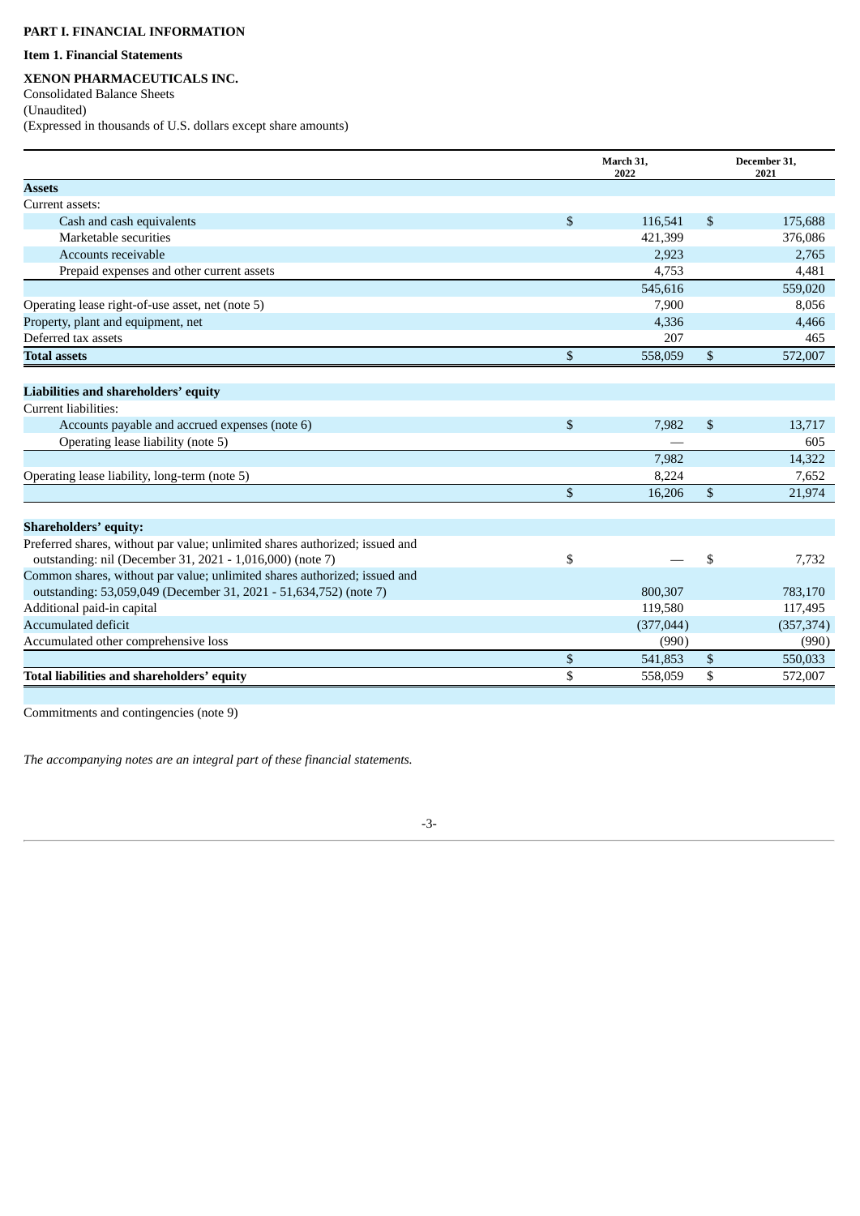**PART I. FINANCIAL INFORMATION**

**Item 1. Financial Statements**

**XENON PHARMACEUTICALS INC.**

Consolidated Balance Sheets

(Unaudited)

(Expressed in thousands of U.S. dollars except share amounts)

| | March 31, 2022 | December 31, 2021 |
|---|---|---|
| **Assets** | | |
| Current assets: | | |
| Cash and cash equivalents | $ 116,541 | $ 175,688 |
| Marketable securities | 421,399 | 376,086 |
| Accounts receivable | 2,923 | 2,765 |
| Prepaid expenses and other current assets | 4,753 | 4,481 |
| | 545,616 | 559,020 |
| Operating lease right-of-use asset, net (note 5) | 7,900 | 8,056 |
| Property, plant and equipment, net | 4,336 | 4,466 |
| Deferred tax assets | 207 | 465 |
| **Total assets** | $ 558,059 | $ 572,007 |
| | | |
| **Liabilities and shareholders' equity** | | |
| Current liabilities: | | |
| Accounts payable and accrued expenses (note 6) | $ 7,982 | $ 13,717 |
| Operating lease liability (note 5) | — | 605 |
| | 7,982 | 14,322 |
| Operating lease liability, long-term (note 5) | 8,224 | 7,652 |
| | $ 16,206 | $ 21,974 |
| | | |
| **Shareholders' equity:** | | |
| Preferred shares, without par value; unlimited shares authorized; issued and outstanding: nil (December 31, 2021 - 1,016,000) (note 7) | $ — | $ 7,732 |
| Common shares, without par value; unlimited shares authorized; issued and outstanding: 53,059,049 (December 31, 2021 - 51,634,752) (note 7) | 800,307 | 783,170 |
| Additional paid-in capital | 119,580 | 117,495 |
| Accumulated deficit | (377,044) | (357,374) |
| Accumulated other comprehensive loss | (990) | (990) |
| | $ 541,853 | $ 550,033 |
| **Total liabilities and shareholders' equity** | $ 558,059 | $ 572,007 |

Commitments and contingencies (note 9)

*The accompanying notes are an integral part of these financial statements.*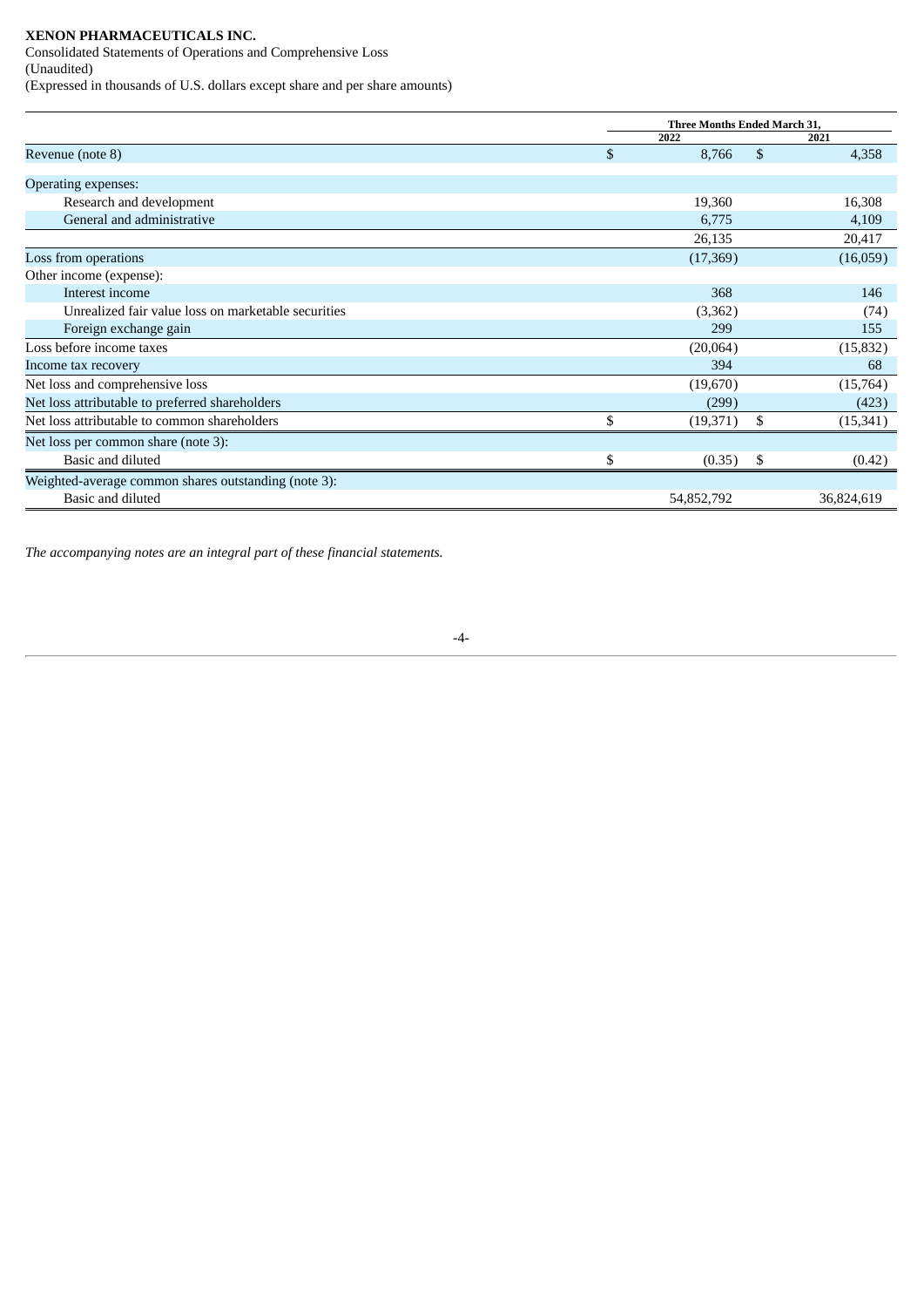**XENON PHARMACEUTICALS INC.**

Consolidated Statements of Operations and Comprehensive Loss

(Unaudited)

(Expressed in thousands of U.S. dollars except share and per share amounts)

| | Three Months Ended March 31, | |
|---|---|---|
| | 2022 | 2021 |
| Revenue (note 8) | $ 8,766 | $ 4,358 |
| Operating expenses: | | |
| Research and development | 19,360 | 16,308 |
| General and administrative | 6,775 | 4,109 |
| | 26,135 | 20,417 |
| Loss from operations | (17,369) | (16,059) |
| Other income (expense): | | |
| Interest income | 368 | 146 |
| Unrealized fair value loss on marketable securities | (3,362) | (74) |
| Foreign exchange gain | 299 | 155 |
| Loss before income taxes | (20,064) | (15,832) |
| Income tax recovery | 394 | 68 |
| Net loss and comprehensive loss | (19,670) | (15,764) |
| Net loss attributable to preferred shareholders | (299) | (423) |
| Net loss attributable to common shareholders | $ (19,371) | $ (15,341) |
| Net loss per common share (note 3): | | |
| Basic and diluted | $ (0.35) | $ (0.42) |
| Weighted-average common shares outstanding (note 3): | | |
| Basic and diluted | 54,852,792 | 36,824,619 |

*The accompanying notes are an integral part of these financial statements.*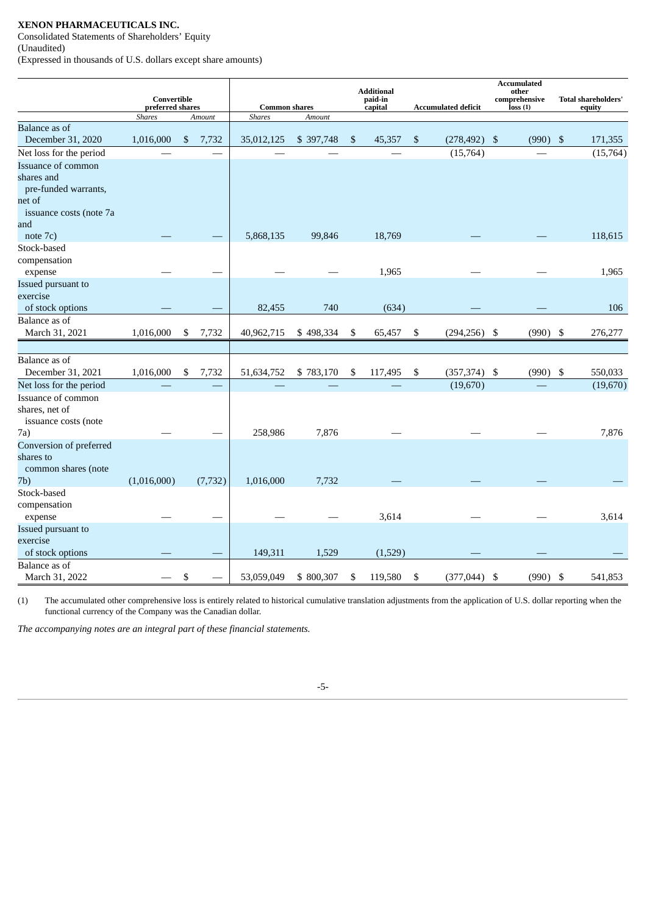**XENON PHARMACEUTICALS INC.**

Consolidated Statements of Shareholders' Equity

(Unaudited)

(Expressed in thousands of U.S. dollars except share amounts)

| | Convertible preferred shares | | Common shares | | Additional paid-in capital | Accumulated deficit | Accumulated other comprehensive loss (1) | Total shareholders' equity |
|---|---|---|---|---|---|---|---|---|
| | *Shares* | *Amount* | *Shares* | *Amount* | | | | |
| Balance as of December 31, 2020 | 1,016,000 | $ 7,732 | 35,012,125 | $ 397,748 | $ 45,357 | $ (278,492) | $ (990) | $ 171,355 |
| Net loss for the period | — | — | — | — | — | (15,764) | — | (15,764) |
| Issuance of common shares and pre-funded warrants, net of issuance costs (note 7a and note 7c) | — | — | 5,868,135 | 99,846 | 18,769 | — | — | 118,615 |
| Stock-based compensation expense | — | — | — | — | 1,965 | — | — | 1,965 |
| Issued pursuant to exercise of stock options | — | — | 82,455 | 740 | (634) | — | — | 106 |
| Balance as of March 31, 2021 | 1,016,000 | $ 7,732 | 40,962,715 | $ 498,334 | $ 65,457 | $ (294,256) | $ (990) | $ 276,277 |
| | | | | | | | | |
| Balance as of December 31, 2021 | 1,016,000 | $ 7,732 | 51,634,752 | $ 783,170 | $ 117,495 | $ (357,374) | $ (990) | $ 550,033 |
| Net loss for the period | — | — | — | — | — | (19,670) | — | (19,670) |
| Issuance of common shares, net of issuance costs (note 7a) | — | — | 258,986 | 7,876 | — | — | — | 7,876 |
| Conversion of preferred shares to common shares (note 7b) | (1,016,000) | (7,732) | 1,016,000 | 7,732 | — | — | — | — |
| Stock-based compensation expense | — | — | — | — | 3,614 | — | — | 3,614 |
| Issued pursuant to exercise of stock options | — | — | 149,311 | 1,529 | (1,529) | — | — | — |
| Balance as of March 31, 2022 | — | $ — | 53,059,049 | $ 800,307 | $ 119,580 | $ (377,044) | $ (990) | $ 541,853 |

(1) The accumulated other comprehensive loss is entirely related to historical cumulative translation adjustments from the application of U.S. dollar reporting when the functional currency of the Company was the Canadian dollar.

*The accompanying notes are an integral part of these financial statements.*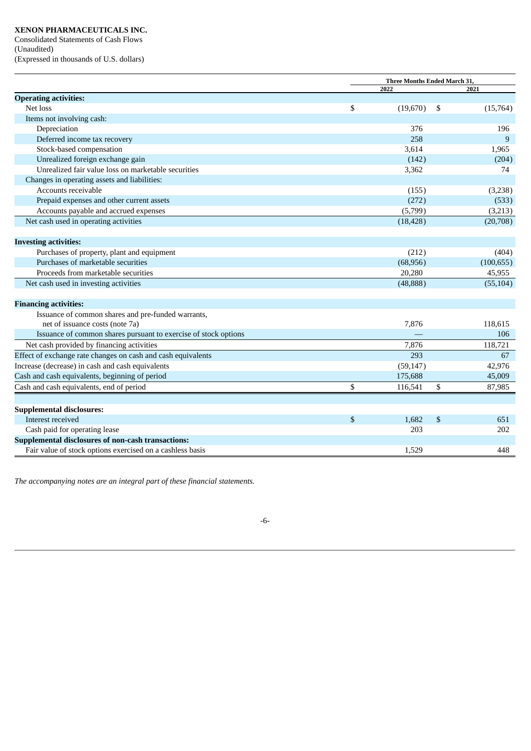**XENON PHARMACEUTICALS INC.**
Consolidated Statements of Cash Flows
(Unaudited)
(Expressed in thousands of U.S. dollars)

| | Three Months Ended March 31, | |
|---|---|---|
| | 2022 | 2021 |
| **Operating activities:** | | |
| Net loss | $ (19,670) | $ (15,764) |
| Items not involving cash: | | |
| Depreciation | 376 | 196 |
| Deferred income tax recovery | 258 | 9 |
| Stock-based compensation | 3,614 | 1,965 |
| Unrealized foreign exchange gain | (142) | (204) |
| Unrealized fair value loss on marketable securities | 3,362 | 74 |
| Changes in operating assets and liabilities: | | |
| Accounts receivable | (155) | (3,238) |
| Prepaid expenses and other current assets | (272) | (533) |
| Accounts payable and accrued expenses | (5,799) | (3,213) |
| Net cash used in operating activities | (18,428) | (20,708) |
| | | |
| **Investing activities:** | | |
| Purchases of property, plant and equipment | (212) | (404) |
| Purchases of marketable securities | (68,956) | (100,655) |
| Proceeds from marketable securities | 20,280 | 45,955 |
| Net cash used in investing activities | (48,888) | (55,104) |
| | | |
| **Financing activities:** | | |
| Issuance of common shares and pre-funded warrants, net of issuance costs (note 7a) | 7,876 | 118,615 |
| Issuance of common shares pursuant to exercise of stock options | — | 106 |
| Net cash provided by financing activities | 7,876 | 118,721 |
| Effect of exchange rate changes on cash and cash equivalents | 293 | 67 |
| Increase (decrease) in cash and cash equivalents | (59,147) | 42,976 |
| Cash and cash equivalents, beginning of period | 175,688 | 45,009 |
| Cash and cash equivalents, end of period | $ 116,541 | $ 87,985 |
| | | |
| **Supplemental disclosures:** | | |
| Interest received | $ 1,682 | $ 651 |
| Cash paid for operating lease | 203 | 202 |
| **Supplemental disclosures of non-cash transactions:** | | |
| Fair value of stock options exercised on a cashless basis | 1,529 | 448 |

*The accompanying notes are an integral part of these financial statements.*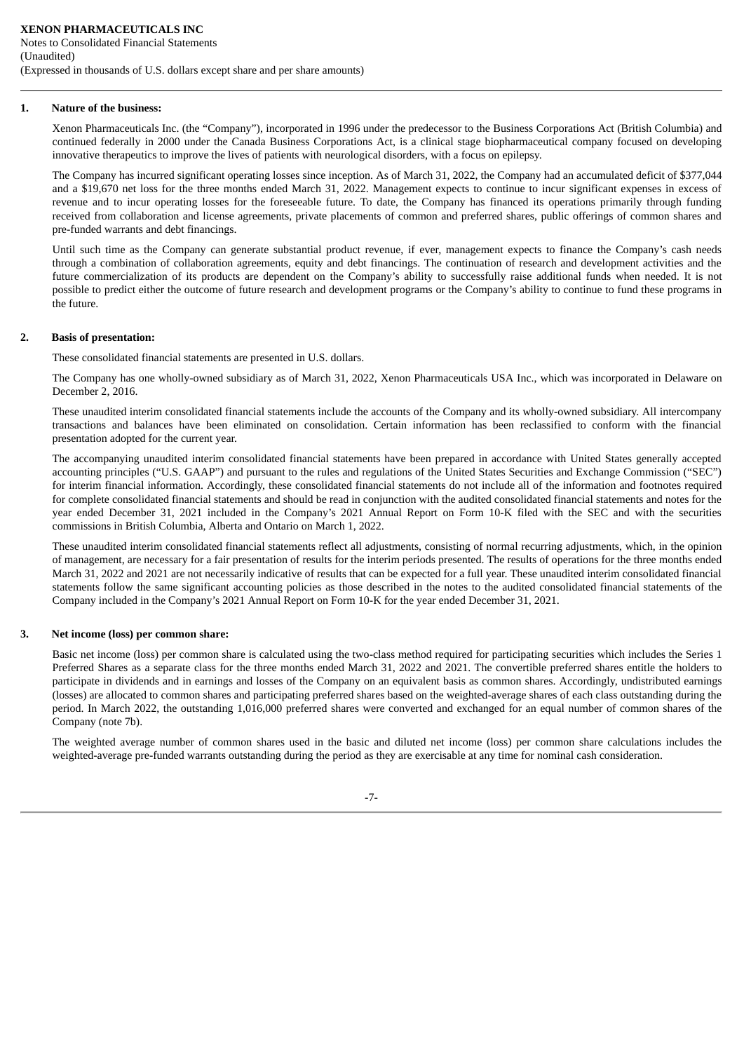XENON PHARMACEUTICALS INC
Notes to Consolidated Financial Statements
(Unaudited)
(Expressed in thousands of U.S. dollars except share and per share amounts)

## 1. Nature of the business:

Xenon Pharmaceuticals Inc. (the "Company"), incorporated in 1996 under the predecessor to the Business Corporations Act (British Columbia) and continued federally in 2000 under the Canada Business Corporations Act, is a clinical stage biopharmaceutical company focused on developing innovative therapeutics to improve the lives of patients with neurological disorders, with a focus on epilepsy.

The Company has incurred significant operating losses since inception. As of March 31, 2022, the Company had an accumulated deficit of $377,044 and a $19,670 net loss for the three months ended March 31, 2022. Management expects to continue to incur significant expenses in excess of revenue and to incur operating losses for the foreseeable future. To date, the Company has financed its operations primarily through funding received from collaboration and license agreements, private placements of common and preferred shares, public offerings of common shares and pre-funded warrants and debt financings.

Until such time as the Company can generate substantial product revenue, if ever, management expects to finance the Company's cash needs through a combination of collaboration agreements, equity and debt financings. The continuation of research and development activities and the future commercialization of its products are dependent on the Company's ability to successfully raise additional funds when needed. It is not possible to predict either the outcome of future research and development programs or the Company's ability to continue to fund these programs in the future.

## 2. Basis of presentation:

These consolidated financial statements are presented in U.S. dollars.

The Company has one wholly-owned subsidiary as of March 31, 2022, Xenon Pharmaceuticals USA Inc., which was incorporated in Delaware on December 2, 2016.

These unaudited interim consolidated financial statements include the accounts of the Company and its wholly-owned subsidiary. All intercompany transactions and balances have been eliminated on consolidation. Certain information has been reclassified to conform with the financial presentation adopted for the current year.

The accompanying unaudited interim consolidated financial statements have been prepared in accordance with United States generally accepted accounting principles ("U.S. GAAP") and pursuant to the rules and regulations of the United States Securities and Exchange Commission ("SEC") for interim financial information. Accordingly, these consolidated financial statements do not include all of the information and footnotes required for complete consolidated financial statements and should be read in conjunction with the audited consolidated financial statements and notes for the year ended December 31, 2021 included in the Company's 2021 Annual Report on Form 10-K filed with the SEC and with the securities commissions in British Columbia, Alberta and Ontario on March 1, 2022.

These unaudited interim consolidated financial statements reflect all adjustments, consisting of normal recurring adjustments, which, in the opinion of management, are necessary for a fair presentation of results for the interim periods presented. The results of operations for the three months ended March 31, 2022 and 2021 are not necessarily indicative of results that can be expected for a full year. These unaudited interim consolidated financial statements follow the same significant accounting policies as those described in the notes to the audited consolidated financial statements of the Company included in the Company's 2021 Annual Report on Form 10-K for the year ended December 31, 2021.

## 3. Net income (loss) per common share:

Basic net income (loss) per common share is calculated using the two-class method required for participating securities which includes the Series 1 Preferred Shares as a separate class for the three months ended March 31, 2022 and 2021. The convertible preferred shares entitle the holders to participate in dividends and in earnings and losses of the Company on an equivalent basis as common shares. Accordingly, undistributed earnings (losses) are allocated to common shares and participating preferred shares based on the weighted-average shares of each class outstanding during the period. In March 2022, the outstanding 1,016,000 preferred shares were converted and exchanged for an equal number of common shares of the Company (note 7b).

The weighted average number of common shares used in the basic and diluted net income (loss) per common share calculations includes the weighted-average pre-funded warrants outstanding during the period as they are exercisable at any time for nominal cash consideration.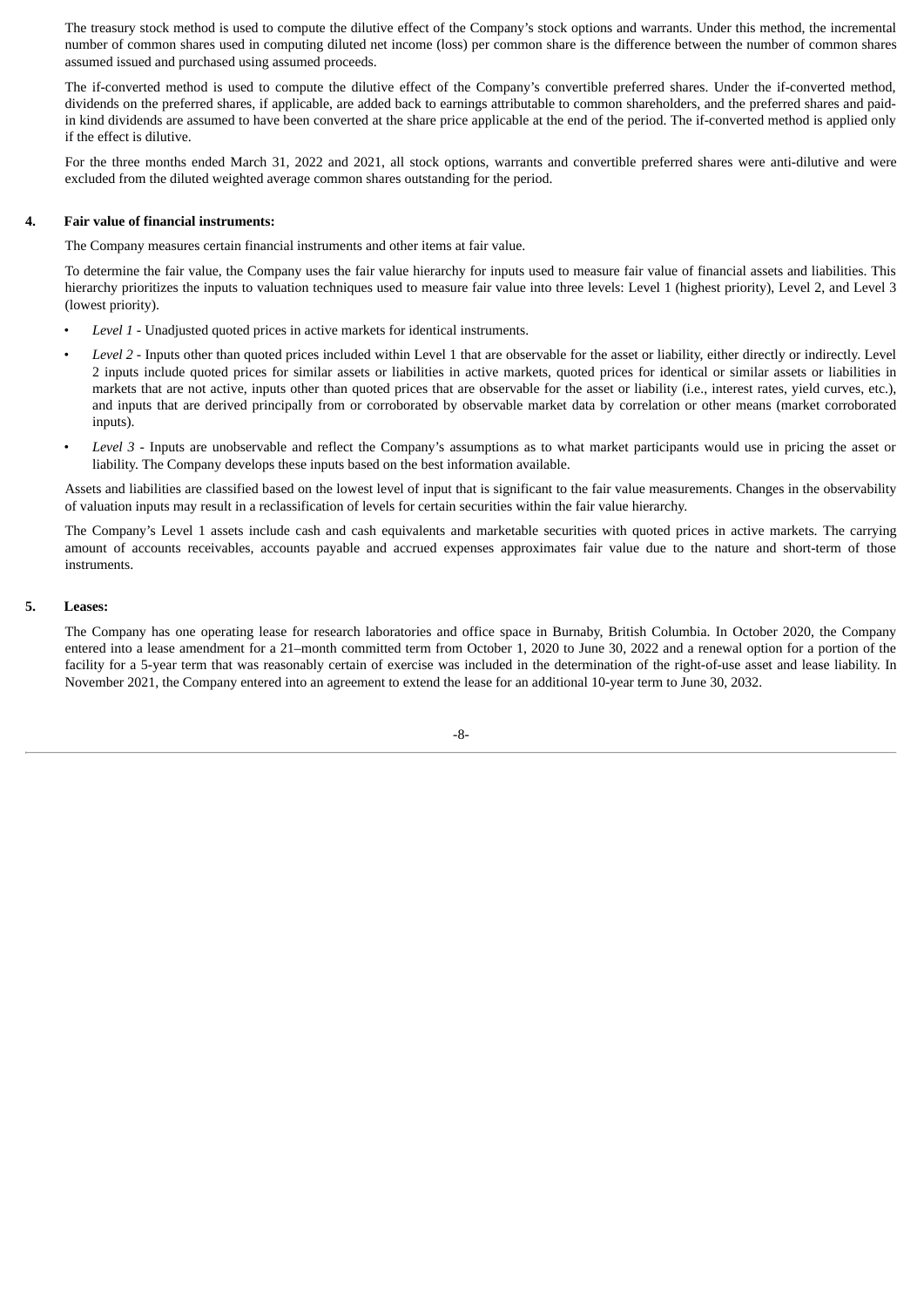The treasury stock method is used to compute the dilutive effect of the Company's stock options and warrants. Under this method, the incremental number of common shares used in computing diluted net income (loss) per common share is the difference between the number of common shares assumed issued and purchased using assumed proceeds.

The if-converted method is used to compute the dilutive effect of the Company's convertible preferred shares. Under the if-converted method, dividends on the preferred shares, if applicable, are added back to earnings attributable to common shareholders, and the preferred shares and paid-in kind dividends are assumed to have been converted at the share price applicable at the end of the period. The if-converted method is applied only if the effect is dilutive.

For the three months ended March 31, 2022 and 2021, all stock options, warrants and convertible preferred shares were anti-dilutive and were excluded from the diluted weighted average common shares outstanding for the period.

## 4. Fair value of financial instruments:

The Company measures certain financial instruments and other items at fair value.

To determine the fair value, the Company uses the fair value hierarchy for inputs used to measure fair value of financial assets and liabilities. This hierarchy prioritizes the inputs to valuation techniques used to measure fair value into three levels: Level 1 (highest priority), Level 2, and Level 3 (lowest priority).

- *Level 1* - Unadjusted quoted prices in active markets for identical instruments.
- *Level 2* - Inputs other than quoted prices included within Level 1 that are observable for the asset or liability, either directly or indirectly. Level 2 inputs include quoted prices for similar assets or liabilities in active markets, quoted prices for identical or similar assets or liabilities in markets that are not active, inputs other than quoted prices that are observable for the asset or liability (i.e., interest rates, yield curves, etc.), and inputs that are derived principally from or corroborated by observable market data by correlation or other means (market corroborated inputs).
- *Level 3* - Inputs are unobservable and reflect the Company's assumptions as to what market participants would use in pricing the asset or liability. The Company develops these inputs based on the best information available.

Assets and liabilities are classified based on the lowest level of input that is significant to the fair value measurements. Changes in the observability of valuation inputs may result in a reclassification of levels for certain securities within the fair value hierarchy.

The Company's Level 1 assets include cash and cash equivalents and marketable securities with quoted prices in active markets. The carrying amount of accounts receivables, accounts payable and accrued expenses approximates fair value due to the nature and short-term of those instruments.

## 5. Leases:

The Company has one operating lease for research laboratories and office space in Burnaby, British Columbia. In October 2020, the Company entered into a lease amendment for a 21–month committed term from October 1, 2020 to June 30, 2022 and a renewal option for a portion of the facility for a 5-year term that was reasonably certain of exercise was included in the determination of the right-of-use asset and lease liability. In November 2021, the Company entered into an agreement to extend the lease for an additional 10-year term to June 30, 2032.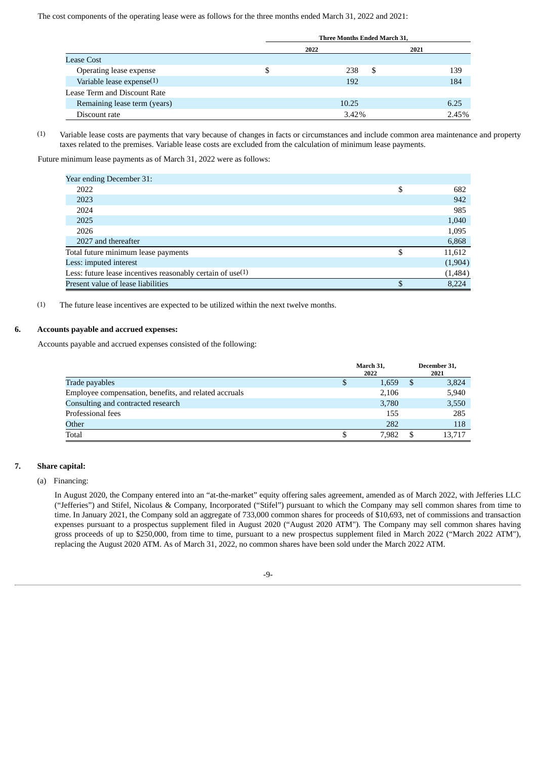The cost components of the operating lease were as follows for the three months ended March 31, 2022 and 2021:

| | Three Months Ended March 31, | |
|---|---|---|
| | 2022 | 2021 |
| Lease Cost | | |
| Operating lease expense | $ 238 | $ 139 |
| Variable lease expense[1] | 192 | 184 |
| Lease Term and Discount Rate | | |
| Remaining lease term (years) | 10.25 | 6.25 |
| Discount rate | 3.42% | 2.45% |

(1) Variable lease costs are payments that vary because of changes in facts or circumstances and include common area maintenance and property taxes related to the premises. Variable lease costs are excluded from the calculation of minimum lease payments.

Future minimum lease payments as of March 31, 2022 were as follows:

| | |
|---|---|
| Year ending December 31: | |
| 2022 | $ 682 |
| 2023 | 942 |
| 2024 | 985 |
| 2025 | 1,040 |
| 2026 | 1,095 |
| 2027 and thereafter | 6,868 |
| Total future minimum lease payments | $ 11,612 |
| Less: imputed interest | (1,904) |
| Less: future lease incentives reasonably certain of use[1] | (1,484) |
| Present value of lease liabilities | $ 8,224 |

(1) The future lease incentives are expected to be utilized within the next twelve months.

## 6. Accounts payable and accrued expenses:

Accounts payable and accrued expenses consisted of the following:

| | March 31, 2022 | December 31, 2021 |
|---|---|---|
| Trade payables | $ 1,659 | $ 3,824 |
| Employee compensation, benefits, and related accruals | 2,106 | 5,940 |
| Consulting and contracted research | 3,780 | 3,550 |
| Professional fees | 155 | 285 |
| Other | 282 | 118 |
| Total | $ 7,982 | $ 13,717 |

## 7. Share capital:

(a) Financing:

In August 2020, the Company entered into an "at-the-market" equity offering sales agreement, amended as of March 2022, with Jefferies LLC ("Jefferies") and Stifel, Nicolaus & Company, Incorporated ("Stifel") pursuant to which the Company may sell common shares from time to time. In January 2021, the Company sold an aggregate of 733,000 common shares for proceeds of $10,693, net of commissions and transaction expenses pursuant to a prospectus supplement filed in August 2020 ("August 2020 ATM"). The Company may sell common shares having gross proceeds of up to $250,000, from time to time, pursuant to a new prospectus supplement filed in March 2022 ("March 2022 ATM"), replacing the August 2020 ATM. As of March 31, 2022, no common shares have been sold under the March 2022 ATM.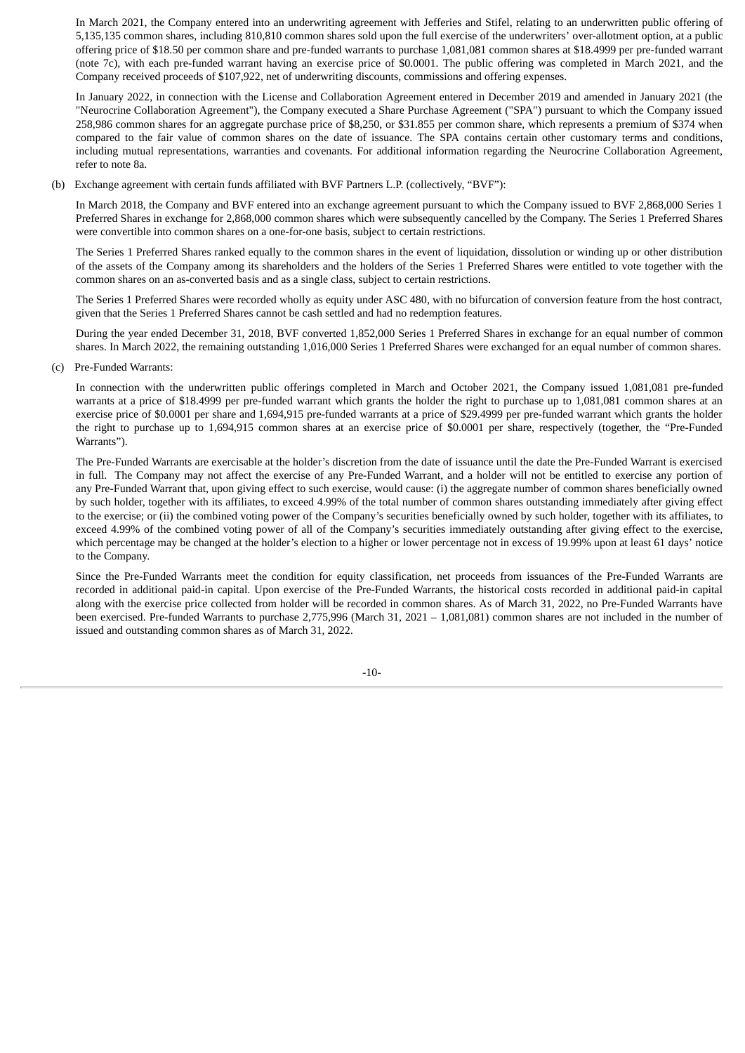In March 2021, the Company entered into an underwriting agreement with Jefferies and Stifel, relating to an underwritten public offering of 5,135,135 common shares, including 810,810 common shares sold upon the full exercise of the underwriters' over-allotment option, at a public offering price of $18.50 per common share and pre-funded warrants to purchase 1,081,081 common shares at $18.4999 per pre-funded warrant (note 7c), with each pre-funded warrant having an exercise price of $0.0001. The public offering was completed in March 2021, and the Company received proceeds of $107,922, net of underwriting discounts, commissions and offering expenses.

In January 2022, in connection with the License and Collaboration Agreement entered in December 2019 and amended in January 2021 (the "Neurocrine Collaboration Agreement"), the Company executed a Share Purchase Agreement ("SPA") pursuant to which the Company issued 258,986 common shares for an aggregate purchase price of $8,250, or $31.855 per common share, which represents a premium of $374 when compared to the fair value of common shares on the date of issuance. The SPA contains certain other customary terms and conditions, including mutual representations, warranties and covenants. For additional information regarding the Neurocrine Collaboration Agreement, refer to note 8a.

(b) Exchange agreement with certain funds affiliated with BVF Partners L.P. (collectively, "BVF"):

In March 2018, the Company and BVF entered into an exchange agreement pursuant to which the Company issued to BVF 2,868,000 Series 1 Preferred Shares in exchange for 2,868,000 common shares which were subsequently cancelled by the Company. The Series 1 Preferred Shares were convertible into common shares on a one-for-one basis, subject to certain restrictions.

The Series 1 Preferred Shares ranked equally to the common shares in the event of liquidation, dissolution or winding up or other distribution of the assets of the Company among its shareholders and the holders of the Series 1 Preferred Shares were entitled to vote together with the common shares on an as-converted basis and as a single class, subject to certain restrictions.

The Series 1 Preferred Shares were recorded wholly as equity under ASC 480, with no bifurcation of conversion feature from the host contract, given that the Series 1 Preferred Shares cannot be cash settled and had no redemption features.

During the year ended December 31, 2018, BVF converted 1,852,000 Series 1 Preferred Shares in exchange for an equal number of common shares. In March 2022, the remaining outstanding 1,016,000 Series 1 Preferred Shares were exchanged for an equal number of common shares.

(c) Pre-Funded Warrants:

In connection with the underwritten public offerings completed in March and October 2021, the Company issued 1,081,081 pre-funded warrants at a price of $18.4999 per pre-funded warrant which grants the holder the right to purchase up to 1,081,081 common shares at an exercise price of $0.0001 per share and 1,694,915 pre-funded warrants at a price of $29.4999 per pre-funded warrant which grants the holder the right to purchase up to 1,694,915 common shares at an exercise price of $0.0001 per share, respectively (together, the "Pre-Funded Warrants").

The Pre-Funded Warrants are exercisable at the holder's discretion from the date of issuance until the date the Pre-Funded Warrant is exercised in full. The Company may not affect the exercise of any Pre-Funded Warrant, and a holder will not be entitled to exercise any portion of any Pre-Funded Warrant that, upon giving effect to such exercise, would cause: (i) the aggregate number of common shares beneficially owned by such holder, together with its affiliates, to exceed 4.99% of the total number of common shares outstanding immediately after giving effect to the exercise; or (ii) the combined voting power of the Company's securities beneficially owned by such holder, together with its affiliates, to exceed 4.99% of the combined voting power of all of the Company's securities immediately outstanding after giving effect to the exercise, which percentage may be changed at the holder's election to a higher or lower percentage not in excess of 19.99% upon at least 61 days' notice to the Company.

Since the Pre-Funded Warrants meet the condition for equity classification, net proceeds from issuances of the Pre-Funded Warrants are recorded in additional paid-in capital. Upon exercise of the Pre-Funded Warrants, the historical costs recorded in additional paid-in capital along with the exercise price collected from holder will be recorded in common shares. As of March 31, 2022, no Pre-Funded Warrants have been exercised. Pre-funded Warrants to purchase 2,775,996 (March 31, 2021 – 1,081,081) common shares are not included in the number of issued and outstanding common shares as of March 31, 2022.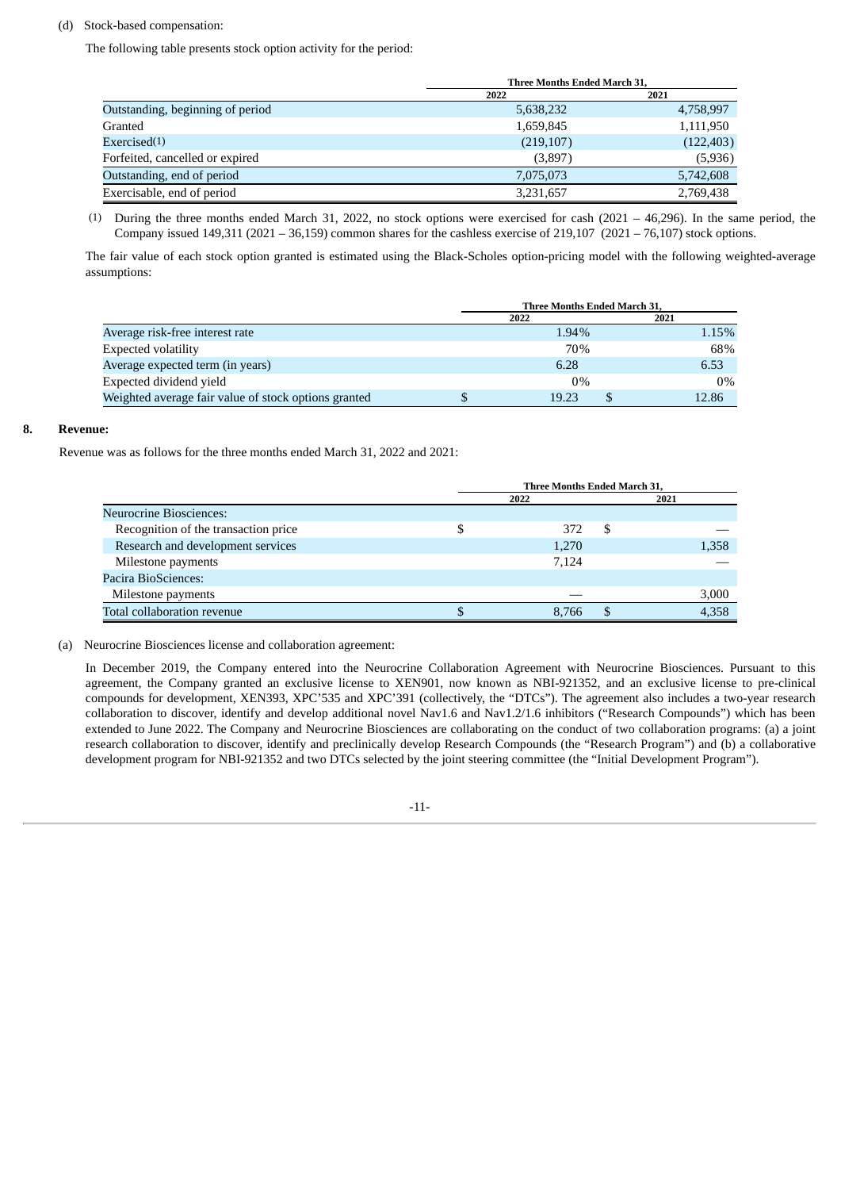(d) Stock-based compensation:

The following table presents stock option activity for the period:

| | Three Months Ended March 31, | |
|---|---|---|
| | 2022 | 2021 |
| Outstanding, beginning of period | 5,638,232 | 4,758,997 |
| Granted | 1,659,845 | 1,111,950 |
| Exercised[1] | (219,107) | (122,403) |
| Forfeited, cancelled or expired | (3,897) | (5,936) |
| Outstanding, end of period | 7,075,073 | 5,742,608 |
| Exercisable, end of period | 3,231,657 | 2,769,438 |

(1) During the three months ended March 31, 2022, no stock options were exercised for cash (2021 – 46,296). In the same period, the Company issued 149,311 (2021 – 36,159) common shares for the cashless exercise of 219,107 (2021 – 76,107) stock options.

The fair value of each stock option granted is estimated using the Black-Scholes option-pricing model with the following weighted-average assumptions:

| | Three Months Ended March 31, | |
|---|---|---|
| | 2022 | 2021 |
| Average risk-free interest rate | 1.94% | 1.15% |
| Expected volatility | 70% | 68% |
| Average expected term (in years) | 6.28 | 6.53 |
| Expected dividend yield | 0% | 0% |
| Weighted average fair value of stock options granted | $ 19.23 | $ 12.86 |

## 8. Revenue:

Revenue was as follows for the three months ended March 31, 2022 and 2021:

| | Three Months Ended March 31, | |
|---|---|---|
| | 2022 | 2021 |
| Neurocrine Biosciences: | | |
| Recognition of the transaction price | $ 372 | $ — |
| Research and development services | 1,270 | 1,358 |
| Milestone payments | 7,124 | — |
| Pacira BioSciences: | | |
| Milestone payments | — | 3,000 |
| Total collaboration revenue | $ 8,766 | $ 4,358 |

(a) Neurocrine Biosciences license and collaboration agreement:

In December 2019, the Company entered into the Neurocrine Collaboration Agreement with Neurocrine Biosciences. Pursuant to this agreement, the Company granted an exclusive license to XEN901, now known as NBI-921352, and an exclusive license to pre-clinical compounds for development, XEN393, XPC'535 and XPC'391 (collectively, the "DTCs"). The agreement also includes a two-year research collaboration to discover, identify and develop additional novel Nav1.6 and Nav1.2/1.6 inhibitors ("Research Compounds") which has been extended to June 2022. The Company and Neurocrine Biosciences are collaborating on the conduct of two collaboration programs: (a) a joint research collaboration to discover, identify and preclinically develop Research Compounds (the "Research Program") and (b) a collaborative development program for NBI-921352 and two DTCs selected by the joint steering committee (the "Initial Development Program").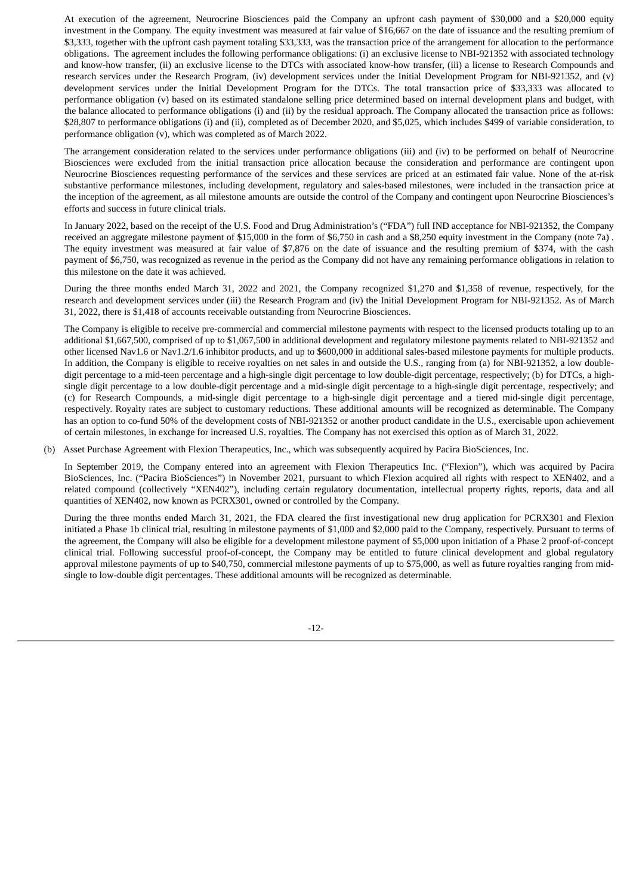At execution of the agreement, Neurocrine Biosciences paid the Company an upfront cash payment of $30,000 and a $20,000 equity investment in the Company. The equity investment was measured at fair value of $16,667 on the date of issuance and the resulting premium of $3,333, together with the upfront cash payment totaling $33,333, was the transaction price of the arrangement for allocation to the performance obligations. The agreement includes the following performance obligations: (i) an exclusive license to NBI-921352 with associated technology and know-how transfer, (ii) an exclusive license to the DTCs with associated know-how transfer, (iii) a license to Research Compounds and research services under the Research Program, (iv) development services under the Initial Development Program for NBI-921352, and (v) development services under the Initial Development Program for the DTCs. The total transaction price of $33,333 was allocated to performance obligation (v) based on its estimated standalone selling price determined based on internal development plans and budget, with the balance allocated to performance obligations (i) and (ii) by the residual approach. The Company allocated the transaction price as follows: $28,807 to performance obligations (i) and (ii), completed as of December 2020, and $5,025, which includes $499 of variable consideration, to performance obligation (v), which was completed as of March 2022.

The arrangement consideration related to the services under performance obligations (iii) and (iv) to be performed on behalf of Neurocrine Biosciences were excluded from the initial transaction price allocation because the consideration and performance are contingent upon Neurocrine Biosciences requesting performance of the services and these services are priced at an estimated fair value. None of the at-risk substantive performance milestones, including development, regulatory and sales-based milestones, were included in the transaction price at the inception of the agreement, as all milestone amounts are outside the control of the Company and contingent upon Neurocrine Biosciences's efforts and success in future clinical trials.

In January 2022, based on the receipt of the U.S. Food and Drug Administration's ("FDA") full IND acceptance for NBI-921352, the Company received an aggregate milestone payment of $15,000 in the form of $6,750 in cash and a $8,250 equity investment in the Company (note 7a). The equity investment was measured at fair value of $7,876 on the date of issuance and the resulting premium of $374, with the cash payment of $6,750, was recognized as revenue in the period as the Company did not have any remaining performance obligations in relation to this milestone on the date it was achieved.

During the three months ended March 31, 2022 and 2021, the Company recognized $1,270 and $1,358 of revenue, respectively, for the research and development services under (iii) the Research Program and (iv) the Initial Development Program for NBI-921352. As of March 31, 2022, there is $1,418 of accounts receivable outstanding from Neurocrine Biosciences.

The Company is eligible to receive pre-commercial and commercial milestone payments with respect to the licensed products totaling up to an additional $1,667,500, comprised of up to $1,067,500 in additional development and regulatory milestone payments related to NBI-921352 and other licensed Nav1.6 or Nav1.2/1.6 inhibitor products, and up to $600,000 in additional sales-based milestone payments for multiple products. In addition, the Company is eligible to receive royalties on net sales in and outside the U.S., ranging from (a) for NBI-921352, a low double-digit percentage to a mid-teen percentage and a high-single digit percentage to low double-digit percentage, respectively; (b) for DTCs, a high-single digit percentage to a low double-digit percentage and a mid-single digit percentage to a high-single digit percentage, respectively; and (c) for Research Compounds, a mid-single digit percentage to a high-single digit percentage and a tiered mid-single digit percentage, respectively. Royalty rates are subject to customary reductions. These additional amounts will be recognized as determinable. The Company has an option to co-fund 50% of the development costs of NBI-921352 or another product candidate in the U.S., exercisable upon achievement of certain milestones, in exchange for increased U.S. royalties. The Company has not exercised this option as of March 31, 2022.

(b) Asset Purchase Agreement with Flexion Therapeutics, Inc., which was subsequently acquired by Pacira BioSciences, Inc.

In September 2019, the Company entered into an agreement with Flexion Therapeutics Inc. ("Flexion"), which was acquired by Pacira BioSciences, Inc. ("Pacira BioSciences") in November 2021, pursuant to which Flexion acquired all rights with respect to XEN402, and a related compound (collectively "XEN402"), including certain regulatory documentation, intellectual property rights, reports, data and all quantities of XEN402, now known as PCRX301, owned or controlled by the Company.

During the three months ended March 31, 2021, the FDA cleared the first investigational new drug application for PCRX301 and Flexion initiated a Phase 1b clinical trial, resulting in milestone payments of $1,000 and $2,000 paid to the Company, respectively. Pursuant to terms of the agreement, the Company will also be eligible for a development milestone payment of $5,000 upon initiation of a Phase 2 proof-of-concept clinical trial. Following successful proof-of-concept, the Company may be entitled to future clinical development and global regulatory approval milestone payments of up to $40,750, commercial milestone payments of up to $75,000, as well as future royalties ranging from mid-single to low-double digit percentages. These additional amounts will be recognized as determinable.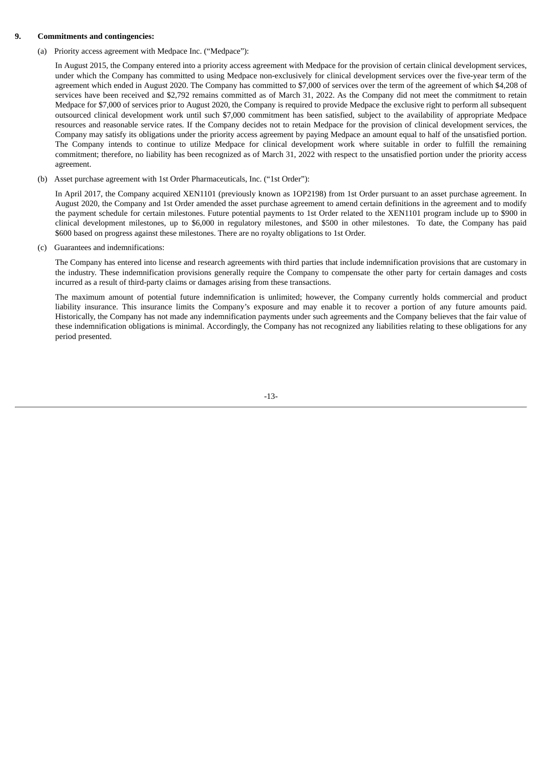**9. Commitments and contingencies:**

(a) Priority access agreement with Medpace Inc. ("Medpace"):

In August 2015, the Company entered into a priority access agreement with Medpace for the provision of certain clinical development services, under which the Company has committed to using Medpace non-exclusively for clinical development services over the five-year term of the agreement which ended in August 2020. The Company has committed to $7,000 of services over the term of the agreement of which $4,208 of services have been received and $2,792 remains committed as of March 31, 2022. As the Company did not meet the commitment to retain Medpace for $7,000 of services prior to August 2020, the Company is required to provide Medpace the exclusive right to perform all subsequent outsourced clinical development work until such $7,000 commitment has been satisfied, subject to the availability of appropriate Medpace resources and reasonable service rates. If the Company decides not to retain Medpace for the provision of clinical development services, the Company may satisfy its obligations under the priority access agreement by paying Medpace an amount equal to half of the unsatisfied portion. The Company intends to continue to utilize Medpace for clinical development work where suitable in order to fulfill the remaining commitment; therefore, no liability has been recognized as of March 31, 2022 with respect to the unsatisfied portion under the priority access agreement.

(b) Asset purchase agreement with 1st Order Pharmaceuticals, Inc. ("1st Order"):

In April 2017, the Company acquired XEN1101 (previously known as 1OP2198) from 1st Order pursuant to an asset purchase agreement. In August 2020, the Company and 1st Order amended the asset purchase agreement to amend certain definitions in the agreement and to modify the payment schedule for certain milestones. Future potential payments to 1st Order related to the XEN1101 program include up to $900 in clinical development milestones, up to $6,000 in regulatory milestones, and $500 in other milestones. To date, the Company has paid $600 based on progress against these milestones. There are no royalty obligations to 1st Order.

(c) Guarantees and indemnifications:

The Company has entered into license and research agreements with third parties that include indemnification provisions that are customary in the industry. These indemnification provisions generally require the Company to compensate the other party for certain damages and costs incurred as a result of third-party claims or damages arising from these transactions.

The maximum amount of potential future indemnification is unlimited; however, the Company currently holds commercial and product liability insurance. This insurance limits the Company's exposure and may enable it to recover a portion of any future amounts paid. Historically, the Company has not made any indemnification payments under such agreements and the Company believes that the fair value of these indemnification obligations is minimal. Accordingly, the Company has not recognized any liabilities relating to these obligations for any period presented.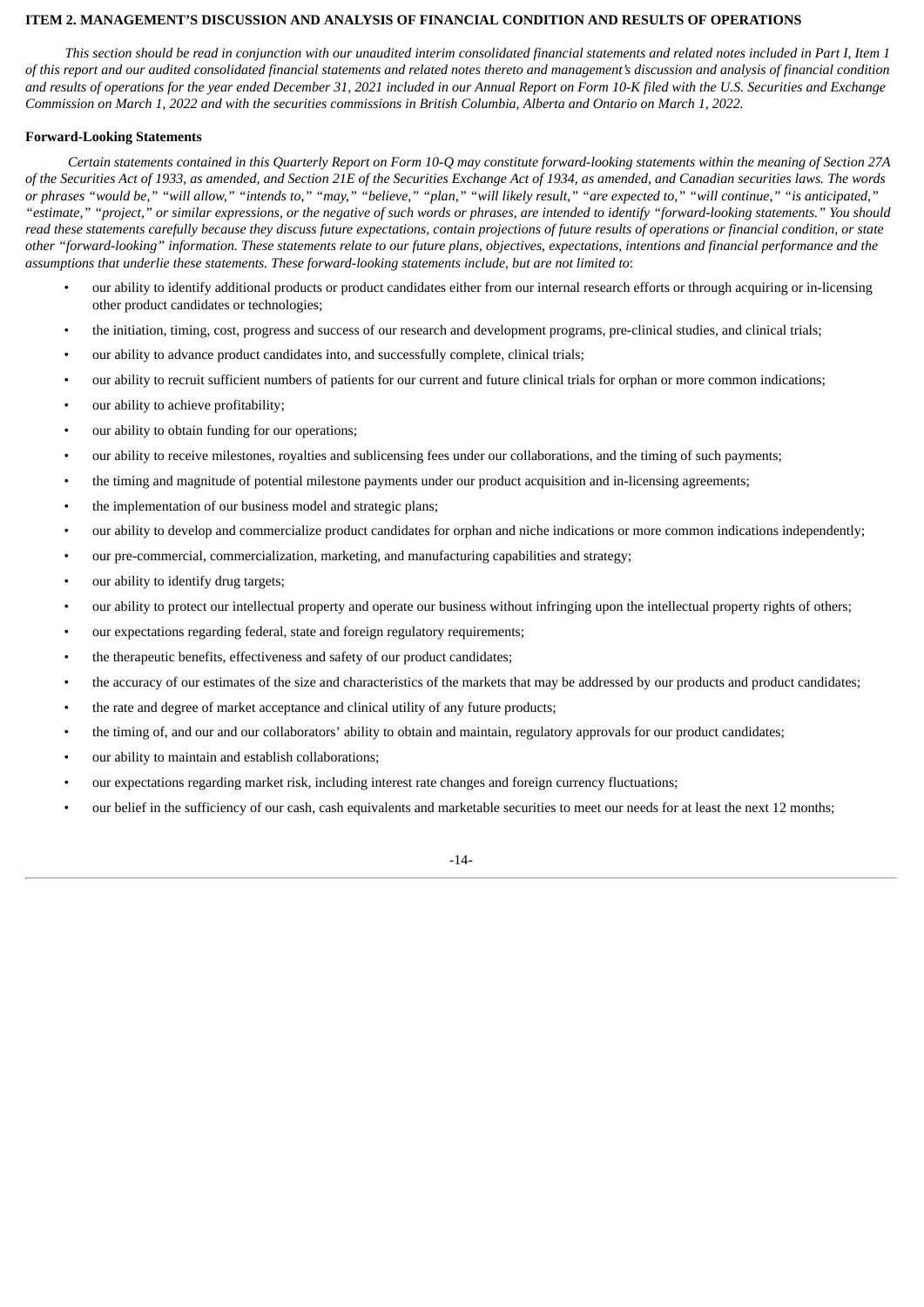## ITEM 2. MANAGEMENT'S DISCUSSION AND ANALYSIS OF FINANCIAL CONDITION AND RESULTS OF OPERATIONS

*This section should be read in conjunction with our unaudited interim consolidated financial statements and related notes included in Part I, Item 1 of this report and our audited consolidated financial statements and related notes thereto and management's discussion and analysis of financial condition and results of operations for the year ended December 31, 2021 included in our Annual Report on Form 10-K filed with the U.S. Securities and Exchange Commission on March 1, 2022 and with the securities commissions in British Columbia, Alberta and Ontario on March 1, 2022.*

**Forward-Looking Statements**

*Certain statements contained in this Quarterly Report on Form 10-Q may constitute forward-looking statements within the meaning of Section 27A of the Securities Act of 1933, as amended, and Section 21E of the Securities Exchange Act of 1934, as amended, and Canadian securities laws. The words or phrases "would be," "will allow," "intends to," "may," "believe," "plan," "will likely result," "are expected to," "will continue," "is anticipated," "estimate," "project," or similar expressions, or the negative of such words or phrases, are intended to identify "forward-looking statements." You should read these statements carefully because they discuss future expectations, contain projections of future results of operations or financial condition, or state other "forward-looking" information. These statements relate to our future plans, objectives, expectations, intentions and financial performance and the assumptions that underlie these statements. These forward-looking statements include, but are not limited to*:

- our ability to identify additional products or product candidates either from our internal research efforts or through acquiring or in-licensing other product candidates or technologies;
- the initiation, timing, cost, progress and success of our research and development programs, pre-clinical studies, and clinical trials;
- our ability to advance product candidates into, and successfully complete, clinical trials;
- our ability to recruit sufficient numbers of patients for our current and future clinical trials for orphan or more common indications;
- our ability to achieve profitability;
- our ability to obtain funding for our operations;
- our ability to receive milestones, royalties and sublicensing fees under our collaborations, and the timing of such payments;
- the timing and magnitude of potential milestone payments under our product acquisition and in-licensing agreements;
- the implementation of our business model and strategic plans;
- our ability to develop and commercialize product candidates for orphan and niche indications or more common indications independently;
- our pre-commercial, commercialization, marketing, and manufacturing capabilities and strategy;
- our ability to identify drug targets;
- our ability to protect our intellectual property and operate our business without infringing upon the intellectual property rights of others;
- our expectations regarding federal, state and foreign regulatory requirements;
- the therapeutic benefits, effectiveness and safety of our product candidates;
- the accuracy of our estimates of the size and characteristics of the markets that may be addressed by our products and product candidates;
- the rate and degree of market acceptance and clinical utility of any future products;
- the timing of, and our and our collaborators' ability to obtain and maintain, regulatory approvals for our product candidates;
- our ability to maintain and establish collaborations;
- our expectations regarding market risk, including interest rate changes and foreign currency fluctuations;
- our belief in the sufficiency of our cash, cash equivalents and marketable securities to meet our needs for at least the next 12 months;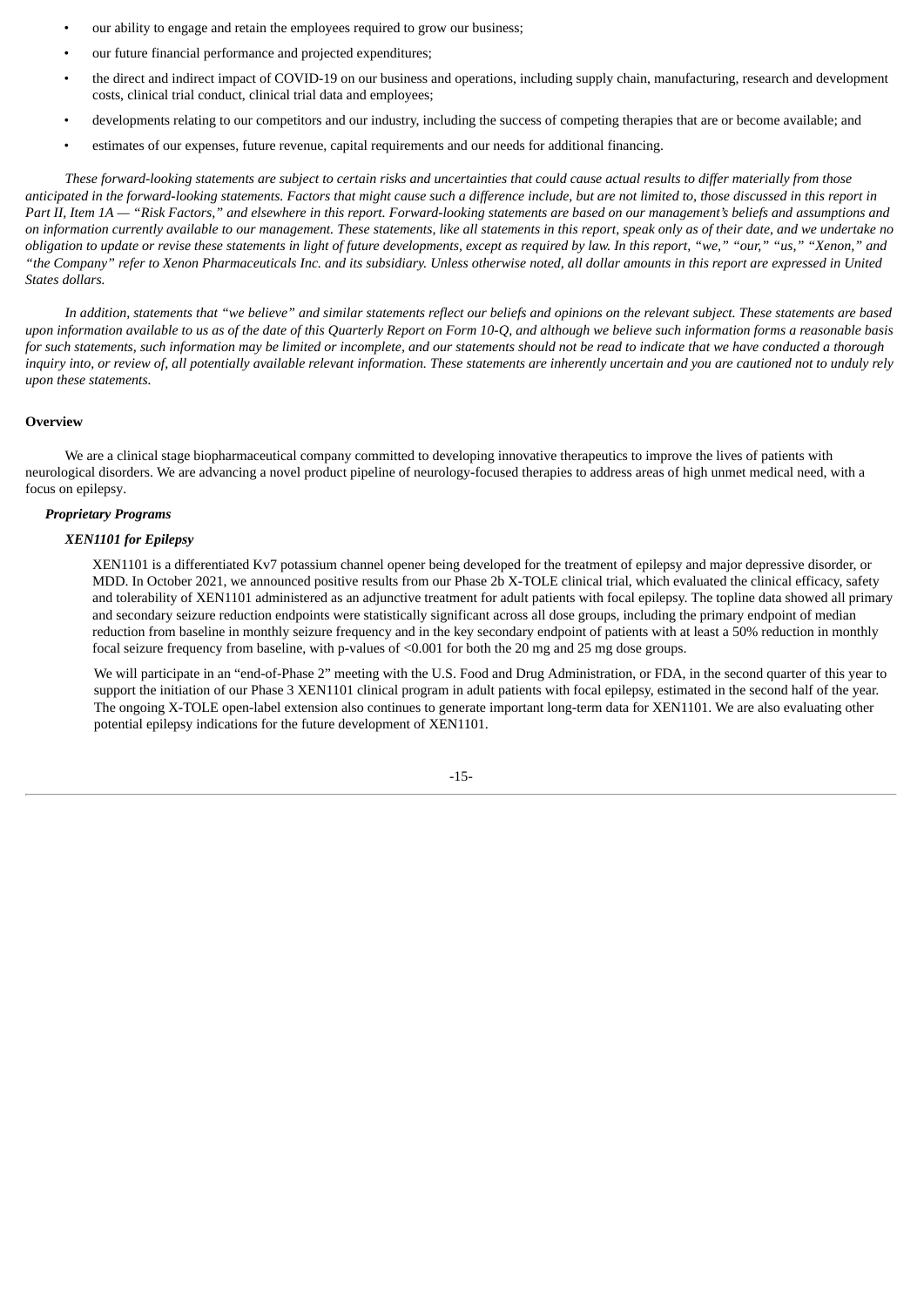- our ability to engage and retain the employees required to grow our business;
- our future financial performance and projected expenditures;
- the direct and indirect impact of COVID-19 on our business and operations, including supply chain, manufacturing, research and development costs, clinical trial conduct, clinical trial data and employees;
- developments relating to our competitors and our industry, including the success of competing therapies that are or become available; and
- estimates of our expenses, future revenue, capital requirements and our needs for additional financing.

*These forward-looking statements are subject to certain risks and uncertainties that could cause actual results to differ materially from those anticipated in the forward-looking statements. Factors that might cause such a difference include, but are not limited to, those discussed in this report in Part II, Item 1A — "Risk Factors," and elsewhere in this report. Forward-looking statements are based on our management's beliefs and assumptions and on information currently available to our management. These statements, like all statements in this report, speak only as of their date, and we undertake no obligation to update or revise these statements in light of future developments, except as required by law. In this report, "we," "our," "us," "Xenon," and "the Company" refer to Xenon Pharmaceuticals Inc. and its subsidiary. Unless otherwise noted, all dollar amounts in this report are expressed in United States dollars.*

*In addition, statements that "we believe" and similar statements reflect our beliefs and opinions on the relevant subject. These statements are based upon information available to us as of the date of this Quarterly Report on Form 10-Q, and although we believe such information forms a reasonable basis for such statements, such information may be limited or incomplete, and our statements should not be read to indicate that we have conducted a thorough inquiry into, or review of, all potentially available relevant information. These statements are inherently uncertain and you are cautioned not to unduly rely upon these statements.*

## Overview

We are a clinical stage biopharmaceutical company committed to developing innovative therapeutics to improve the lives of patients with neurological disorders. We are advancing a novel product pipeline of neurology-focused therapies to address areas of high unmet medical need, with a focus on epilepsy.

### *Proprietary Programs*

#### *XEN1101 for Epilepsy*

XEN1101 is a differentiated Kv7 potassium channel opener being developed for the treatment of epilepsy and major depressive disorder, or MDD. In October 2021, we announced positive results from our Phase 2b X-TOLE clinical trial, which evaluated the clinical efficacy, safety and tolerability of XEN1101 administered as an adjunctive treatment for adult patients with focal epilepsy. The topline data showed all primary and secondary seizure reduction endpoints were statistically significant across all dose groups, including the primary endpoint of median reduction from baseline in monthly seizure frequency and in the key secondary endpoint of patients with at least a 50% reduction in monthly focal seizure frequency from baseline, with p-values of <0.001 for both the 20 mg and 25 mg dose groups.

We will participate in an "end-of-Phase 2" meeting with the U.S. Food and Drug Administration, or FDA, in the second quarter of this year to support the initiation of our Phase 3 XEN1101 clinical program in adult patients with focal epilepsy, estimated in the second half of the year. The ongoing X-TOLE open-label extension also continues to generate important long-term data for XEN1101. We are also evaluating other potential epilepsy indications for the future development of XEN1101.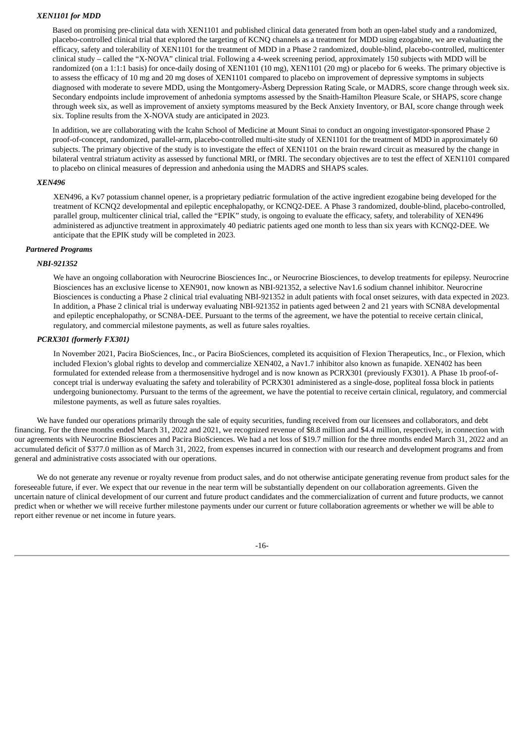### *XEN1101 for MDD*

Based on promising pre-clinical data with XEN1101 and published clinical data generated from both an open-label study and a randomized, placebo-controlled clinical trial that explored the targeting of KCNQ channels as a treatment for MDD using ezogabine, we are evaluating the efficacy, safety and tolerability of XEN1101 for the treatment of MDD in a Phase 2 randomized, double-blind, placebo-controlled, multicenter clinical study – called the "X-NOVA" clinical trial. Following a 4-week screening period, approximately 150 subjects with MDD will be randomized (on a 1:1:1 basis) for once-daily dosing of XEN1101 (10 mg), XEN1101 (20 mg) or placebo for 6 weeks. The primary objective is to assess the efficacy of 10 mg and 20 mg doses of XEN1101 compared to placebo on improvement of depressive symptoms in subjects diagnosed with moderate to severe MDD, using the Montgomery-Åsberg Depression Rating Scale, or MADRS, score change through week six. Secondary endpoints include improvement of anhedonia symptoms assessed by the Snaith-Hamilton Pleasure Scale, or SHAPS, score change through week six, as well as improvement of anxiety symptoms measured by the Beck Anxiety Inventory, or BAI, score change through week six. Topline results from the X-NOVA study are anticipated in 2023.

In addition, we are collaborating with the Icahn School of Medicine at Mount Sinai to conduct an ongoing investigator-sponsored Phase 2 proof-of-concept, randomized, parallel-arm, placebo-controlled multi-site study of XEN1101 for the treatment of MDD in approximately 60 subjects. The primary objective of the study is to investigate the effect of XEN1101 on the brain reward circuit as measured by the change in bilateral ventral striatum activity as assessed by functional MRI, or fMRI. The secondary objectives are to test the effect of XEN1101 compared to placebo on clinical measures of depression and anhedonia using the MADRS and SHAPS scales.

### *XEN496*

XEN496, a Kv7 potassium channel opener, is a proprietary pediatric formulation of the active ingredient ezogabine being developed for the treatment of KCNQ2 developmental and epileptic encephalopathy, or KCNQ2-DEE. A Phase 3 randomized, double-blind, placebo-controlled, parallel group, multicenter clinical trial, called the "EPIK" study, is ongoing to evaluate the efficacy, safety, and tolerability of XEN496 administered as adjunctive treatment in approximately 40 pediatric patients aged one month to less than six years with KCNQ2-DEE. We anticipate that the EPIK study will be completed in 2023.

### *Partnered Programs*

### *NBI-921352*

We have an ongoing collaboration with Neurocrine Biosciences Inc., or Neurocrine Biosciences, to develop treatments for epilepsy. Neurocrine Biosciences has an exclusive license to XEN901, now known as NBI-921352, a selective Nav1.6 sodium channel inhibitor. Neurocrine Biosciences is conducting a Phase 2 clinical trial evaluating NBI-921352 in adult patients with focal onset seizures, with data expected in 2023. In addition, a Phase 2 clinical trial is underway evaluating NBI-921352 in patients aged between 2 and 21 years with SCN8A developmental and epileptic encephalopathy, or SCN8A-DEE. Pursuant to the terms of the agreement, we have the potential to receive certain clinical, regulatory, and commercial milestone payments, as well as future sales royalties.

### *PCRX301 (formerly FX301)*

In November 2021, Pacira BioSciences, Inc., or Pacira BioSciences, completed its acquisition of Flexion Therapeutics, Inc., or Flexion, which included Flexion's global rights to develop and commercialize XEN402, a Nav1.7 inhibitor also known as funapide. XEN402 has been formulated for extended release from a thermosensitive hydrogel and is now known as PCRX301 (previously FX301). A Phase 1b proof-of-concept trial is underway evaluating the safety and tolerability of PCRX301 administered as a single-dose, popliteal fossa block in patients undergoing bunionectomy. Pursuant to the terms of the agreement, we have the potential to receive certain clinical, regulatory, and commercial milestone payments, as well as future sales royalties.

We have funded our operations primarily through the sale of equity securities, funding received from our licensees and collaborators, and debt financing. For the three months ended March 31, 2022 and 2021, we recognized revenue of $8.8 million and $4.4 million, respectively, in connection with our agreements with Neurocrine Biosciences and Pacira BioSciences. We had a net loss of $19.7 million for the three months ended March 31, 2022 and an accumulated deficit of $377.0 million as of March 31, 2022, from expenses incurred in connection with our research and development programs and from general and administrative costs associated with our operations.

We do not generate any revenue or royalty revenue from product sales, and do not otherwise anticipate generating revenue from product sales for the foreseeable future, if ever. We expect that our revenue in the near term will be substantially dependent on our collaboration agreements. Given the uncertain nature of clinical development of our current and future product candidates and the commercialization of current and future products, we cannot predict when or whether we will receive further milestone payments under our current or future collaboration agreements or whether we will be able to report either revenue or net income in future years.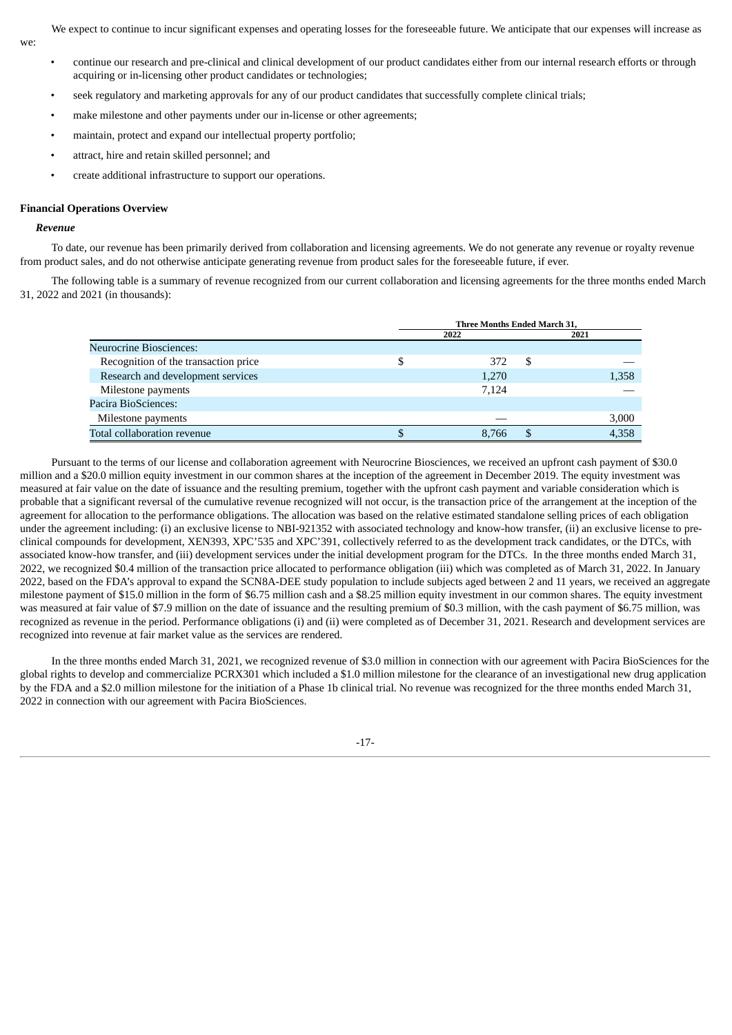We expect to continue to incur significant expenses and operating losses for the foreseeable future. We anticipate that our expenses will increase as we:

- continue our research and pre-clinical and clinical development of our product candidates either from our internal research efforts or through acquiring or in-licensing other product candidates or technologies;
- seek regulatory and marketing approvals for any of our product candidates that successfully complete clinical trials;
- make milestone and other payments under our in-license or other agreements;
- maintain, protect and expand our intellectual property portfolio;
- attract, hire and retain skilled personnel; and
- create additional infrastructure to support our operations.

**Financial Operations Overview**

***Revenue***

To date, our revenue has been primarily derived from collaboration and licensing agreements. We do not generate any revenue or royalty revenue from product sales, and do not otherwise anticipate generating revenue from product sales for the foreseeable future, if ever.

The following table is a summary of revenue recognized from our current collaboration and licensing agreements for the three months ended March 31, 2022 and 2021 (in thousands):

| | Three Months Ended March 31, | |
|---|---|---|
| | 2022 | 2021 |
| Neurocrine Biosciences: | | |
| Recognition of the transaction price | $ 372 | $ — |
| Research and development services | 1,270 | 1,358 |
| Milestone payments | 7,124 | — |
| Pacira BioSciences: | | |
| Milestone payments | — | 3,000 |
| Total collaboration revenue | $ 8,766 | $ 4,358 |

Pursuant to the terms of our license and collaboration agreement with Neurocrine Biosciences, we received an upfront cash payment of $30.0 million and a $20.0 million equity investment in our common shares at the inception of the agreement in December 2019. The equity investment was measured at fair value on the date of issuance and the resulting premium, together with the upfront cash payment and variable consideration which is probable that a significant reversal of the cumulative revenue recognized will not occur, is the transaction price of the arrangement at the inception of the agreement for allocation to the performance obligations. The allocation was based on the relative estimated standalone selling prices of each obligation under the agreement including: (i) an exclusive license to NBI-921352 with associated technology and know-how transfer, (ii) an exclusive license to pre-clinical compounds for development, XEN393, XPC'535 and XPC'391, collectively referred to as the development track candidates, or the DTCs, with associated know-how transfer, and (iii) development services under the initial development program for the DTCs. In the three months ended March 31, 2022, we recognized $0.4 million of the transaction price allocated to performance obligation (iii) which was completed as of March 31, 2022. In January 2022, based on the FDA's approval to expand the SCN8A-DEE study population to include subjects aged between 2 and 11 years, we received an aggregate milestone payment of $15.0 million in the form of $6.75 million cash and a $8.25 million equity investment in our common shares. The equity investment was measured at fair value of $7.9 million on the date of issuance and the resulting premium of $0.3 million, with the cash payment of $6.75 million, was recognized as revenue in the period. Performance obligations (i) and (ii) were completed as of December 31, 2021. Research and development services are recognized into revenue at fair market value as the services are rendered.

In the three months ended March 31, 2021, we recognized revenue of $3.0 million in connection with our agreement with Pacira BioSciences for the global rights to develop and commercialize PCRX301 which included a $1.0 million milestone for the clearance of an investigational new drug application by the FDA and a $2.0 million milestone for the initiation of a Phase 1b clinical trial. No revenue was recognized for the three months ended March 31, 2022 in connection with our agreement with Pacira BioSciences.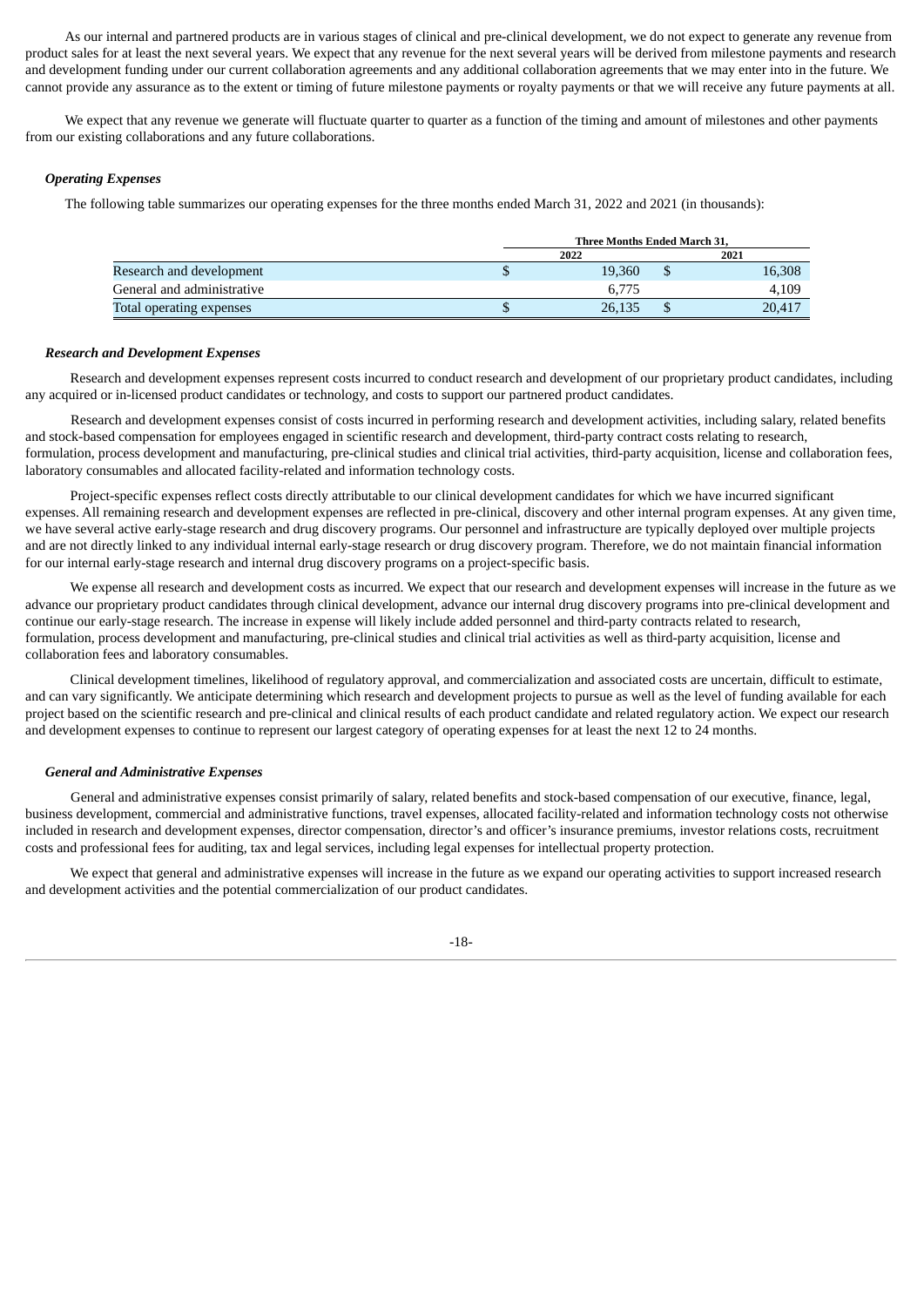As our internal and partnered products are in various stages of clinical and pre-clinical development, we do not expect to generate any revenue from product sales for at least the next several years. We expect that any revenue for the next several years will be derived from milestone payments and research and development funding under our current collaboration agreements and any additional collaboration agreements that we may enter into in the future. We cannot provide any assurance as to the extent or timing of future milestone payments or royalty payments or that we will receive any future payments at all.

We expect that any revenue we generate will fluctuate quarter to quarter as a function of the timing and amount of milestones and other payments from our existing collaborations and any future collaborations.

***Operating Expenses***

The following table summarizes our operating expenses for the three months ended March 31, 2022 and 2021 (in thousands):

| | Three Months Ended March 31, | |
|---|---|---|
| | 2022 | 2021 |
| Research and development | $ 19,360 | $ 16,308 |
| General and administrative | 6,775 | 4,109 |
| Total operating expenses | $ 26,135 | $ 20,417 |

***Research and Development Expenses***

Research and development expenses represent costs incurred to conduct research and development of our proprietary product candidates, including any acquired or in-licensed product candidates or technology, and costs to support our partnered product candidates.

Research and development expenses consist of costs incurred in performing research and development activities, including salary, related benefits and stock-based compensation for employees engaged in scientific research and development, third-party contract costs relating to research, formulation, process development and manufacturing, pre-clinical studies and clinical trial activities, third-party acquisition, license and collaboration fees, laboratory consumables and allocated facility-related and information technology costs.

Project-specific expenses reflect costs directly attributable to our clinical development candidates for which we have incurred significant expenses. All remaining research and development expenses are reflected in pre-clinical, discovery and other internal program expenses. At any given time, we have several active early-stage research and drug discovery programs. Our personnel and infrastructure are typically deployed over multiple projects and are not directly linked to any individual internal early-stage research or drug discovery program. Therefore, we do not maintain financial information for our internal early-stage research and internal drug discovery programs on a project-specific basis.

We expense all research and development costs as incurred. We expect that our research and development expenses will increase in the future as we advance our proprietary product candidates through clinical development, advance our internal drug discovery programs into pre-clinical development and continue our early-stage research. The increase in expense will likely include added personnel and third-party contracts related to research, formulation, process development and manufacturing, pre-clinical studies and clinical trial activities as well as third-party acquisition, license and collaboration fees and laboratory consumables.

Clinical development timelines, likelihood of regulatory approval, and commercialization and associated costs are uncertain, difficult to estimate, and can vary significantly. We anticipate determining which research and development projects to pursue as well as the level of funding available for each project based on the scientific research and pre-clinical and clinical results of each product candidate and related regulatory action. We expect our research and development expenses to continue to represent our largest category of operating expenses for at least the next 12 to 24 months.

***General and Administrative Expenses***

General and administrative expenses consist primarily of salary, related benefits and stock-based compensation of our executive, finance, legal, business development, commercial and administrative functions, travel expenses, allocated facility-related and information technology costs not otherwise included in research and development expenses, director compensation, director's and officer's insurance premiums, investor relations costs, recruitment costs and professional fees for auditing, tax and legal services, including legal expenses for intellectual property protection.

We expect that general and administrative expenses will increase in the future as we expand our operating activities to support increased research and development activities and the potential commercialization of our product candidates.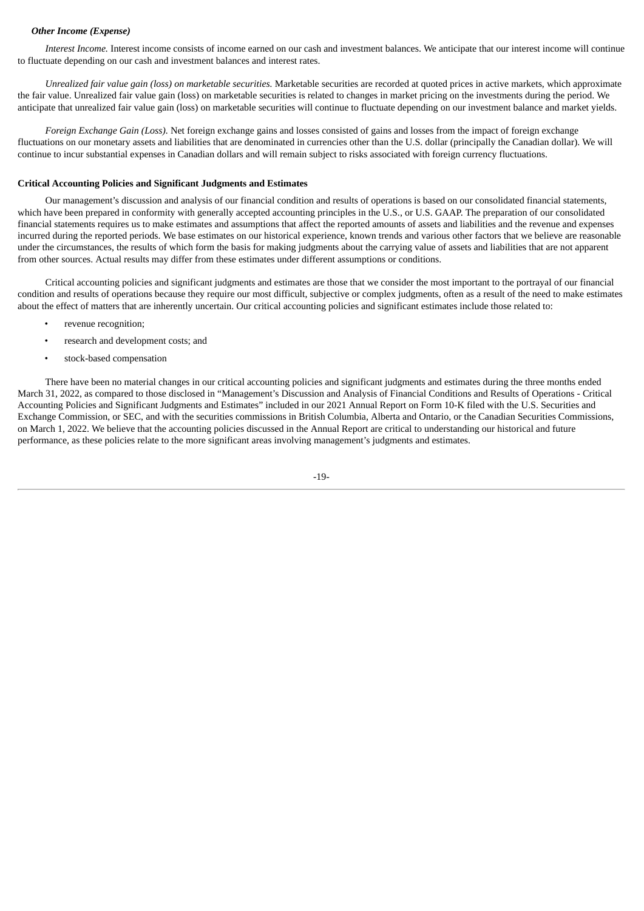***Other Income (Expense)***

*Interest Income.* Interest income consists of income earned on our cash and investment balances. We anticipate that our interest income will continue to fluctuate depending on our cash and investment balances and interest rates.

*Unrealized fair value gain (loss) on marketable securities.* Marketable securities are recorded at quoted prices in active markets, which approximate the fair value. Unrealized fair value gain (loss) on marketable securities is related to changes in market pricing on the investments during the period. We anticipate that unrealized fair value gain (loss) on marketable securities will continue to fluctuate depending on our investment balance and market yields.

*Foreign Exchange Gain (Loss).* Net foreign exchange gains and losses consisted of gains and losses from the impact of foreign exchange fluctuations on our monetary assets and liabilities that are denominated in currencies other than the U.S. dollar (principally the Canadian dollar). We will continue to incur substantial expenses in Canadian dollars and will remain subject to risks associated with foreign currency fluctuations.

**Critical Accounting Policies and Significant Judgments and Estimates**

Our management's discussion and analysis of our financial condition and results of operations is based on our consolidated financial statements, which have been prepared in conformity with generally accepted accounting principles in the U.S., or U.S. GAAP. The preparation of our consolidated financial statements requires us to make estimates and assumptions that affect the reported amounts of assets and liabilities and the revenue and expenses incurred during the reported periods. We base estimates on our historical experience, known trends and various other factors that we believe are reasonable under the circumstances, the results of which form the basis for making judgments about the carrying value of assets and liabilities that are not apparent from other sources. Actual results may differ from these estimates under different assumptions or conditions.

Critical accounting policies and significant judgments and estimates are those that we consider the most important to the portrayal of our financial condition and results of operations because they require our most difficult, subjective or complex judgments, often as a result of the need to make estimates about the effect of matters that are inherently uncertain. Our critical accounting policies and significant estimates include those related to:

- revenue recognition;
- research and development costs; and
- stock-based compensation

There have been no material changes in our critical accounting policies and significant judgments and estimates during the three months ended March 31, 2022, as compared to those disclosed in "Management's Discussion and Analysis of Financial Conditions and Results of Operations - Critical Accounting Policies and Significant Judgments and Estimates" included in our 2021 Annual Report on Form 10-K filed with the U.S. Securities and Exchange Commission, or SEC, and with the securities commissions in British Columbia, Alberta and Ontario, or the Canadian Securities Commissions, on March 1, 2022. We believe that the accounting policies discussed in the Annual Report are critical to understanding our historical and future performance, as these policies relate to the more significant areas involving management's judgments and estimates.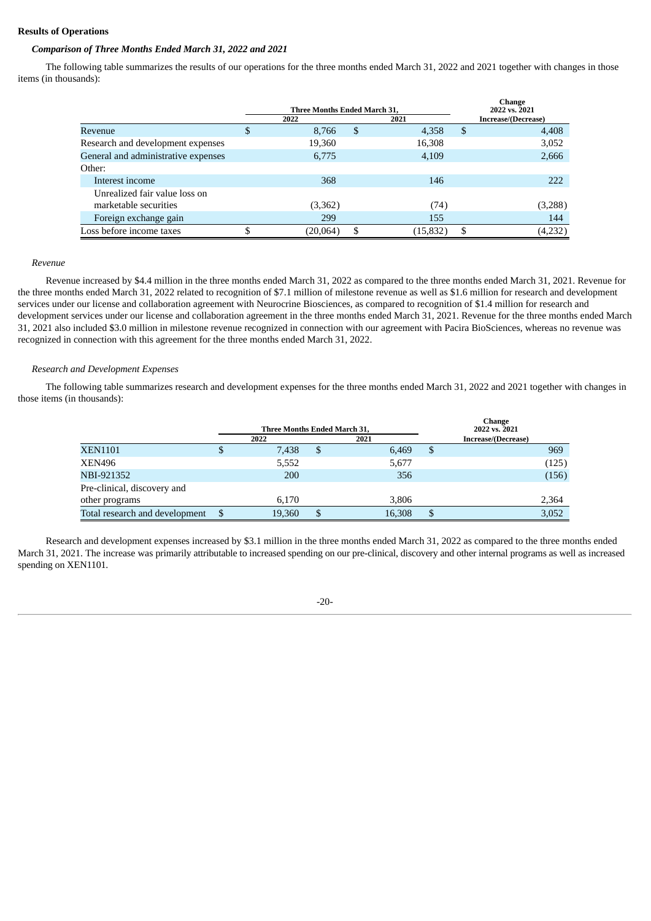**Results of Operations**

***Comparison of Three Months Ended March 31, 2022 and 2021***

The following table summarizes the results of our operations for the three months ended March 31, 2022 and 2021 together with changes in those items (in thousands):

| | Three Months Ended March 31, | | Change 2022 vs. 2021 |
|---|---|---|---|
| | 2022 | 2021 | Increase/(Decrease) |
| Revenue | $ 8,766 | $ 4,358 | $ 4,408 |
| Research and development expenses | 19,360 | 16,308 | 3,052 |
| General and administrative expenses | 6,775 | 4,109 | 2,666 |
| Other: | | | |
| Interest income | 368 | 146 | 222 |
| Unrealized fair value loss on marketable securities | (3,362) | (74) | (3,288) |
| Foreign exchange gain | 299 | 155 | 144 |
| Loss before income taxes | $ (20,064) | $ (15,832) | $ (4,232) |

*Revenue*

Revenue increased by $4.4 million in the three months ended March 31, 2022 as compared to the three months ended March 31, 2021. Revenue for the three months ended March 31, 2022 related to recognition of $7.1 million of milestone revenue as well as $1.6 million for research and development services under our license and collaboration agreement with Neurocrine Biosciences, as compared to recognition of $1.4 million for research and development services under our license and collaboration agreement in the three months ended March 31, 2021. Revenue for the three months ended March 31, 2021 also included $3.0 million in milestone revenue recognized in connection with our agreement with Pacira BioSciences, whereas no revenue was recognized in connection with this agreement for the three months ended March 31, 2022.

*Research and Development Expenses*

The following table summarizes research and development expenses for the three months ended March 31, 2022 and 2021 together with changes in those items (in thousands):

| | Three Months Ended March 31, | | Change 2022 vs. 2021 |
|---|---|---|---|
| | 2022 | 2021 | Increase/(Decrease) |
| XEN1101 | $ 7,438 | $ 6,469 | $ 969 |
| XEN496 | 5,552 | 5,677 | (125) |
| NBI-921352 | 200 | 356 | (156) |
| Pre-clinical, discovery and other programs | 6,170 | 3,806 | 2,364 |
| Total research and development | $ 19,360 | $ 16,308 | $ 3,052 |

Research and development expenses increased by $3.1 million in the three months ended March 31, 2022 as compared to the three months ended March 31, 2021. The increase was primarily attributable to increased spending on our pre-clinical, discovery and other internal programs as well as increased spending on XEN1101.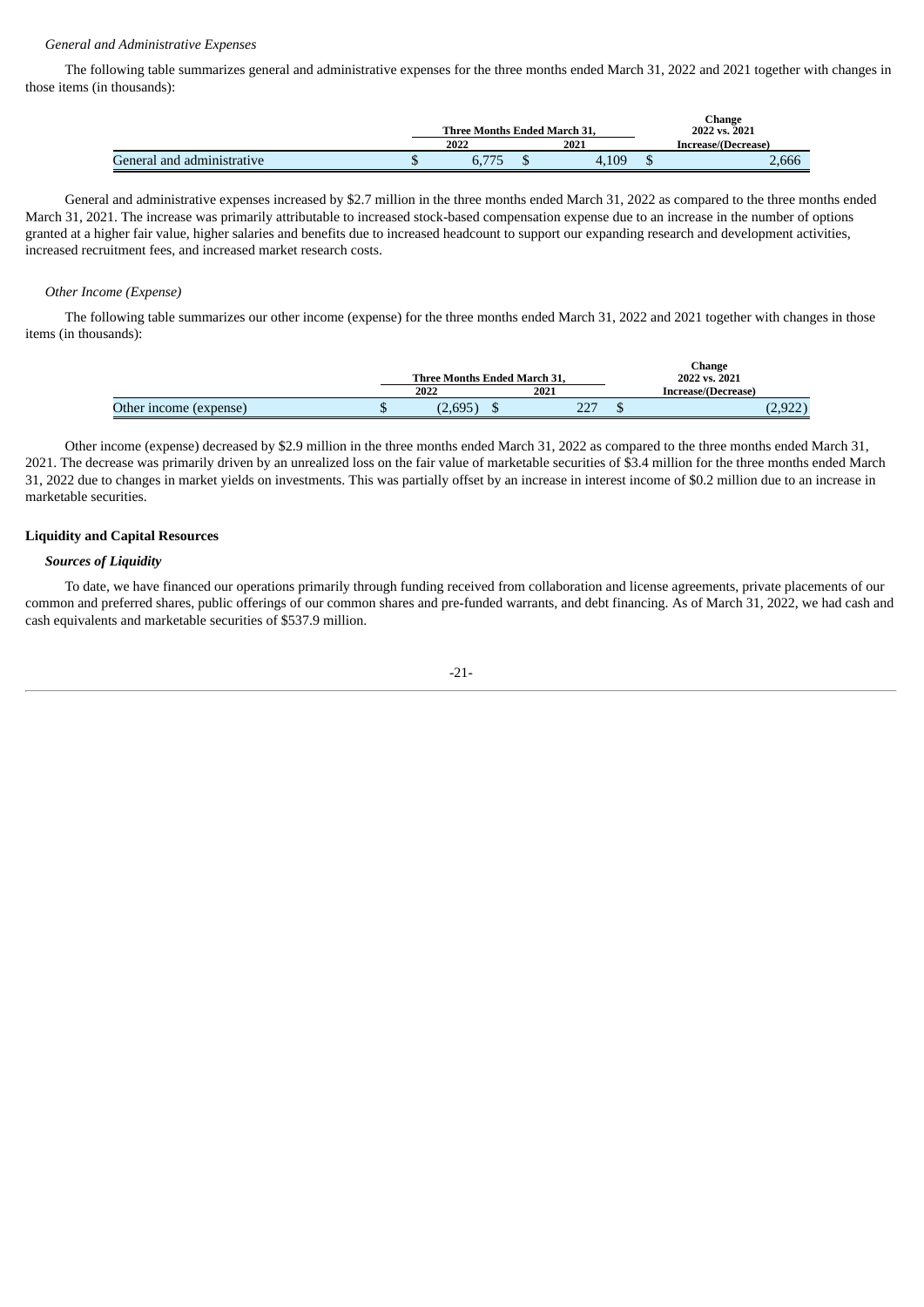*General and Administrative Expenses*

The following table summarizes general and administrative expenses for the three months ended March 31, 2022 and 2021 together with changes in those items (in thousands):

| | Three Months Ended March 31, | | Change 2022 vs. 2021 |
|---|---|---|---|
| | 2022 | 2021 | Increase/(Decrease) |
| General and administrative | $ 6,775 | $ 4,109 | $ 2,666 |

General and administrative expenses increased by $2.7 million in the three months ended March 31, 2022 as compared to the three months ended March 31, 2021. The increase was primarily attributable to increased stock-based compensation expense due to an increase in the number of options granted at a higher fair value, higher salaries and benefits due to increased headcount to support our expanding research and development activities, increased recruitment fees, and increased market research costs.

*Other Income (Expense)*

The following table summarizes our other income (expense) for the three months ended March 31, 2022 and 2021 together with changes in those items (in thousands):

| | Three Months Ended March 31, | | Change 2022 vs. 2021 |
|---|---|---|---|
| | 2022 | 2021 | Increase/(Decrease) |
| Other income (expense) | $ (2,695) | $ 227 | $ (2,922) |

Other income (expense) decreased by $2.9 million in the three months ended March 31, 2022 as compared to the three months ended March 31, 2021. The decrease was primarily driven by an unrealized loss on the fair value of marketable securities of $3.4 million for the three months ended March 31, 2022 due to changes in market yields on investments. This was partially offset by an increase in interest income of $0.2 million due to an increase in marketable securities.

**Liquidity and Capital Resources**

***Sources of Liquidity***

To date, we have financed our operations primarily through funding received from collaboration and license agreements, private placements of our common and preferred shares, public offerings of our common shares and pre-funded warrants, and debt financing. As of March 31, 2022, we had cash and cash equivalents and marketable securities of $537.9 million.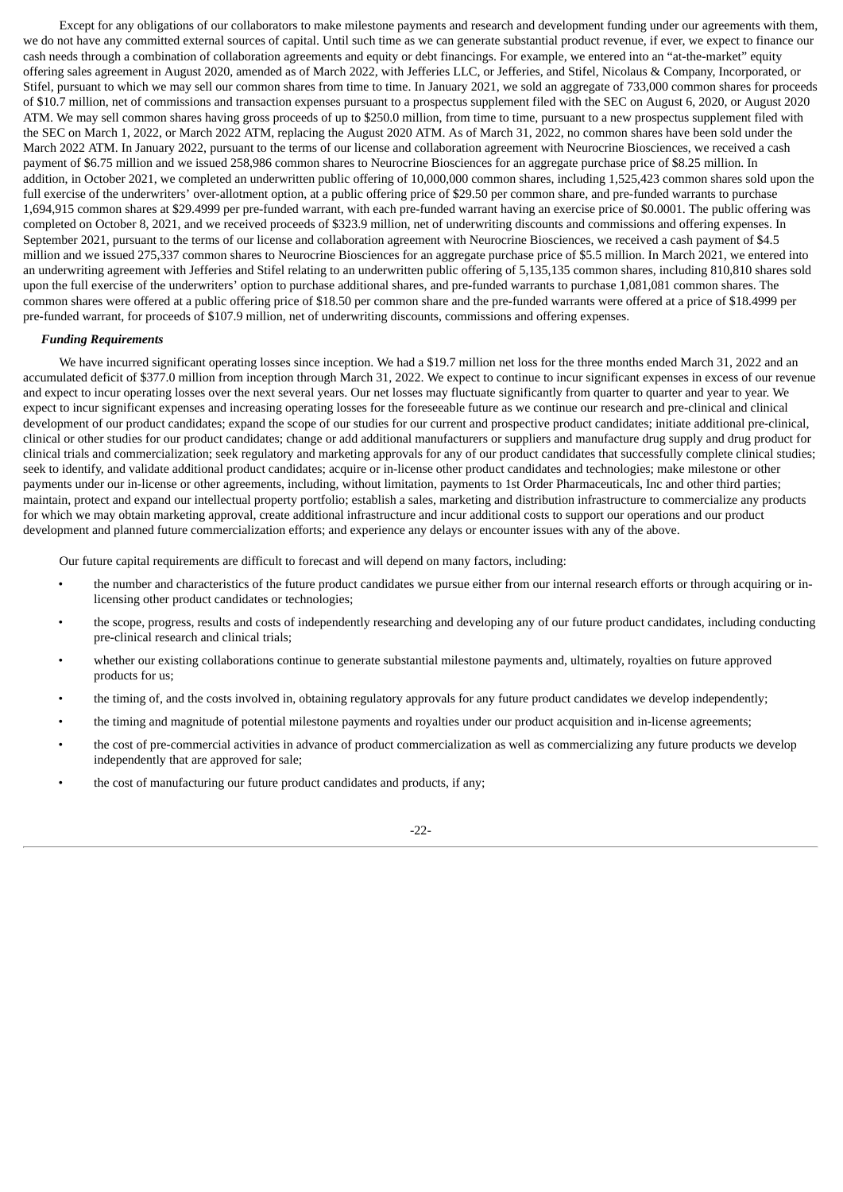Except for any obligations of our collaborators to make milestone payments and research and development funding under our agreements with them, we do not have any committed external sources of capital. Until such time as we can generate substantial product revenue, if ever, we expect to finance our cash needs through a combination of collaboration agreements and equity or debt financings. For example, we entered into an "at-the-market" equity offering sales agreement in August 2020, amended as of March 2022, with Jefferies LLC, or Jefferies, and Stifel, Nicolaus & Company, Incorporated, or Stifel, pursuant to which we may sell our common shares from time to time. In January 2021, we sold an aggregate of 733,000 common shares for proceeds of $10.7 million, net of commissions and transaction expenses pursuant to a prospectus supplement filed with the SEC on August 6, 2020, or August 2020 ATM. We may sell common shares having gross proceeds of up to $250.0 million, from time to time, pursuant to a new prospectus supplement filed with the SEC on March 1, 2022, or March 2022 ATM, replacing the August 2020 ATM. As of March 31, 2022, no common shares have been sold under the March 2022 ATM. In January 2022, pursuant to the terms of our license and collaboration agreement with Neurocrine Biosciences, we received a cash payment of $6.75 million and we issued 258,986 common shares to Neurocrine Biosciences for an aggregate purchase price of $8.25 million. In addition, in October 2021, we completed an underwritten public offering of 10,000,000 common shares, including 1,525,423 common shares sold upon the full exercise of the underwriters' over-allotment option, at a public offering price of $29.50 per common share, and pre-funded warrants to purchase 1,694,915 common shares at $29.4999 per pre-funded warrant, with each pre-funded warrant having an exercise price of $0.0001. The public offering was completed on October 8, 2021, and we received proceeds of $323.9 million, net of underwriting discounts and commissions and offering expenses. In September 2021, pursuant to the terms of our license and collaboration agreement with Neurocrine Biosciences, we received a cash payment of $4.5 million and we issued 275,337 common shares to Neurocrine Biosciences for an aggregate purchase price of $5.5 million. In March 2021, we entered into an underwriting agreement with Jefferies and Stifel relating to an underwritten public offering of 5,135,135 common shares, including 810,810 shares sold upon the full exercise of the underwriters' option to purchase additional shares, and pre-funded warrants to purchase 1,081,081 common shares. The common shares were offered at a public offering price of $18.50 per common share and the pre-funded warrants were offered at a price of $18.4999 per pre-funded warrant, for proceeds of $107.9 million, net of underwriting discounts, commissions and offering expenses.

***Funding Requirements***

We have incurred significant operating losses since inception. We had a $19.7 million net loss for the three months ended March 31, 2022 and an accumulated deficit of $377.0 million from inception through March 31, 2022. We expect to continue to incur significant expenses in excess of our revenue and expect to incur operating losses over the next several years. Our net losses may fluctuate significantly from quarter to quarter and year to year. We expect to incur significant expenses and increasing operating losses for the foreseeable future as we continue our research and pre-clinical and clinical development of our product candidates; expand the scope of our studies for our current and prospective product candidates; initiate additional pre-clinical, clinical or other studies for our product candidates; change or add additional manufacturers or suppliers and manufacture drug supply and drug product for clinical trials and commercialization; seek regulatory and marketing approvals for any of our product candidates that successfully complete clinical studies; seek to identify, and validate additional product candidates; acquire or in-license other product candidates and technologies; make milestone or other payments under our in-license or other agreements, including, without limitation, payments to 1st Order Pharmaceuticals, Inc and other third parties; maintain, protect and expand our intellectual property portfolio; establish a sales, marketing and distribution infrastructure to commercialize any products for which we may obtain marketing approval, create additional infrastructure and incur additional costs to support our operations and our product development and planned future commercialization efforts; and experience any delays or encounter issues with any of the above.

Our future capital requirements are difficult to forecast and will depend on many factors, including:

- the number and characteristics of the future product candidates we pursue either from our internal research efforts or through acquiring or in-licensing other product candidates or technologies;
- the scope, progress, results and costs of independently researching and developing any of our future product candidates, including conducting pre-clinical research and clinical trials;
- whether our existing collaborations continue to generate substantial milestone payments and, ultimately, royalties on future approved products for us;
- the timing of, and the costs involved in, obtaining regulatory approvals for any future product candidates we develop independently;
- the timing and magnitude of potential milestone payments and royalties under our product acquisition and in-license agreements;
- the cost of pre-commercial activities in advance of product commercialization as well as commercializing any future products we develop independently that are approved for sale;
- the cost of manufacturing our future product candidates and products, if any;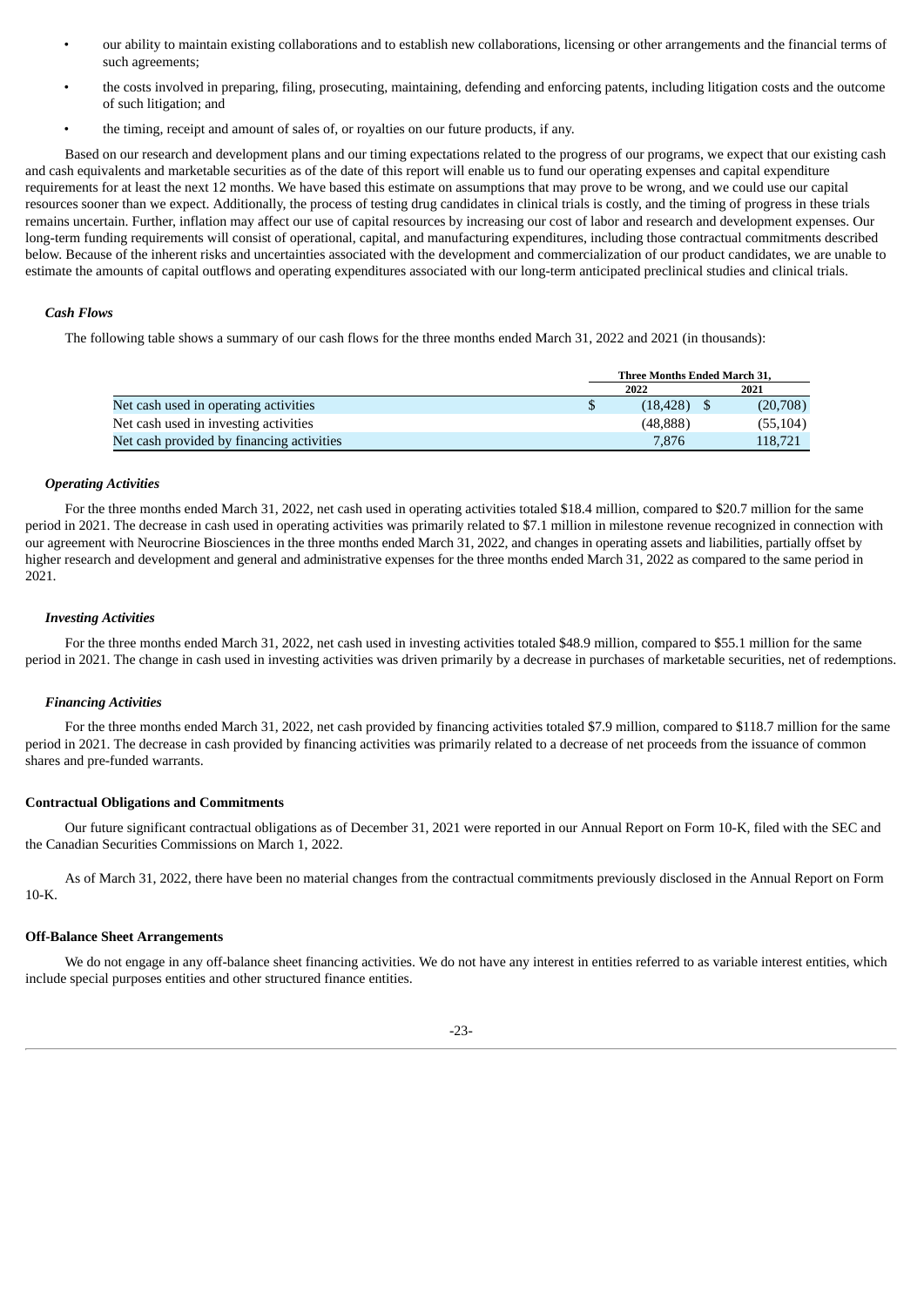- our ability to maintain existing collaborations and to establish new collaborations, licensing or other arrangements and the financial terms of such agreements;
- the costs involved in preparing, filing, prosecuting, maintaining, defending and enforcing patents, including litigation costs and the outcome of such litigation; and
- the timing, receipt and amount of sales of, or royalties on our future products, if any.

Based on our research and development plans and our timing expectations related to the progress of our programs, we expect that our existing cash and cash equivalents and marketable securities as of the date of this report will enable us to fund our operating expenses and capital expenditure requirements for at least the next 12 months. We have based this estimate on assumptions that may prove to be wrong, and we could use our capital resources sooner than we expect. Additionally, the process of testing drug candidates in clinical trials is costly, and the timing of progress in these trials remains uncertain. Further, inflation may affect our use of capital resources by increasing our cost of labor and research and development expenses. Our long-term funding requirements will consist of operational, capital, and manufacturing expenditures, including those contractual commitments described below. Because of the inherent risks and uncertainties associated with the development and commercialization of our product candidates, we are unable to estimate the amounts of capital outflows and operating expenditures associated with our long-term anticipated preclinical studies and clinical trials.

***Cash Flows***

The following table shows a summary of our cash flows for the three months ended March 31, 2022 and 2021 (in thousands):

| | Three Months Ended March 31, | |
|---|---|---|
| | 2022 | 2021 |
| Net cash used in operating activities | $ (18,428) | $ (20,708) |
| Net cash used in investing activities | (48,888) | (55,104) |
| Net cash provided by financing activities | 7,876 | 118,721 |

***Operating Activities***

For the three months ended March 31, 2022, net cash used in operating activities totaled $18.4 million, compared to $20.7 million for the same period in 2021. The decrease in cash used in operating activities was primarily related to $7.1 million in milestone revenue recognized in connection with our agreement with Neurocrine Biosciences in the three months ended March 31, 2022, and changes in operating assets and liabilities, partially offset by higher research and development and general and administrative expenses for the three months ended March 31, 2022 as compared to the same period in 2021.

***Investing Activities***

For the three months ended March 31, 2022, net cash used in investing activities totaled $48.9 million, compared to $55.1 million for the same period in 2021. The change in cash used in investing activities was driven primarily by a decrease in purchases of marketable securities, net of redemptions.

***Financing Activities***

For the three months ended March 31, 2022, net cash provided by financing activities totaled $7.9 million, compared to $118.7 million for the same period in 2021. The decrease in cash provided by financing activities was primarily related to a decrease of net proceeds from the issuance of common shares and pre-funded warrants.

**Contractual Obligations and Commitments**

Our future significant contractual obligations as of December 31, 2021 were reported in our Annual Report on Form 10-K, filed with the SEC and the Canadian Securities Commissions on March 1, 2022.

As of March 31, 2022, there have been no material changes from the contractual commitments previously disclosed in the Annual Report on Form 10-K.

**Off-Balance Sheet Arrangements**

We do not engage in any off-balance sheet financing activities. We do not have any interest in entities referred to as variable interest entities, which include special purposes entities and other structured finance entities.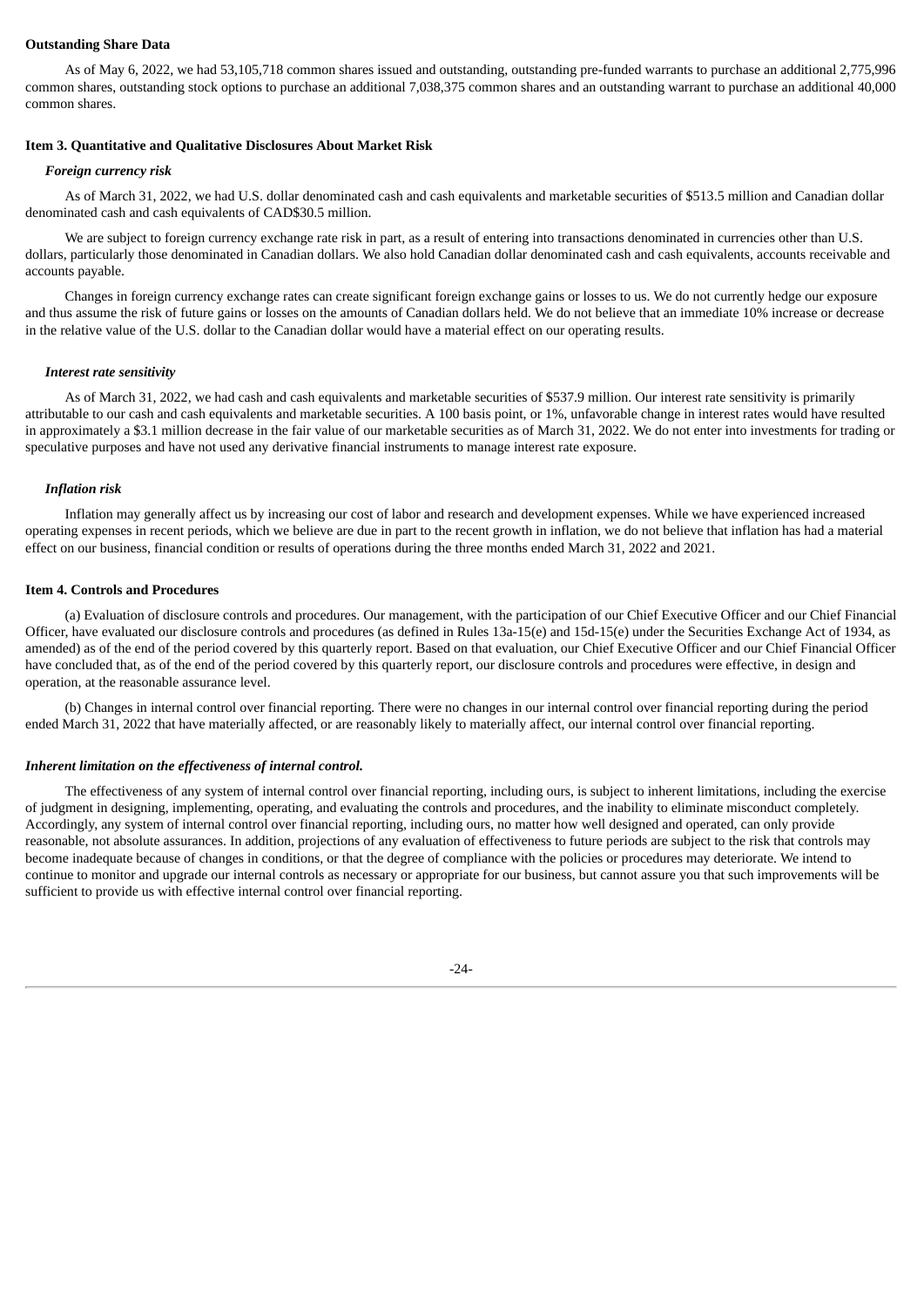**Outstanding Share Data**

As of May 6, 2022, we had 53,105,718 common shares issued and outstanding, outstanding pre-funded warrants to purchase an additional 2,775,996 common shares, outstanding stock options to purchase an additional 7,038,375 common shares and an outstanding warrant to purchase an additional 40,000 common shares.

**Item 3. Quantitative and Qualitative Disclosures About Market Risk**

***Foreign currency risk***

As of March 31, 2022, we had U.S. dollar denominated cash and cash equivalents and marketable securities of $513.5 million and Canadian dollar denominated cash and cash equivalents of CAD$30.5 million.

We are subject to foreign currency exchange rate risk in part, as a result of entering into transactions denominated in currencies other than U.S. dollars, particularly those denominated in Canadian dollars. We also hold Canadian dollar denominated cash and cash equivalents, accounts receivable and accounts payable.

Changes in foreign currency exchange rates can create significant foreign exchange gains or losses to us. We do not currently hedge our exposure and thus assume the risk of future gains or losses on the amounts of Canadian dollars held. We do not believe that an immediate 10% increase or decrease in the relative value of the U.S. dollar to the Canadian dollar would have a material effect on our operating results.

***Interest rate sensitivity***

As of March 31, 2022, we had cash and cash equivalents and marketable securities of $537.9 million. Our interest rate sensitivity is primarily attributable to our cash and cash equivalents and marketable securities. A 100 basis point, or 1%, unfavorable change in interest rates would have resulted in approximately a $3.1 million decrease in the fair value of our marketable securities as of March 31, 2022. We do not enter into investments for trading or speculative purposes and have not used any derivative financial instruments to manage interest rate exposure.

***Inflation risk***

Inflation may generally affect us by increasing our cost of labor and research and development expenses. While we have experienced increased operating expenses in recent periods, which we believe are due in part to the recent growth in inflation, we do not believe that inflation has had a material effect on our business, financial condition or results of operations during the three months ended March 31, 2022 and 2021.

**Item 4. Controls and Procedures**

(a) Evaluation of disclosure controls and procedures. Our management, with the participation of our Chief Executive Officer and our Chief Financial Officer, have evaluated our disclosure controls and procedures (as defined in Rules 13a-15(e) and 15d-15(e) under the Securities Exchange Act of 1934, as amended) as of the end of the period covered by this quarterly report. Based on that evaluation, our Chief Executive Officer and our Chief Financial Officer have concluded that, as of the end of the period covered by this quarterly report, our disclosure controls and procedures were effective, in design and operation, at the reasonable assurance level.

(b) Changes in internal control over financial reporting. There were no changes in our internal control over financial reporting during the period ended March 31, 2022 that have materially affected, or are reasonably likely to materially affect, our internal control over financial reporting.

***Inherent limitation on the effectiveness of internal control.***

The effectiveness of any system of internal control over financial reporting, including ours, is subject to inherent limitations, including the exercise of judgment in designing, implementing, operating, and evaluating the controls and procedures, and the inability to eliminate misconduct completely. Accordingly, any system of internal control over financial reporting, including ours, no matter how well designed and operated, can only provide reasonable, not absolute assurances. In addition, projections of any evaluation of effectiveness to future periods are subject to the risk that controls may become inadequate because of changes in conditions, or that the degree of compliance with the policies or procedures may deteriorate. We intend to continue to monitor and upgrade our internal controls as necessary or appropriate for our business, but cannot assure you that such improvements will be sufficient to provide us with effective internal control over financial reporting.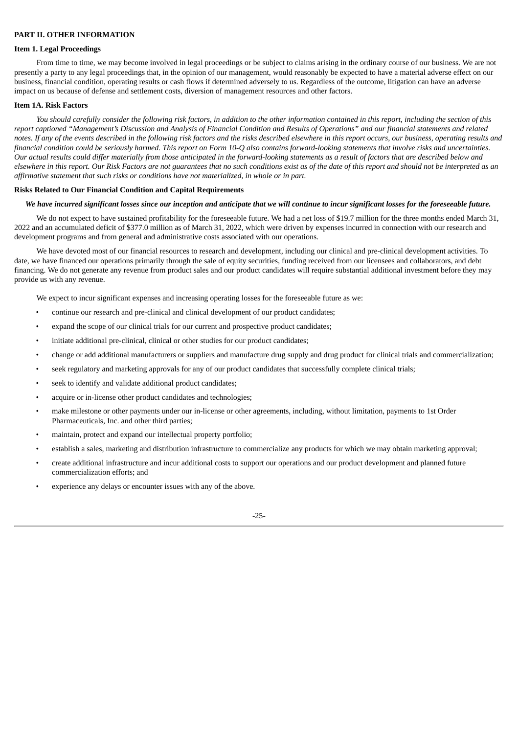## PART II. OTHER INFORMATION

### Item 1. Legal Proceedings

From time to time, we may become involved in legal proceedings or be subject to claims arising in the ordinary course of our business. We are not presently a party to any legal proceedings that, in the opinion of our management, would reasonably be expected to have a material adverse effect on our business, financial condition, operating results or cash flows if determined adversely to us. Regardless of the outcome, litigation can have an adverse impact on us because of defense and settlement costs, diversion of management resources and other factors.

### Item 1A. Risk Factors

*You should carefully consider the following risk factors, in addition to the other information contained in this report, including the section of this report captioned "Management's Discussion and Analysis of Financial Condition and Results of Operations" and our financial statements and related notes. If any of the events described in the following risk factors and the risks described elsewhere in this report occurs, our business, operating results and financial condition could be seriously harmed. This report on Form 10-Q also contains forward-looking statements that involve risks and uncertainties. Our actual results could differ materially from those anticipated in the forward-looking statements as a result of factors that are described below and elsewhere in this report. Our Risk Factors are not guarantees that no such conditions exist as of the date of this report and should not be interpreted as an affirmative statement that such risks or conditions have not materialized, in whole or in part.*

### Risks Related to Our Financial Condition and Capital Requirements

***We have incurred significant losses since our inception and anticipate that we will continue to incur significant losses for the foreseeable future.***

We do not expect to have sustained profitability for the foreseeable future. We had a net loss of $19.7 million for the three months ended March 31, 2022 and an accumulated deficit of $377.0 million as of March 31, 2022, which were driven by expenses incurred in connection with our research and development programs and from general and administrative costs associated with our operations.

We have devoted most of our financial resources to research and development, including our clinical and pre-clinical development activities. To date, we have financed our operations primarily through the sale of equity securities, funding received from our licensees and collaborators, and debt financing. We do not generate any revenue from product sales and our product candidates will require substantial additional investment before they may provide us with any revenue.

We expect to incur significant expenses and increasing operating losses for the foreseeable future as we:

- continue our research and pre-clinical and clinical development of our product candidates;
- expand the scope of our clinical trials for our current and prospective product candidates;
- initiate additional pre-clinical, clinical or other studies for our product candidates;
- change or add additional manufacturers or suppliers and manufacture drug supply and drug product for clinical trials and commercialization;
- seek regulatory and marketing approvals for any of our product candidates that successfully complete clinical trials;
- seek to identify and validate additional product candidates;
- acquire or in-license other product candidates and technologies;
- make milestone or other payments under our in-license or other agreements, including, without limitation, payments to 1st Order Pharmaceuticals, Inc. and other third parties;
- maintain, protect and expand our intellectual property portfolio;
- establish a sales, marketing and distribution infrastructure to commercialize any products for which we may obtain marketing approval;
- create additional infrastructure and incur additional costs to support our operations and our product development and planned future commercialization efforts; and
- experience any delays or encounter issues with any of the above.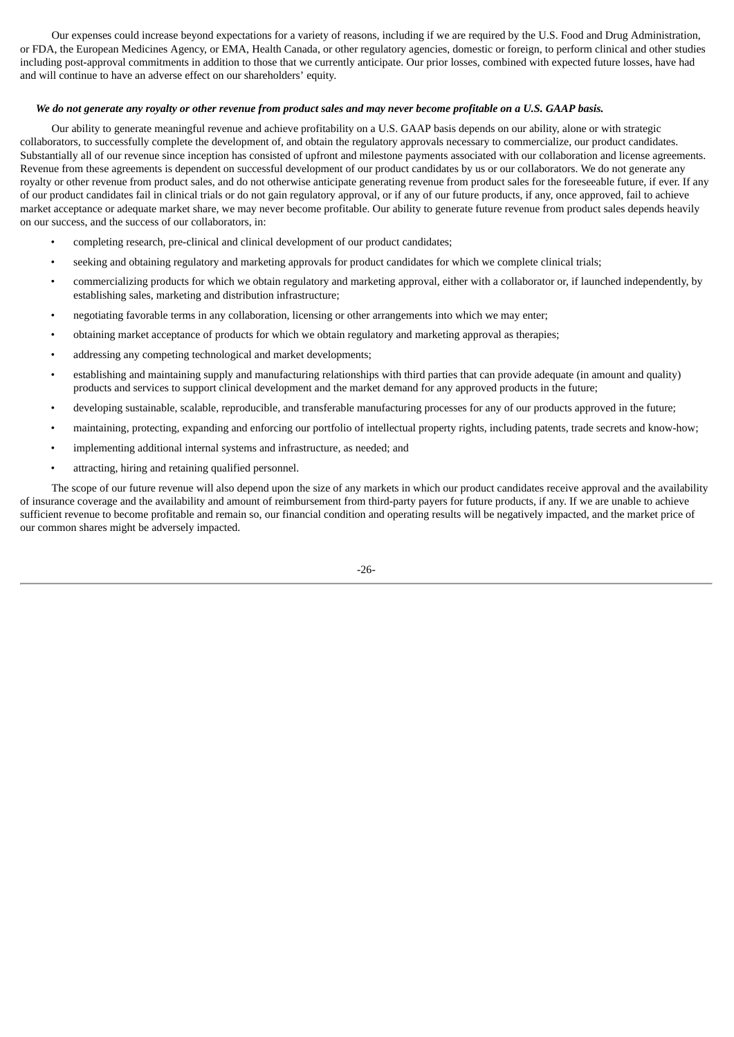Our expenses could increase beyond expectations for a variety of reasons, including if we are required by the U.S. Food and Drug Administration, or FDA, the European Medicines Agency, or EMA, Health Canada, or other regulatory agencies, domestic or foreign, to perform clinical and other studies including post-approval commitments in addition to those that we currently anticipate. Our prior losses, combined with expected future losses, have had and will continue to have an adverse effect on our shareholders' equity.

***We do not generate any royalty or other revenue from product sales and may never become profitable on a U.S. GAAP basis.***

Our ability to generate meaningful revenue and achieve profitability on a U.S. GAAP basis depends on our ability, alone or with strategic collaborators, to successfully complete the development of, and obtain the regulatory approvals necessary to commercialize, our product candidates. Substantially all of our revenue since inception has consisted of upfront and milestone payments associated with our collaboration and license agreements. Revenue from these agreements is dependent on successful development of our product candidates by us or our collaborators. We do not generate any royalty or other revenue from product sales, and do not otherwise anticipate generating revenue from product sales for the foreseeable future, if ever. If any of our product candidates fail in clinical trials or do not gain regulatory approval, or if any of our future products, if any, once approved, fail to achieve market acceptance or adequate market share, we may never become profitable. Our ability to generate future revenue from product sales depends heavily on our success, and the success of our collaborators, in:

- completing research, pre-clinical and clinical development of our product candidates;
- seeking and obtaining regulatory and marketing approvals for product candidates for which we complete clinical trials;
- commercializing products for which we obtain regulatory and marketing approval, either with a collaborator or, if launched independently, by establishing sales, marketing and distribution infrastructure;
- negotiating favorable terms in any collaboration, licensing or other arrangements into which we may enter;
- obtaining market acceptance of products for which we obtain regulatory and marketing approval as therapies;
- addressing any competing technological and market developments;
- establishing and maintaining supply and manufacturing relationships with third parties that can provide adequate (in amount and quality) products and services to support clinical development and the market demand for any approved products in the future;
- developing sustainable, scalable, reproducible, and transferable manufacturing processes for any of our products approved in the future;
- maintaining, protecting, expanding and enforcing our portfolio of intellectual property rights, including patents, trade secrets and know-how;
- implementing additional internal systems and infrastructure, as needed; and
- attracting, hiring and retaining qualified personnel.

The scope of our future revenue will also depend upon the size of any markets in which our product candidates receive approval and the availability of insurance coverage and the availability and amount of reimbursement from third-party payers for future products, if any. If we are unable to achieve sufficient revenue to become profitable and remain so, our financial condition and operating results will be negatively impacted, and the market price of our common shares might be adversely impacted.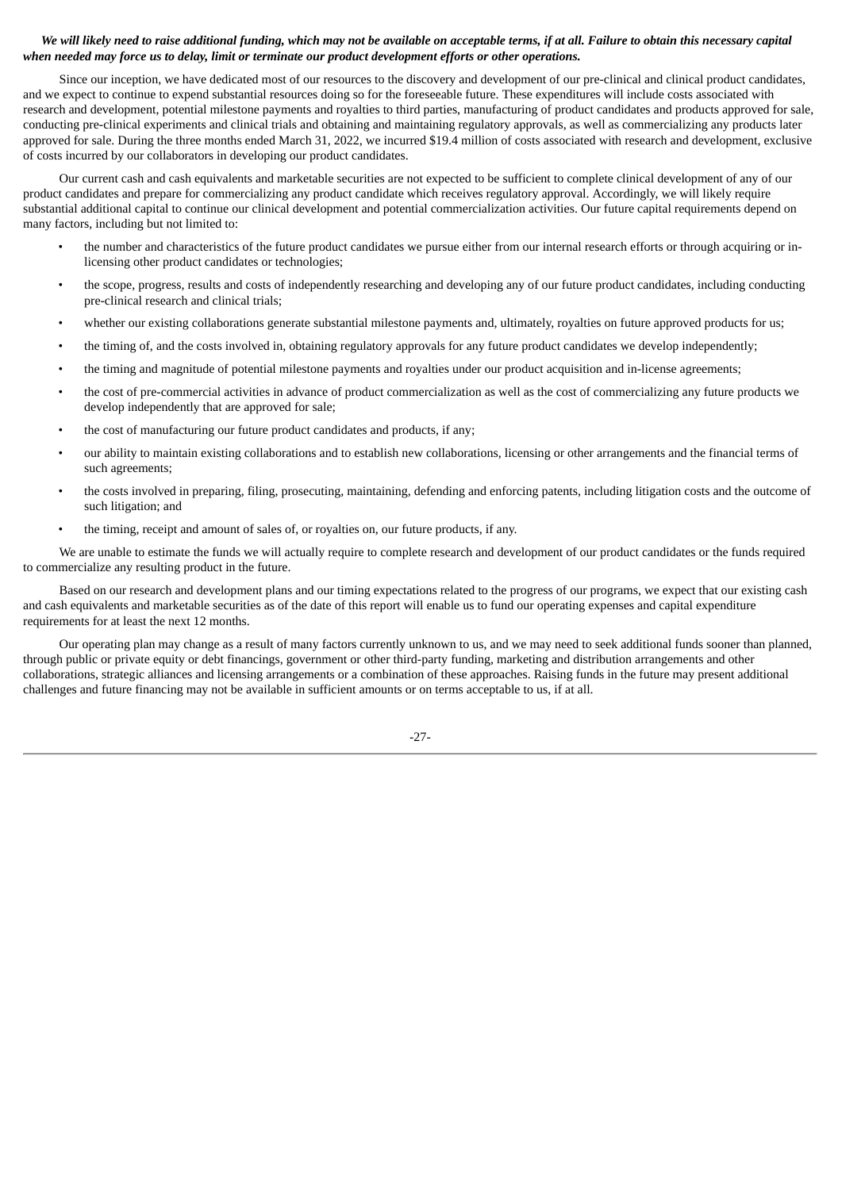***We will likely need to raise additional funding, which may not be available on acceptable terms, if at all. Failure to obtain this necessary capital when needed may force us to delay, limit or terminate our product development efforts or other operations.***

Since our inception, we have dedicated most of our resources to the discovery and development of our pre-clinical and clinical product candidates, and we expect to continue to expend substantial resources doing so for the foreseeable future. These expenditures will include costs associated with research and development, potential milestone payments and royalties to third parties, manufacturing of product candidates and products approved for sale, conducting pre-clinical experiments and clinical trials and obtaining and maintaining regulatory approvals, as well as commercializing any products later approved for sale. During the three months ended March 31, 2022, we incurred $19.4 million of costs associated with research and development, exclusive of costs incurred by our collaborators in developing our product candidates.

Our current cash and cash equivalents and marketable securities are not expected to be sufficient to complete clinical development of any of our product candidates and prepare for commercializing any product candidate which receives regulatory approval. Accordingly, we will likely require substantial additional capital to continue our clinical development and potential commercialization activities. Our future capital requirements depend on many factors, including but not limited to:

- the number and characteristics of the future product candidates we pursue either from our internal research efforts or through acquiring or in-licensing other product candidates or technologies;
- the scope, progress, results and costs of independently researching and developing any of our future product candidates, including conducting pre-clinical research and clinical trials;
- whether our existing collaborations generate substantial milestone payments and, ultimately, royalties on future approved products for us;
- the timing of, and the costs involved in, obtaining regulatory approvals for any future product candidates we develop independently;
- the timing and magnitude of potential milestone payments and royalties under our product acquisition and in-license agreements;
- the cost of pre-commercial activities in advance of product commercialization as well as the cost of commercializing any future products we develop independently that are approved for sale;
- the cost of manufacturing our future product candidates and products, if any;
- our ability to maintain existing collaborations and to establish new collaborations, licensing or other arrangements and the financial terms of such agreements;
- the costs involved in preparing, filing, prosecuting, maintaining, defending and enforcing patents, including litigation costs and the outcome of such litigation; and
- the timing, receipt and amount of sales of, or royalties on, our future products, if any.

We are unable to estimate the funds we will actually require to complete research and development of our product candidates or the funds required to commercialize any resulting product in the future.

Based on our research and development plans and our timing expectations related to the progress of our programs, we expect that our existing cash and cash equivalents and marketable securities as of the date of this report will enable us to fund our operating expenses and capital expenditure requirements for at least the next 12 months.

Our operating plan may change as a result of many factors currently unknown to us, and we may need to seek additional funds sooner than planned, through public or private equity or debt financings, government or other third-party funding, marketing and distribution arrangements and other collaborations, strategic alliances and licensing arrangements or a combination of these approaches. Raising funds in the future may present additional challenges and future financing may not be available in sufficient amounts or on terms acceptable to us, if at all.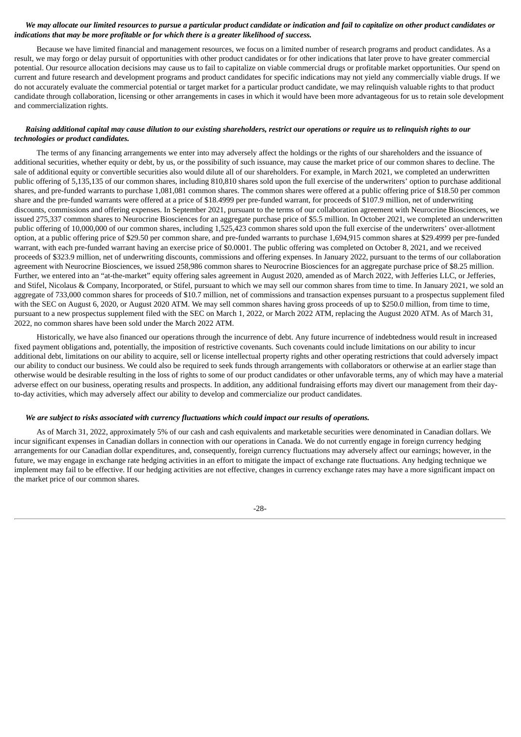***We may allocate our limited resources to pursue a particular product candidate or indication and fail to capitalize on other product candidates or indications that may be more profitable or for which there is a greater likelihood of success.***

Because we have limited financial and management resources, we focus on a limited number of research programs and product candidates. As a result, we may forgo or delay pursuit of opportunities with other product candidates or for other indications that later prove to have greater commercial potential. Our resource allocation decisions may cause us to fail to capitalize on viable commercial drugs or profitable market opportunities. Our spend on current and future research and development programs and product candidates for specific indications may not yield any commercially viable drugs. If we do not accurately evaluate the commercial potential or target market for a particular product candidate, we may relinquish valuable rights to that product candidate through collaboration, licensing or other arrangements in cases in which it would have been more advantageous for us to retain sole development and commercialization rights.

***Raising additional capital may cause dilution to our existing shareholders, restrict our operations or require us to relinquish rights to our technologies or product candidates.***

The terms of any financing arrangements we enter into may adversely affect the holdings or the rights of our shareholders and the issuance of additional securities, whether equity or debt, by us, or the possibility of such issuance, may cause the market price of our common shares to decline. The sale of additional equity or convertible securities also would dilute all of our shareholders. For example, in March 2021, we completed an underwritten public offering of 5,135,135 of our common shares, including 810,810 shares sold upon the full exercise of the underwriters' option to purchase additional shares, and pre-funded warrants to purchase 1,081,081 common shares. The common shares were offered at a public offering price of $18.50 per common share and the pre-funded warrants were offered at a price of $18.4999 per pre-funded warrant, for proceeds of $107.9 million, net of underwriting discounts, commissions and offering expenses. In September 2021, pursuant to the terms of our collaboration agreement with Neurocrine Biosciences, we issued 275,337 common shares to Neurocrine Biosciences for an aggregate purchase price of $5.5 million. In October 2021, we completed an underwritten public offering of 10,000,000 of our common shares, including 1,525,423 common shares sold upon the full exercise of the underwriters' over-allotment option, at a public offering price of $29.50 per common share, and pre-funded warrants to purchase 1,694,915 common shares at $29.4999 per pre-funded warrant, with each pre-funded warrant having an exercise price of $0.0001. The public offering was completed on October 8, 2021, and we received proceeds of $323.9 million, net of underwriting discounts, commissions and offering expenses. In January 2022, pursuant to the terms of our collaboration agreement with Neurocrine Biosciences, we issued 258,986 common shares to Neurocrine Biosciences for an aggregate purchase price of $8.25 million. Further, we entered into an "at-the-market" equity offering sales agreement in August 2020, amended as of March 2022, with Jefferies LLC, or Jefferies, and Stifel, Nicolaus & Company, Incorporated, or Stifel, pursuant to which we may sell our common shares from time to time. In January 2021, we sold an aggregate of 733,000 common shares for proceeds of $10.7 million, net of commissions and transaction expenses pursuant to a prospectus supplement filed with the SEC on August 6, 2020, or August 2020 ATM. We may sell common shares having gross proceeds of up to $250.0 million, from time to time, pursuant to a new prospectus supplement filed with the SEC on March 1, 2022, or March 2022 ATM, replacing the August 2020 ATM. As of March 31, 2022, no common shares have been sold under the March 2022 ATM.

Historically, we have also financed our operations through the incurrence of debt. Any future incurrence of indebtedness would result in increased fixed payment obligations and, potentially, the imposition of restrictive covenants. Such covenants could include limitations on our ability to incur additional debt, limitations on our ability to acquire, sell or license intellectual property rights and other operating restrictions that could adversely impact our ability to conduct our business. We could also be required to seek funds through arrangements with collaborators or otherwise at an earlier stage than otherwise would be desirable resulting in the loss of rights to some of our product candidates or other unfavorable terms, any of which may have a material adverse effect on our business, operating results and prospects. In addition, any additional fundraising efforts may divert our management from their day-to-day activities, which may adversely affect our ability to develop and commercialize our product candidates.

***We are subject to risks associated with currency fluctuations which could impact our results of operations.***

As of March 31, 2022, approximately 5% of our cash and cash equivalents and marketable securities were denominated in Canadian dollars. We incur significant expenses in Canadian dollars in connection with our operations in Canada. We do not currently engage in foreign currency hedging arrangements for our Canadian dollar expenditures, and, consequently, foreign currency fluctuations may adversely affect our earnings; however, in the future, we may engage in exchange rate hedging activities in an effort to mitigate the impact of exchange rate fluctuations. Any hedging technique we implement may fail to be effective. If our hedging activities are not effective, changes in currency exchange rates may have a more significant impact on the market price of our common shares.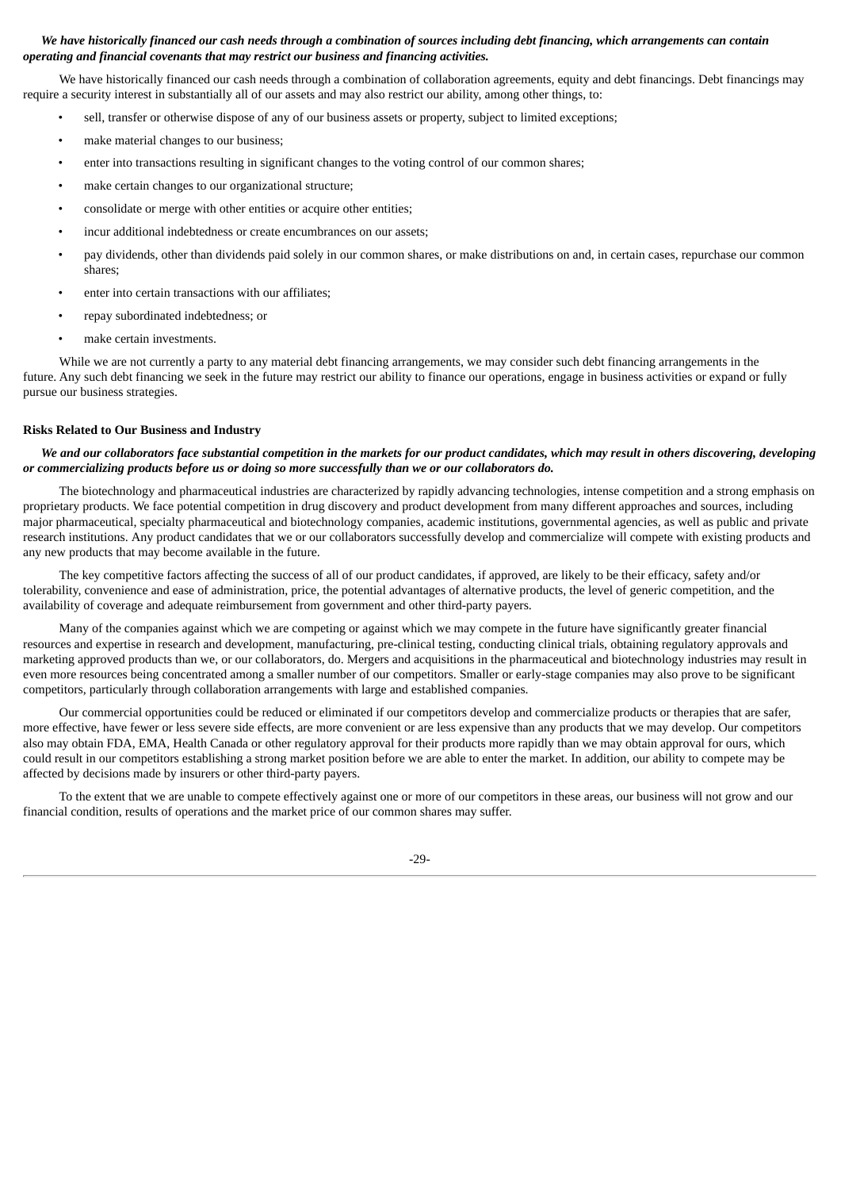***We have historically financed our cash needs through a combination of sources including debt financing, which arrangements can contain operating and financial covenants that may restrict our business and financing activities.***

We have historically financed our cash needs through a combination of collaboration agreements, equity and debt financings. Debt financings may require a security interest in substantially all of our assets and may also restrict our ability, among other things, to:

- sell, transfer or otherwise dispose of any of our business assets or property, subject to limited exceptions;
- make material changes to our business;
- enter into transactions resulting in significant changes to the voting control of our common shares;
- make certain changes to our organizational structure;
- consolidate or merge with other entities or acquire other entities;
- incur additional indebtedness or create encumbrances on our assets;
- pay dividends, other than dividends paid solely in our common shares, or make distributions on and, in certain cases, repurchase our common shares;
- enter into certain transactions with our affiliates;
- repay subordinated indebtedness; or
- make certain investments.

While we are not currently a party to any material debt financing arrangements, we may consider such debt financing arrangements in the future. Any such debt financing we seek in the future may restrict our ability to finance our operations, engage in business activities or expand or fully pursue our business strategies.

**Risks Related to Our Business and Industry**

***We and our collaborators face substantial competition in the markets for our product candidates, which may result in others discovering, developing or commercializing products before us or doing so more successfully than we or our collaborators do.***

The biotechnology and pharmaceutical industries are characterized by rapidly advancing technologies, intense competition and a strong emphasis on proprietary products. We face potential competition in drug discovery and product development from many different approaches and sources, including major pharmaceutical, specialty pharmaceutical and biotechnology companies, academic institutions, governmental agencies, as well as public and private research institutions. Any product candidates that we or our collaborators successfully develop and commercialize will compete with existing products and any new products that may become available in the future.

The key competitive factors affecting the success of all of our product candidates, if approved, are likely to be their efficacy, safety and/or tolerability, convenience and ease of administration, price, the potential advantages of alternative products, the level of generic competition, and the availability of coverage and adequate reimbursement from government and other third-party payers.

Many of the companies against which we are competing or against which we may compete in the future have significantly greater financial resources and expertise in research and development, manufacturing, pre-clinical testing, conducting clinical trials, obtaining regulatory approvals and marketing approved products than we, or our collaborators, do. Mergers and acquisitions in the pharmaceutical and biotechnology industries may result in even more resources being concentrated among a smaller number of our competitors. Smaller or early-stage companies may also prove to be significant competitors, particularly through collaboration arrangements with large and established companies.

Our commercial opportunities could be reduced or eliminated if our competitors develop and commercialize products or therapies that are safer, more effective, have fewer or less severe side effects, are more convenient or are less expensive than any products that we may develop. Our competitors also may obtain FDA, EMA, Health Canada or other regulatory approval for their products more rapidly than we may obtain approval for ours, which could result in our competitors establishing a strong market position before we are able to enter the market. In addition, our ability to compete may be affected by decisions made by insurers or other third-party payers.

To the extent that we are unable to compete effectively against one or more of our competitors in these areas, our business will not grow and our financial condition, results of operations and the market price of our common shares may suffer.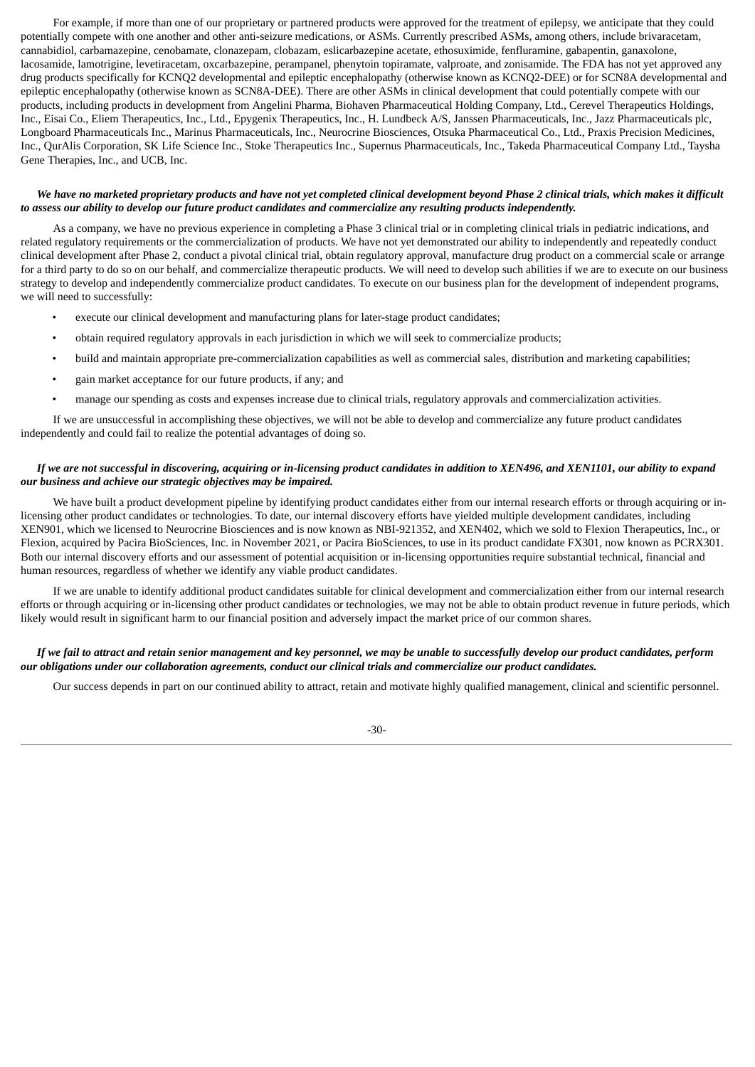For example, if more than one of our proprietary or partnered products were approved for the treatment of epilepsy, we anticipate that they could potentially compete with one another and other anti-seizure medications, or ASMs. Currently prescribed ASMs, among others, include brivaracetam, cannabidiol, carbamazepine, cenobamate, clonazepam, clobazam, eslicarbazepine acetate, ethosuximide, fenfluramine, gabapentin, ganaxolone, lacosamide, lamotrigine, levetiracetam, oxcarbazepine, perampanel, phenytoin topiramate, valproate, and zonisamide. The FDA has not yet approved any drug products specifically for KCNQ2 developmental and epileptic encephalopathy (otherwise known as KCNQ2-DEE) or for SCN8A developmental and epileptic encephalopathy (otherwise known as SCN8A-DEE). There are other ASMs in clinical development that could potentially compete with our products, including products in development from Angelini Pharma, Biohaven Pharmaceutical Holding Company, Ltd., Cerevel Therapeutics Holdings, Inc., Eisai Co., Eliem Therapeutics, Inc., Ltd., Epygenix Therapeutics, Inc., H. Lundbeck A/S, Janssen Pharmaceuticals, Inc., Jazz Pharmaceuticals plc, Longboard Pharmaceuticals Inc., Marinus Pharmaceuticals, Inc., Neurocrine Biosciences, Otsuka Pharmaceutical Co., Ltd., Praxis Precision Medicines, Inc., QurAlis Corporation, SK Life Science Inc., Stoke Therapeutics Inc., Supernus Pharmaceuticals, Inc., Takeda Pharmaceutical Company Ltd., Taysha Gene Therapies, Inc., and UCB, Inc.

***We have no marketed proprietary products and have not yet completed clinical development beyond Phase 2 clinical trials, which makes it difficult to assess our ability to develop our future product candidates and commercialize any resulting products independently.***

As a company, we have no previous experience in completing a Phase 3 clinical trial or in completing clinical trials in pediatric indications, and related regulatory requirements or the commercialization of products. We have not yet demonstrated our ability to independently and repeatedly conduct clinical development after Phase 2, conduct a pivotal clinical trial, obtain regulatory approval, manufacture drug product on a commercial scale or arrange for a third party to do so on our behalf, and commercialize therapeutic products. We will need to develop such abilities if we are to execute on our business strategy to develop and independently commercialize product candidates. To execute on our business plan for the development of independent programs, we will need to successfully:

- execute our clinical development and manufacturing plans for later-stage product candidates;
- obtain required regulatory approvals in each jurisdiction in which we will seek to commercialize products;
- build and maintain appropriate pre-commercialization capabilities as well as commercial sales, distribution and marketing capabilities;
- gain market acceptance for our future products, if any; and
- manage our spending as costs and expenses increase due to clinical trials, regulatory approvals and commercialization activities.

If we are unsuccessful in accomplishing these objectives, we will not be able to develop and commercialize any future product candidates independently and could fail to realize the potential advantages of doing so.

***If we are not successful in discovering, acquiring or in-licensing product candidates in addition to XEN496, and XEN1101, our ability to expand our business and achieve our strategic objectives may be impaired.***

We have built a product development pipeline by identifying product candidates either from our internal research efforts or through acquiring or in-licensing other product candidates or technologies. To date, our internal discovery efforts have yielded multiple development candidates, including XEN901, which we licensed to Neurocrine Biosciences and is now known as NBI-921352, and XEN402, which we sold to Flexion Therapeutics, Inc., or Flexion, acquired by Pacira BioSciences, Inc. in November 2021, or Pacira BioSciences, to use in its product candidate FX301, now known as PCRX301. Both our internal discovery efforts and our assessment of potential acquisition or in-licensing opportunities require substantial technical, financial and human resources, regardless of whether we identify any viable product candidates.

If we are unable to identify additional product candidates suitable for clinical development and commercialization either from our internal research efforts or through acquiring or in-licensing other product candidates or technologies, we may not be able to obtain product revenue in future periods, which likely would result in significant harm to our financial position and adversely impact the market price of our common shares.

***If we fail to attract and retain senior management and key personnel, we may be unable to successfully develop our product candidates, perform our obligations under our collaboration agreements, conduct our clinical trials and commercialize our product candidates.***

Our success depends in part on our continued ability to attract, retain and motivate highly qualified management, clinical and scientific personnel.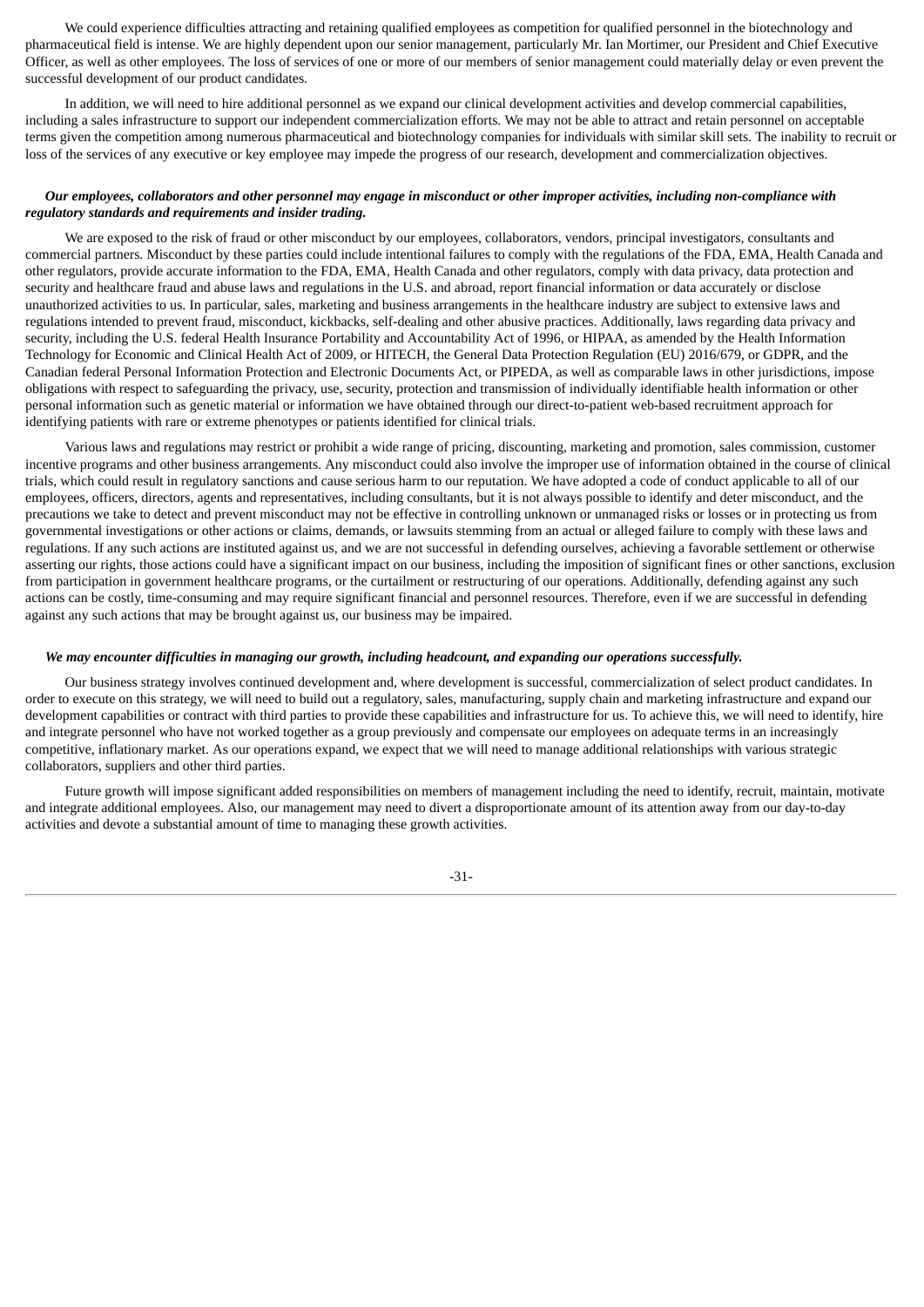We could experience difficulties attracting and retaining qualified employees as competition for qualified personnel in the biotechnology and pharmaceutical field is intense. We are highly dependent upon our senior management, particularly Mr. Ian Mortimer, our President and Chief Executive Officer, as well as other employees. The loss of services of one or more of our members of senior management could materially delay or even prevent the successful development of our product candidates.

In addition, we will need to hire additional personnel as we expand our clinical development activities and develop commercial capabilities, including a sales infrastructure to support our independent commercialization efforts. We may not be able to attract and retain personnel on acceptable terms given the competition among numerous pharmaceutical and biotechnology companies for individuals with similar skill sets. The inability to recruit or loss of the services of any executive or key employee may impede the progress of our research, development and commercialization objectives.

***Our employees, collaborators and other personnel may engage in misconduct or other improper activities, including non-compliance with regulatory standards and requirements and insider trading.***

We are exposed to the risk of fraud or other misconduct by our employees, collaborators, vendors, principal investigators, consultants and commercial partners. Misconduct by these parties could include intentional failures to comply with the regulations of the FDA, EMA, Health Canada and other regulators, provide accurate information to the FDA, EMA, Health Canada and other regulators, comply with data privacy, data protection and security and healthcare fraud and abuse laws and regulations in the U.S. and abroad, report financial information or data accurately or disclose unauthorized activities to us. In particular, sales, marketing and business arrangements in the healthcare industry are subject to extensive laws and regulations intended to prevent fraud, misconduct, kickbacks, self-dealing and other abusive practices. Additionally, laws regarding data privacy and security, including the U.S. federal Health Insurance Portability and Accountability Act of 1996, or HIPAA, as amended by the Health Information Technology for Economic and Clinical Health Act of 2009, or HITECH, the General Data Protection Regulation (EU) 2016/679, or GDPR, and the Canadian federal Personal Information Protection and Electronic Documents Act, or PIPEDA, as well as comparable laws in other jurisdictions, impose obligations with respect to safeguarding the privacy, use, security, protection and transmission of individually identifiable health information or other personal information such as genetic material or information we have obtained through our direct-to-patient web-based recruitment approach for identifying patients with rare or extreme phenotypes or patients identified for clinical trials.

Various laws and regulations may restrict or prohibit a wide range of pricing, discounting, marketing and promotion, sales commission, customer incentive programs and other business arrangements. Any misconduct could also involve the improper use of information obtained in the course of clinical trials, which could result in regulatory sanctions and cause serious harm to our reputation. We have adopted a code of conduct applicable to all of our employees, officers, directors, agents and representatives, including consultants, but it is not always possible to identify and deter misconduct, and the precautions we take to detect and prevent misconduct may not be effective in controlling unknown or unmanaged risks or losses or in protecting us from governmental investigations or other actions or claims, demands, or lawsuits stemming from an actual or alleged failure to comply with these laws and regulations. If any such actions are instituted against us, and we are not successful in defending ourselves, achieving a favorable settlement or otherwise asserting our rights, those actions could have a significant impact on our business, including the imposition of significant fines or other sanctions, exclusion from participation in government healthcare programs, or the curtailment or restructuring of our operations. Additionally, defending against any such actions can be costly, time-consuming and may require significant financial and personnel resources. Therefore, even if we are successful in defending against any such actions that may be brought against us, our business may be impaired.

***We may encounter difficulties in managing our growth, including headcount, and expanding our operations successfully.***

Our business strategy involves continued development and, where development is successful, commercialization of select product candidates. In order to execute on this strategy, we will need to build out a regulatory, sales, manufacturing, supply chain and marketing infrastructure and expand our development capabilities or contract with third parties to provide these capabilities and infrastructure for us. To achieve this, we will need to identify, hire and integrate personnel who have not worked together as a group previously and compensate our employees on adequate terms in an increasingly competitive, inflationary market. As our operations expand, we expect that we will need to manage additional relationships with various strategic collaborators, suppliers and other third parties.

Future growth will impose significant added responsibilities on members of management including the need to identify, recruit, maintain, motivate and integrate additional employees. Also, our management may need to divert a disproportionate amount of its attention away from our day-to-day activities and devote a substantial amount of time to managing these growth activities.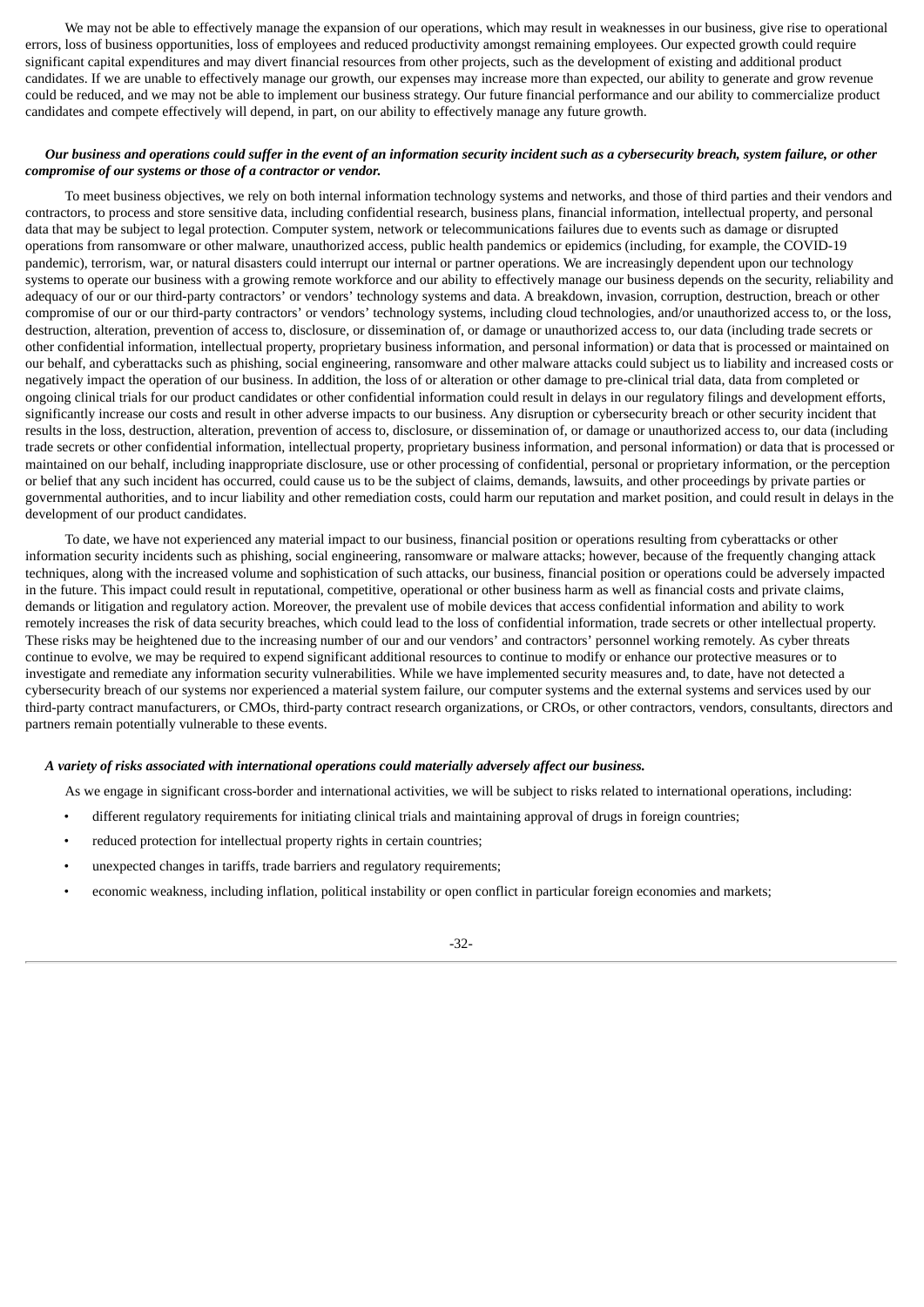We may not be able to effectively manage the expansion of our operations, which may result in weaknesses in our business, give rise to operational errors, loss of business opportunities, loss of employees and reduced productivity amongst remaining employees. Our expected growth could require significant capital expenditures and may divert financial resources from other projects, such as the development of existing and additional product candidates. If we are unable to effectively manage our growth, our expenses may increase more than expected, our ability to generate and grow revenue could be reduced, and we may not be able to implement our business strategy. Our future financial performance and our ability to commercialize product candidates and compete effectively will depend, in part, on our ability to effectively manage any future growth.

***Our business and operations could suffer in the event of an information security incident such as a cybersecurity breach, system failure, or other compromise of our systems or those of a contractor or vendor.***

To meet business objectives, we rely on both internal information technology systems and networks, and those of third parties and their vendors and contractors, to process and store sensitive data, including confidential research, business plans, financial information, intellectual property, and personal data that may be subject to legal protection. Computer system, network or telecommunications failures due to events such as damage or disrupted operations from ransomware or other malware, unauthorized access, public health pandemics or epidemics (including, for example, the COVID-19 pandemic), terrorism, war, or natural disasters could interrupt our internal or partner operations. We are increasingly dependent upon our technology systems to operate our business with a growing remote workforce and our ability to effectively manage our business depends on the security, reliability and adequacy of our or our third-party contractors' or vendors' technology systems and data. A breakdown, invasion, corruption, destruction, breach or other compromise of our or our third-party contractors' or vendors' technology systems, including cloud technologies, and/or unauthorized access to, or the loss, destruction, alteration, prevention of access to, disclosure, or dissemination of, or damage or unauthorized access to, our data (including trade secrets or other confidential information, intellectual property, proprietary business information, and personal information) or data that is processed or maintained on our behalf, and cyberattacks such as phishing, social engineering, ransomware and other malware attacks could subject us to liability and increased costs or negatively impact the operation of our business. In addition, the loss of or alteration or other damage to pre-clinical trial data, data from completed or ongoing clinical trials for our product candidates or other confidential information could result in delays in our regulatory filings and development efforts, significantly increase our costs and result in other adverse impacts to our business. Any disruption or cybersecurity breach or other security incident that results in the loss, destruction, alteration, prevention of access to, disclosure, or dissemination of, or damage or unauthorized access to, our data (including trade secrets or other confidential information, intellectual property, proprietary business information, and personal information) or data that is processed or maintained on our behalf, including inappropriate disclosure, use or other processing of confidential, personal or proprietary information, or the perception or belief that any such incident has occurred, could cause us to be the subject of claims, demands, lawsuits, and other proceedings by private parties or governmental authorities, and to incur liability and other remediation costs, could harm our reputation and market position, and could result in delays in the development of our product candidates.

To date, we have not experienced any material impact to our business, financial position or operations resulting from cyberattacks or other information security incidents such as phishing, social engineering, ransomware or malware attacks; however, because of the frequently changing attack techniques, along with the increased volume and sophistication of such attacks, our business, financial position or operations could be adversely impacted in the future. This impact could result in reputational, competitive, operational or other business harm as well as financial costs and private claims, demands or litigation and regulatory action. Moreover, the prevalent use of mobile devices that access confidential information and ability to work remotely increases the risk of data security breaches, which could lead to the loss of confidential information, trade secrets or other intellectual property. These risks may be heightened due to the increasing number of our and our vendors' and contractors' personnel working remotely. As cyber threats continue to evolve, we may be required to expend significant additional resources to continue to modify or enhance our protective measures or to investigate and remediate any information security vulnerabilities. While we have implemented security measures and, to date, have not detected a cybersecurity breach of our systems nor experienced a material system failure, our computer systems and the external systems and services used by our third-party contract manufacturers, or CMOs, third-party contract research organizations, or CROs, or other contractors, vendors, consultants, directors and partners remain potentially vulnerable to these events.

***A variety of risks associated with international operations could materially adversely affect our business.***

As we engage in significant cross-border and international activities, we will be subject to risks related to international operations, including:

- different regulatory requirements for initiating clinical trials and maintaining approval of drugs in foreign countries;
- reduced protection for intellectual property rights in certain countries;
- unexpected changes in tariffs, trade barriers and regulatory requirements;
- economic weakness, including inflation, political instability or open conflict in particular foreign economies and markets;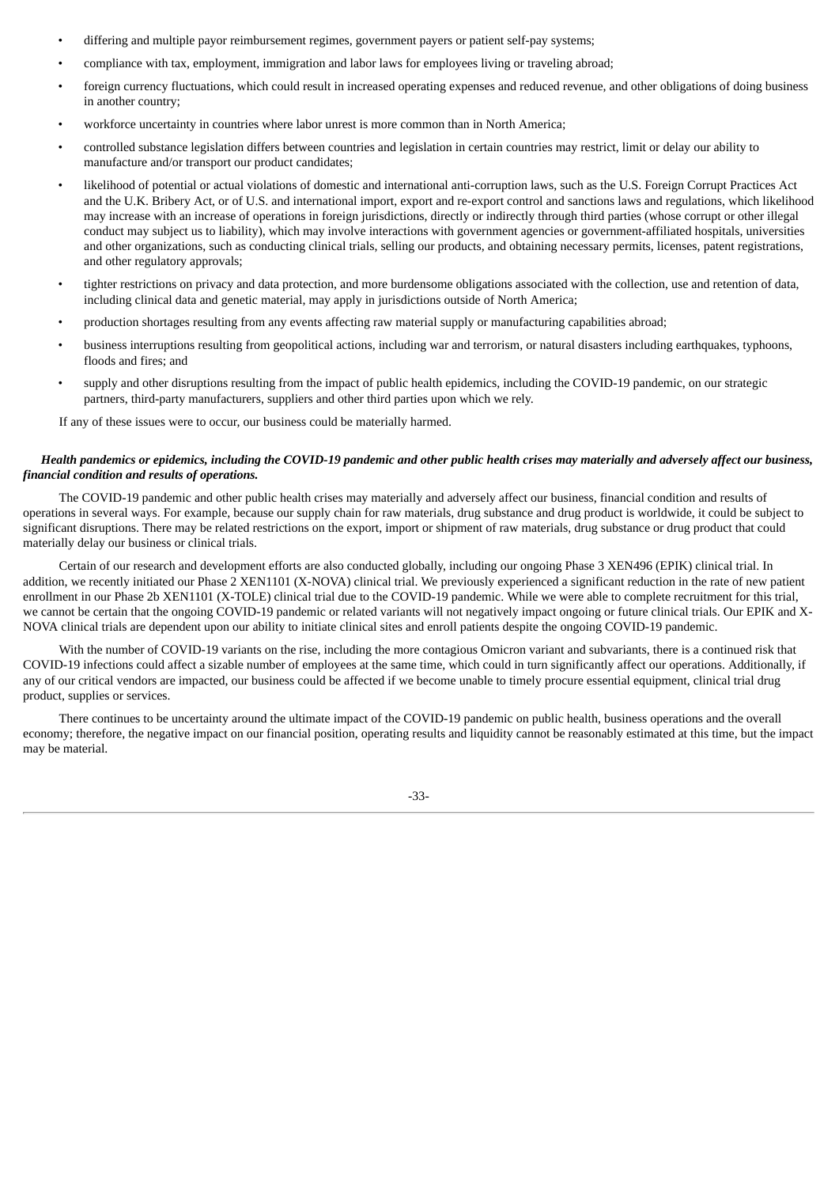- differing and multiple payor reimbursement regimes, government payers or patient self-pay systems;
- compliance with tax, employment, immigration and labor laws for employees living or traveling abroad;
- foreign currency fluctuations, which could result in increased operating expenses and reduced revenue, and other obligations of doing business in another country;
- workforce uncertainty in countries where labor unrest is more common than in North America;
- controlled substance legislation differs between countries and legislation in certain countries may restrict, limit or delay our ability to manufacture and/or transport our product candidates;
- likelihood of potential or actual violations of domestic and international anti-corruption laws, such as the U.S. Foreign Corrupt Practices Act and the U.K. Bribery Act, or of U.S. and international import, export and re-export control and sanctions laws and regulations, which likelihood may increase with an increase of operations in foreign jurisdictions, directly or indirectly through third parties (whose corrupt or other illegal conduct may subject us to liability), which may involve interactions with government agencies or government-affiliated hospitals, universities and other organizations, such as conducting clinical trials, selling our products, and obtaining necessary permits, licenses, patent registrations, and other regulatory approvals;
- tighter restrictions on privacy and data protection, and more burdensome obligations associated with the collection, use and retention of data, including clinical data and genetic material, may apply in jurisdictions outside of North America;
- production shortages resulting from any events affecting raw material supply or manufacturing capabilities abroad;
- business interruptions resulting from geopolitical actions, including war and terrorism, or natural disasters including earthquakes, typhoons, floods and fires; and
- supply and other disruptions resulting from the impact of public health epidemics, including the COVID-19 pandemic, on our strategic partners, third-party manufacturers, suppliers and other third parties upon which we rely.

If any of these issues were to occur, our business could be materially harmed.

***Health pandemics or epidemics, including the COVID-19 pandemic and other public health crises may materially and adversely affect our business, financial condition and results of operations.***

The COVID-19 pandemic and other public health crises may materially and adversely affect our business, financial condition and results of operations in several ways. For example, because our supply chain for raw materials, drug substance and drug product is worldwide, it could be subject to significant disruptions. There may be related restrictions on the export, import or shipment of raw materials, drug substance or drug product that could materially delay our business or clinical trials.

Certain of our research and development efforts are also conducted globally, including our ongoing Phase 3 XEN496 (EPIK) clinical trial. In addition, we recently initiated our Phase 2 XEN1101 (X-NOVA) clinical trial. We previously experienced a significant reduction in the rate of new patient enrollment in our Phase 2b XEN1101 (X-TOLE) clinical trial due to the COVID-19 pandemic. While we were able to complete recruitment for this trial, we cannot be certain that the ongoing COVID-19 pandemic or related variants will not negatively impact ongoing or future clinical trials. Our EPIK and X-NOVA clinical trials are dependent upon our ability to initiate clinical sites and enroll patients despite the ongoing COVID-19 pandemic.

With the number of COVID-19 variants on the rise, including the more contagious Omicron variant and subvariants, there is a continued risk that COVID-19 infections could affect a sizable number of employees at the same time, which could in turn significantly affect our operations. Additionally, if any of our critical vendors are impacted, our business could be affected if we become unable to timely procure essential equipment, clinical trial drug product, supplies or services.

There continues to be uncertainty around the ultimate impact of the COVID-19 pandemic on public health, business operations and the overall economy; therefore, the negative impact on our financial position, operating results and liquidity cannot be reasonably estimated at this time, but the impact may be material.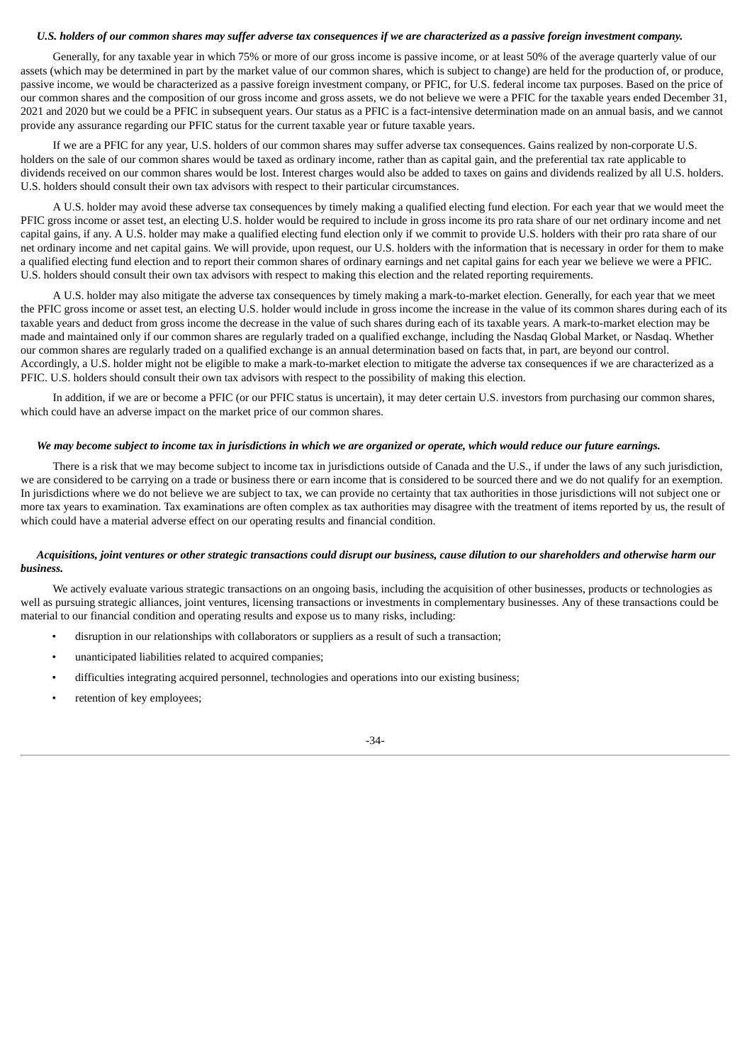*U.S. holders of our common shares may suffer adverse tax consequences if we are characterized as a passive foreign investment company.*

Generally, for any taxable year in which 75% or more of our gross income is passive income, or at least 50% of the average quarterly value of our assets (which may be determined in part by the market value of our common shares, which is subject to change) are held for the production of, or produce, passive income, we would be characterized as a passive foreign investment company, or PFIC, for U.S. federal income tax purposes. Based on the price of our common shares and the composition of our gross income and gross assets, we do not believe we were a PFIC for the taxable years ended December 31, 2021 and 2020 but we could be a PFIC in subsequent years. Our status as a PFIC is a fact-intensive determination made on an annual basis, and we cannot provide any assurance regarding our PFIC status for the current taxable year or future taxable years.

If we are a PFIC for any year, U.S. holders of our common shares may suffer adverse tax consequences. Gains realized by non-corporate U.S. holders on the sale of our common shares would be taxed as ordinary income, rather than as capital gain, and the preferential tax rate applicable to dividends received on our common shares would be lost. Interest charges would also be added to taxes on gains and dividends realized by all U.S. holders. U.S. holders should consult their own tax advisors with respect to their particular circumstances.

A U.S. holder may avoid these adverse tax consequences by timely making a qualified electing fund election. For each year that we would meet the PFIC gross income or asset test, an electing U.S. holder would be required to include in gross income its pro rata share of our net ordinary income and net capital gains, if any. A U.S. holder may make a qualified electing fund election only if we commit to provide U.S. holders with their pro rata share of our net ordinary income and net capital gains. We will provide, upon request, our U.S. holders with the information that is necessary in order for them to make a qualified electing fund election and to report their common shares of ordinary earnings and net capital gains for each year we believe we were a PFIC. U.S. holders should consult their own tax advisors with respect to making this election and the related reporting requirements.

A U.S. holder may also mitigate the adverse tax consequences by timely making a mark-to-market election. Generally, for each year that we meet the PFIC gross income or asset test, an electing U.S. holder would include in gross income the increase in the value of its common shares during each of its taxable years and deduct from gross income the decrease in the value of such shares during each of its taxable years. A mark-to-market election may be made and maintained only if our common shares are regularly traded on a qualified exchange, including the Nasdaq Global Market, or Nasdaq. Whether our common shares are regularly traded on a qualified exchange is an annual determination based on facts that, in part, are beyond our control. Accordingly, a U.S. holder might not be eligible to make a mark-to-market election to mitigate the adverse tax consequences if we are characterized as a PFIC. U.S. holders should consult their own tax advisors with respect to the possibility of making this election.

In addition, if we are or become a PFIC (or our PFIC status is uncertain), it may deter certain U.S. investors from purchasing our common shares, which could have an adverse impact on the market price of our common shares.

*We may become subject to income tax in jurisdictions in which we are organized or operate, which would reduce our future earnings.*

There is a risk that we may become subject to income tax in jurisdictions outside of Canada and the U.S., if under the laws of any such jurisdiction, we are considered to be carrying on a trade or business there or earn income that is considered to be sourced there and we do not qualify for an exemption. In jurisdictions where we do not believe we are subject to tax, we can provide no certainty that tax authorities in those jurisdictions will not subject one or more tax years to examination. Tax examinations are often complex as tax authorities may disagree with the treatment of items reported by us, the result of which could have a material adverse effect on our operating results and financial condition.

*Acquisitions, joint ventures or other strategic transactions could disrupt our business, cause dilution to our shareholders and otherwise harm our business.*

We actively evaluate various strategic transactions on an ongoing basis, including the acquisition of other businesses, products or technologies as well as pursuing strategic alliances, joint ventures, licensing transactions or investments in complementary businesses. Any of these transactions could be material to our financial condition and operating results and expose us to many risks, including:

- disruption in our relationships with collaborators or suppliers as a result of such a transaction;
- unanticipated liabilities related to acquired companies;
- difficulties integrating acquired personnel, technologies and operations into our existing business;
- retention of key employees;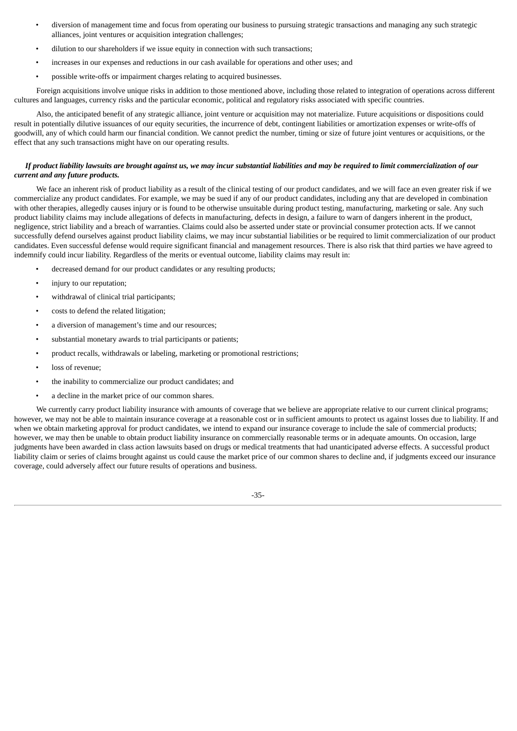- diversion of management time and focus from operating our business to pursuing strategic transactions and managing any such strategic alliances, joint ventures or acquisition integration challenges;
- dilution to our shareholders if we issue equity in connection with such transactions;
- increases in our expenses and reductions in our cash available for operations and other uses; and
- possible write-offs or impairment charges relating to acquired businesses.

Foreign acquisitions involve unique risks in addition to those mentioned above, including those related to integration of operations across different cultures and languages, currency risks and the particular economic, political and regulatory risks associated with specific countries.

Also, the anticipated benefit of any strategic alliance, joint venture or acquisition may not materialize. Future acquisitions or dispositions could result in potentially dilutive issuances of our equity securities, the incurrence of debt, contingent liabilities or amortization expenses or write-offs of goodwill, any of which could harm our financial condition. We cannot predict the number, timing or size of future joint ventures or acquisitions, or the effect that any such transactions might have on our operating results.

***If product liability lawsuits are brought against us, we may incur substantial liabilities and may be required to limit commercialization of our current and any future products.***

We face an inherent risk of product liability as a result of the clinical testing of our product candidates, and we will face an even greater risk if we commercialize any product candidates. For example, we may be sued if any of our product candidates, including any that are developed in combination with other therapies, allegedly causes injury or is found to be otherwise unsuitable during product testing, manufacturing, marketing or sale. Any such product liability claims may include allegations of defects in manufacturing, defects in design, a failure to warn of dangers inherent in the product, negligence, strict liability and a breach of warranties. Claims could also be asserted under state or provincial consumer protection acts. If we cannot successfully defend ourselves against product liability claims, we may incur substantial liabilities or be required to limit commercialization of our product candidates. Even successful defense would require significant financial and management resources. There is also risk that third parties we have agreed to indemnify could incur liability. Regardless of the merits or eventual outcome, liability claims may result in:

- decreased demand for our product candidates or any resulting products;
- injury to our reputation;
- withdrawal of clinical trial participants;
- costs to defend the related litigation;
- a diversion of management's time and our resources;
- substantial monetary awards to trial participants or patients;
- product recalls, withdrawals or labeling, marketing or promotional restrictions;
- loss of revenue;
- the inability to commercialize our product candidates; and
- a decline in the market price of our common shares.

We currently carry product liability insurance with amounts of coverage that we believe are appropriate relative to our current clinical programs; however, we may not be able to maintain insurance coverage at a reasonable cost or in sufficient amounts to protect us against losses due to liability. If and when we obtain marketing approval for product candidates, we intend to expand our insurance coverage to include the sale of commercial products; however, we may then be unable to obtain product liability insurance on commercially reasonable terms or in adequate amounts. On occasion, large judgments have been awarded in class action lawsuits based on drugs or medical treatments that had unanticipated adverse effects. A successful product liability claim or series of claims brought against us could cause the market price of our common shares to decline and, if judgments exceed our insurance coverage, could adversely affect our future results of operations and business.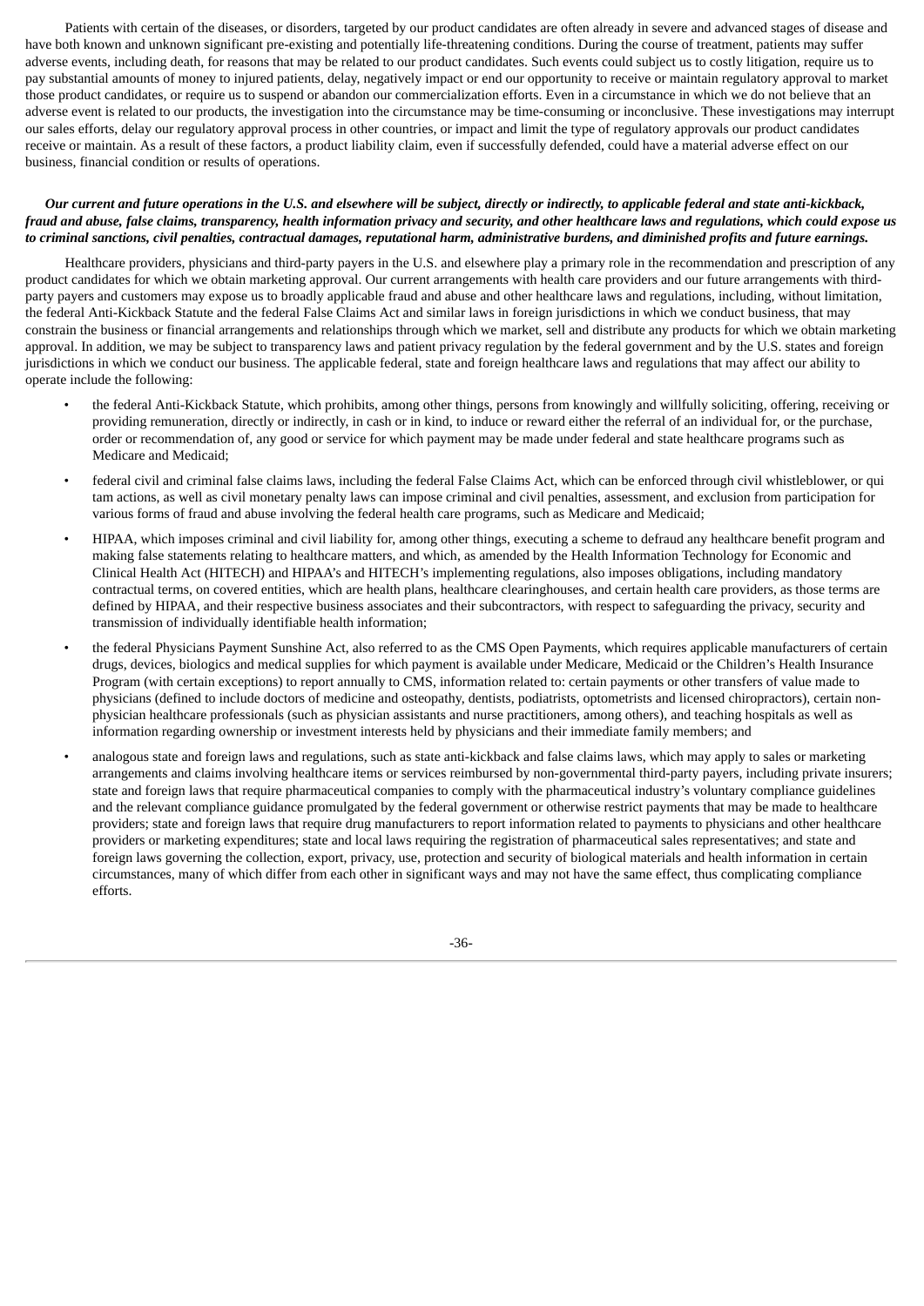Patients with certain of the diseases, or disorders, targeted by our product candidates are often already in severe and advanced stages of disease and have both known and unknown significant pre-existing and potentially life-threatening conditions. During the course of treatment, patients may suffer adverse events, including death, for reasons that may be related to our product candidates. Such events could subject us to costly litigation, require us to pay substantial amounts of money to injured patients, delay, negatively impact or end our opportunity to receive or maintain regulatory approval to market those product candidates, or require us to suspend or abandon our commercialization efforts. Even in a circumstance in which we do not believe that an adverse event is related to our products, the investigation into the circumstance may be time-consuming or inconclusive. These investigations may interrupt our sales efforts, delay our regulatory approval process in other countries, or impact and limit the type of regulatory approvals our product candidates receive or maintain. As a result of these factors, a product liability claim, even if successfully defended, could have a material adverse effect on our business, financial condition or results of operations.

***Our current and future operations in the U.S. and elsewhere will be subject, directly or indirectly, to applicable federal and state anti-kickback, fraud and abuse, false claims, transparency, health information privacy and security, and other healthcare laws and regulations, which could expose us to criminal sanctions, civil penalties, contractual damages, reputational harm, administrative burdens, and diminished profits and future earnings.***

Healthcare providers, physicians and third-party payers in the U.S. and elsewhere play a primary role in the recommendation and prescription of any product candidates for which we obtain marketing approval. Our current arrangements with health care providers and our future arrangements with third-party payers and customers may expose us to broadly applicable fraud and abuse and other healthcare laws and regulations, including, without limitation, the federal Anti-Kickback Statute and the federal False Claims Act and similar laws in foreign jurisdictions in which we conduct business, that may constrain the business or financial arrangements and relationships through which we market, sell and distribute any products for which we obtain marketing approval. In addition, we may be subject to transparency laws and patient privacy regulation by the federal government and by the U.S. states and foreign jurisdictions in which we conduct our business. The applicable federal, state and foreign healthcare laws and regulations that may affect our ability to operate include the following:

- the federal Anti-Kickback Statute, which prohibits, among other things, persons from knowingly and willfully soliciting, offering, receiving or providing remuneration, directly or indirectly, in cash or in kind, to induce or reward either the referral of an individual for, or the purchase, order or recommendation of, any good or service for which payment may be made under federal and state healthcare programs such as Medicare and Medicaid;
- federal civil and criminal false claims laws, including the federal False Claims Act, which can be enforced through civil whistleblower, or qui tam actions, as well as civil monetary penalty laws can impose criminal and civil penalties, assessment, and exclusion from participation for various forms of fraud and abuse involving the federal health care programs, such as Medicare and Medicaid;
- HIPAA, which imposes criminal and civil liability for, among other things, executing a scheme to defraud any healthcare benefit program and making false statements relating to healthcare matters, and which, as amended by the Health Information Technology for Economic and Clinical Health Act (HITECH) and HIPAA's and HITECH's implementing regulations, also imposes obligations, including mandatory contractual terms, on covered entities, which are health plans, healthcare clearinghouses, and certain health care providers, as those terms are defined by HIPAA, and their respective business associates and their subcontractors, with respect to safeguarding the privacy, security and transmission of individually identifiable health information;
- the federal Physicians Payment Sunshine Act, also referred to as the CMS Open Payments, which requires applicable manufacturers of certain drugs, devices, biologics and medical supplies for which payment is available under Medicare, Medicaid or the Children's Health Insurance Program (with certain exceptions) to report annually to CMS, information related to: certain payments or other transfers of value made to physicians (defined to include doctors of medicine and osteopathy, dentists, podiatrists, optometrists and licensed chiropractors), certain non-physician healthcare professionals (such as physician assistants and nurse practitioners, among others), and teaching hospitals as well as information regarding ownership or investment interests held by physicians and their immediate family members; and
- analogous state and foreign laws and regulations, such as state anti-kickback and false claims laws, which may apply to sales or marketing arrangements and claims involving healthcare items or services reimbursed by non-governmental third-party payers, including private insurers; state and foreign laws that require pharmaceutical companies to comply with the pharmaceutical industry's voluntary compliance guidelines and the relevant compliance guidance promulgated by the federal government or otherwise restrict payments that may be made to healthcare providers; state and foreign laws that require drug manufacturers to report information related to payments to physicians and other healthcare providers or marketing expenditures; state and local laws requiring the registration of pharmaceutical sales representatives; and state and foreign laws governing the collection, export, privacy, use, protection and security of biological materials and health information in certain circumstances, many of which differ from each other in significant ways and may not have the same effect, thus complicating compliance efforts.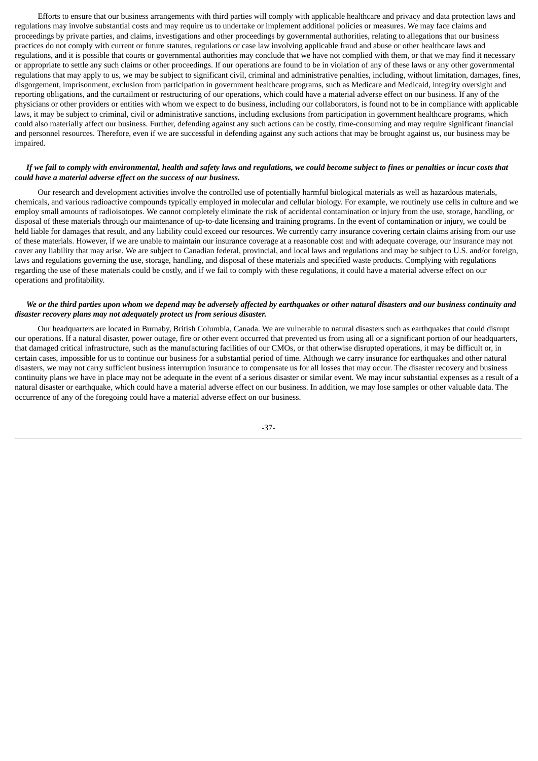Efforts to ensure that our business arrangements with third parties will comply with applicable healthcare and privacy and data protection laws and regulations may involve substantial costs and may require us to undertake or implement additional policies or measures. We may face claims and proceedings by private parties, and claims, investigations and other proceedings by governmental authorities, relating to allegations that our business practices do not comply with current or future statutes, regulations or case law involving applicable fraud and abuse or other healthcare laws and regulations, and it is possible that courts or governmental authorities may conclude that we have not complied with them, or that we may find it necessary or appropriate to settle any such claims or other proceedings. If our operations are found to be in violation of any of these laws or any other governmental regulations that may apply to us, we may be subject to significant civil, criminal and administrative penalties, including, without limitation, damages, fines, disgorgement, imprisonment, exclusion from participation in government healthcare programs, such as Medicare and Medicaid, integrity oversight and reporting obligations, and the curtailment or restructuring of our operations, which could have a material adverse effect on our business. If any of the physicians or other providers or entities with whom we expect to do business, including our collaborators, is found not to be in compliance with applicable laws, it may be subject to criminal, civil or administrative sanctions, including exclusions from participation in government healthcare programs, which could also materially affect our business. Further, defending against any such actions can be costly, time-consuming and may require significant financial and personnel resources. Therefore, even if we are successful in defending against any such actions that may be brought against us, our business may be impaired.

***If we fail to comply with environmental, health and safety laws and regulations, we could become subject to fines or penalties or incur costs that could have a material adverse effect on the success of our business.***

Our research and development activities involve the controlled use of potentially harmful biological materials as well as hazardous materials, chemicals, and various radioactive compounds typically employed in molecular and cellular biology. For example, we routinely use cells in culture and we employ small amounts of radioisotopes. We cannot completely eliminate the risk of accidental contamination or injury from the use, storage, handling, or disposal of these materials through our maintenance of up-to-date licensing and training programs. In the event of contamination or injury, we could be held liable for damages that result, and any liability could exceed our resources. We currently carry insurance covering certain claims arising from our use of these materials. However, if we are unable to maintain our insurance coverage at a reasonable cost and with adequate coverage, our insurance may not cover any liability that may arise. We are subject to Canadian federal, provincial, and local laws and regulations and may be subject to U.S. and/or foreign, laws and regulations governing the use, storage, handling, and disposal of these materials and specified waste products. Complying with regulations regarding the use of these materials could be costly, and if we fail to comply with these regulations, it could have a material adverse effect on our operations and profitability.

***We or the third parties upon whom we depend may be adversely affected by earthquakes or other natural disasters and our business continuity and disaster recovery plans may not adequately protect us from serious disaster.***

Our headquarters are located in Burnaby, British Columbia, Canada. We are vulnerable to natural disasters such as earthquakes that could disrupt our operations. If a natural disaster, power outage, fire or other event occurred that prevented us from using all or a significant portion of our headquarters, that damaged critical infrastructure, such as the manufacturing facilities of our CMOs, or that otherwise disrupted operations, it may be difficult or, in certain cases, impossible for us to continue our business for a substantial period of time. Although we carry insurance for earthquakes and other natural disasters, we may not carry sufficient business interruption insurance to compensate us for all losses that may occur. The disaster recovery and business continuity plans we have in place may not be adequate in the event of a serious disaster or similar event. We may incur substantial expenses as a result of a natural disaster or earthquake, which could have a material adverse effect on our business. In addition, we may lose samples or other valuable data. The occurrence of any of the foregoing could have a material adverse effect on our business.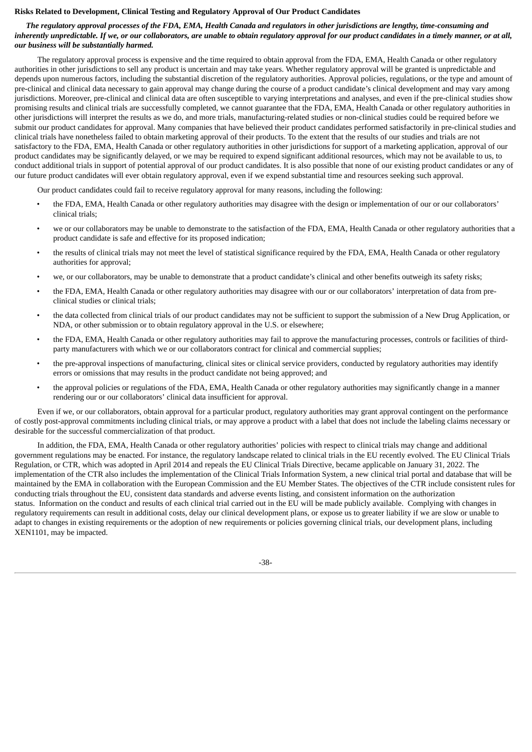**Risks Related to Development, Clinical Testing and Regulatory Approval of Our Product Candidates**

***The regulatory approval processes of the FDA, EMA, Health Canada and regulators in other jurisdictions are lengthy, time-consuming and inherently unpredictable. If we, or our collaborators, are unable to obtain regulatory approval for our product candidates in a timely manner, or at all, our business will be substantially harmed.***

The regulatory approval process is expensive and the time required to obtain approval from the FDA, EMA, Health Canada or other regulatory authorities in other jurisdictions to sell any product is uncertain and may take years. Whether regulatory approval will be granted is unpredictable and depends upon numerous factors, including the substantial discretion of the regulatory authorities. Approval policies, regulations, or the type and amount of pre-clinical and clinical data necessary to gain approval may change during the course of a product candidate's clinical development and may vary among jurisdictions. Moreover, pre-clinical and clinical data are often susceptible to varying interpretations and analyses, and even if the pre-clinical studies show promising results and clinical trials are successfully completed, we cannot guarantee that the FDA, EMA, Health Canada or other regulatory authorities in other jurisdictions will interpret the results as we do, and more trials, manufacturing-related studies or non-clinical studies could be required before we submit our product candidates for approval. Many companies that have believed their product candidates performed satisfactorily in pre-clinical studies and clinical trials have nonetheless failed to obtain marketing approval of their products. To the extent that the results of our studies and trials are not satisfactory to the FDA, EMA, Health Canada or other regulatory authorities in other jurisdictions for support of a marketing application, approval of our product candidates may be significantly delayed, or we may be required to expend significant additional resources, which may not be available to us, to conduct additional trials in support of potential approval of our product candidates. It is also possible that none of our existing product candidates or any of our future product candidates will ever obtain regulatory approval, even if we expend substantial time and resources seeking such approval.

Our product candidates could fail to receive regulatory approval for many reasons, including the following:

- the FDA, EMA, Health Canada or other regulatory authorities may disagree with the design or implementation of our or our collaborators' clinical trials;
- we or our collaborators may be unable to demonstrate to the satisfaction of the FDA, EMA, Health Canada or other regulatory authorities that a product candidate is safe and effective for its proposed indication;
- the results of clinical trials may not meet the level of statistical significance required by the FDA, EMA, Health Canada or other regulatory authorities for approval;
- we, or our collaborators, may be unable to demonstrate that a product candidate's clinical and other benefits outweigh its safety risks;
- the FDA, EMA, Health Canada or other regulatory authorities may disagree with our or our collaborators' interpretation of data from pre-clinical studies or clinical trials;
- the data collected from clinical trials of our product candidates may not be sufficient to support the submission of a New Drug Application, or NDA, or other submission or to obtain regulatory approval in the U.S. or elsewhere;
- the FDA, EMA, Health Canada or other regulatory authorities may fail to approve the manufacturing processes, controls or facilities of third-party manufacturers with which we or our collaborators contract for clinical and commercial supplies;
- the pre-approval inspections of manufacturing, clinical sites or clinical service providers, conducted by regulatory authorities may identify errors or omissions that may results in the product candidate not being approved; and
- the approval policies or regulations of the FDA, EMA, Health Canada or other regulatory authorities may significantly change in a manner rendering our or our collaborators' clinical data insufficient for approval.

Even if we, or our collaborators, obtain approval for a particular product, regulatory authorities may grant approval contingent on the performance of costly post-approval commitments including clinical trials, or may approve a product with a label that does not include the labeling claims necessary or desirable for the successful commercialization of that product.

In addition, the FDA, EMA, Health Canada or other regulatory authorities' policies with respect to clinical trials may change and additional government regulations may be enacted. For instance, the regulatory landscape related to clinical trials in the EU recently evolved. The EU Clinical Trials Regulation, or CTR, which was adopted in April 2014 and repeals the EU Clinical Trials Directive, became applicable on January 31, 2022. The implementation of the CTR also includes the implementation of the Clinical Trials Information System, a new clinical trial portal and database that will be maintained by the EMA in collaboration with the European Commission and the EU Member States. The objectives of the CTR include consistent rules for conducting trials throughout the EU, consistent data standards and adverse events listing, and consistent information on the authorization status. Information on the conduct and results of each clinical trial carried out in the EU will be made publicly available. Complying with changes in regulatory requirements can result in additional costs, delay our clinical development plans, or expose us to greater liability if we are slow or unable to adapt to changes in existing requirements or the adoption of new requirements or policies governing clinical trials, our development plans, including XEN1101, may be impacted.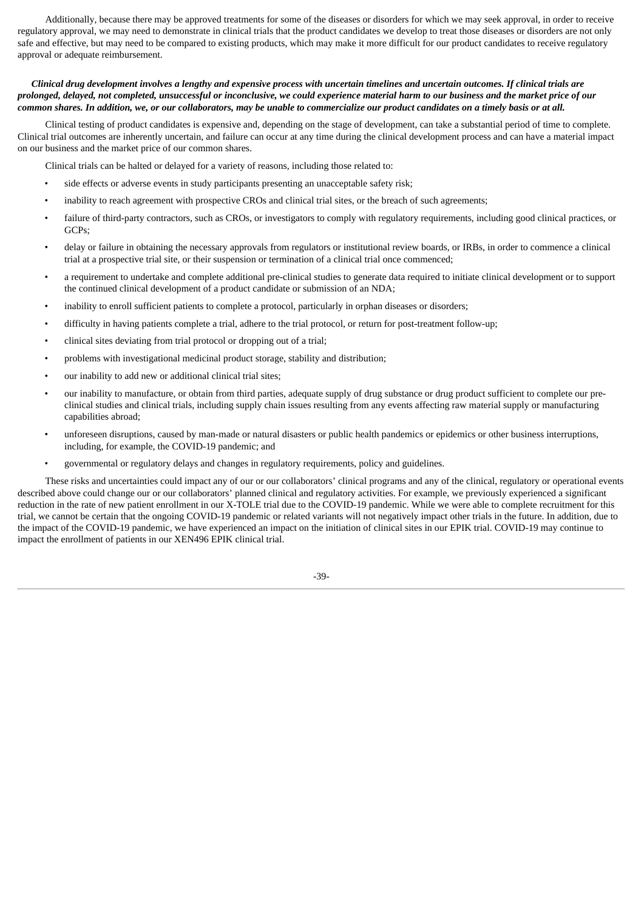Additionally, because there may be approved treatments for some of the diseases or disorders for which we may seek approval, in order to receive regulatory approval, we may need to demonstrate in clinical trials that the product candidates we develop to treat those diseases or disorders are not only safe and effective, but may need to be compared to existing products, which may make it more difficult for our product candidates to receive regulatory approval or adequate reimbursement.

***Clinical drug development involves a lengthy and expensive process with uncertain timelines and uncertain outcomes. If clinical trials are prolonged, delayed, not completed, unsuccessful or inconclusive, we could experience material harm to our business and the market price of our common shares. In addition, we, or our collaborators, may be unable to commercialize our product candidates on a timely basis or at all.***

Clinical testing of product candidates is expensive and, depending on the stage of development, can take a substantial period of time to complete. Clinical trial outcomes are inherently uncertain, and failure can occur at any time during the clinical development process and can have a material impact on our business and the market price of our common shares.

Clinical trials can be halted or delayed for a variety of reasons, including those related to:

- side effects or adverse events in study participants presenting an unacceptable safety risk;
- inability to reach agreement with prospective CROs and clinical trial sites, or the breach of such agreements;
- failure of third-party contractors, such as CROs, or investigators to comply with regulatory requirements, including good clinical practices, or GCPs;
- delay or failure in obtaining the necessary approvals from regulators or institutional review boards, or IRBs, in order to commence a clinical trial at a prospective trial site, or their suspension or termination of a clinical trial once commenced;
- a requirement to undertake and complete additional pre-clinical studies to generate data required to initiate clinical development or to support the continued clinical development of a product candidate or submission of an NDA;
- inability to enroll sufficient patients to complete a protocol, particularly in orphan diseases or disorders;
- difficulty in having patients complete a trial, adhere to the trial protocol, or return for post-treatment follow-up;
- clinical sites deviating from trial protocol or dropping out of a trial;
- problems with investigational medicinal product storage, stability and distribution;
- our inability to add new or additional clinical trial sites;
- our inability to manufacture, or obtain from third parties, adequate supply of drug substance or drug product sufficient to complete our pre-clinical studies and clinical trials, including supply chain issues resulting from any events affecting raw material supply or manufacturing capabilities abroad;
- unforeseen disruptions, caused by man-made or natural disasters or public health pandemics or epidemics or other business interruptions, including, for example, the COVID-19 pandemic; and
- governmental or regulatory delays and changes in regulatory requirements, policy and guidelines.

These risks and uncertainties could impact any of our or our collaborators' clinical programs and any of the clinical, regulatory or operational events described above could change our or our collaborators' planned clinical and regulatory activities. For example, we previously experienced a significant reduction in the rate of new patient enrollment in our X-TOLE trial due to the COVID-19 pandemic. While we were able to complete recruitment for this trial, we cannot be certain that the ongoing COVID-19 pandemic or related variants will not negatively impact other trials in the future. In addition, due to the impact of the COVID-19 pandemic, we have experienced an impact on the initiation of clinical sites in our EPIK trial. COVID-19 may continue to impact the enrollment of patients in our XEN496 EPIK clinical trial.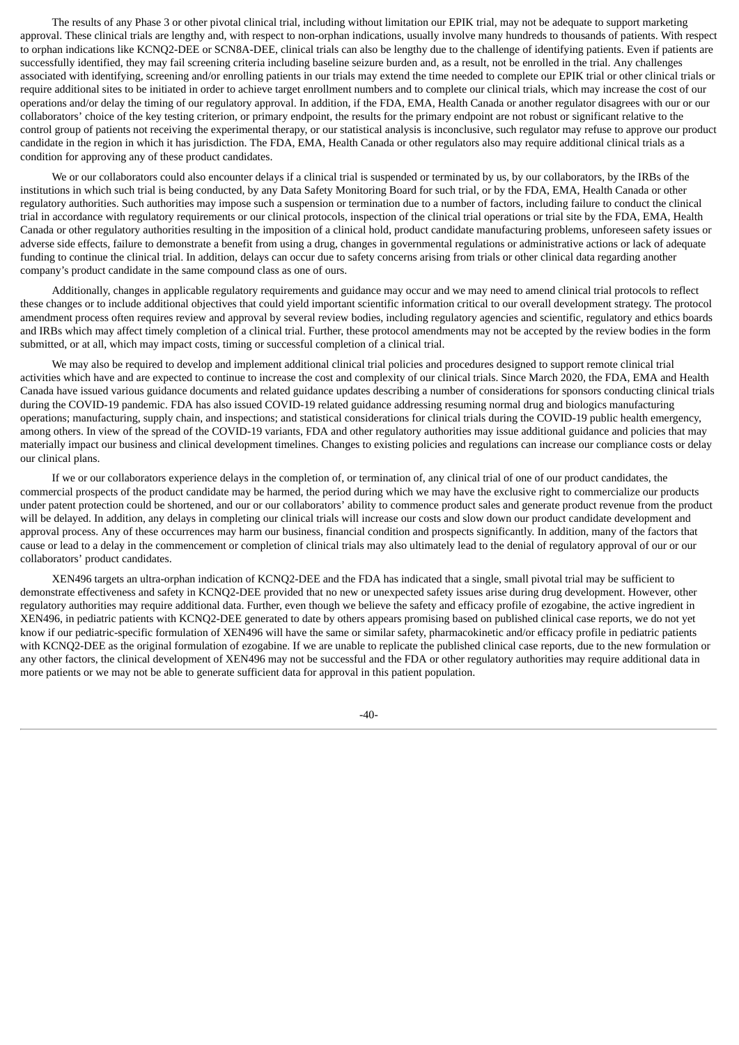The results of any Phase 3 or other pivotal clinical trial, including without limitation our EPIK trial, may not be adequate to support marketing approval. These clinical trials are lengthy and, with respect to non-orphan indications, usually involve many hundreds to thousands of patients. With respect to orphan indications like KCNQ2-DEE or SCN8A-DEE, clinical trials can also be lengthy due to the challenge of identifying patients. Even if patients are successfully identified, they may fail screening criteria including baseline seizure burden and, as a result, not be enrolled in the trial. Any challenges associated with identifying, screening and/or enrolling patients in our trials may extend the time needed to complete our EPIK trial or other clinical trials or require additional sites to be initiated in order to achieve target enrollment numbers and to complete our clinical trials, which may increase the cost of our operations and/or delay the timing of our regulatory approval. In addition, if the FDA, EMA, Health Canada or another regulator disagrees with our or our collaborators' choice of the key testing criterion, or primary endpoint, the results for the primary endpoint are not robust or significant relative to the control group of patients not receiving the experimental therapy, or our statistical analysis is inconclusive, such regulator may refuse to approve our product candidate in the region in which it has jurisdiction. The FDA, EMA, Health Canada or other regulators also may require additional clinical trials as a condition for approving any of these product candidates.

We or our collaborators could also encounter delays if a clinical trial is suspended or terminated by us, by our collaborators, by the IRBs of the institutions in which such trial is being conducted, by any Data Safety Monitoring Board for such trial, or by the FDA, EMA, Health Canada or other regulatory authorities. Such authorities may impose such a suspension or termination due to a number of factors, including failure to conduct the clinical trial in accordance with regulatory requirements or our clinical protocols, inspection of the clinical trial operations or trial site by the FDA, EMA, Health Canada or other regulatory authorities resulting in the imposition of a clinical hold, product candidate manufacturing problems, unforeseen safety issues or adverse side effects, failure to demonstrate a benefit from using a drug, changes in governmental regulations or administrative actions or lack of adequate funding to continue the clinical trial. In addition, delays can occur due to safety concerns arising from trials or other clinical data regarding another company's product candidate in the same compound class as one of ours.

Additionally, changes in applicable regulatory requirements and guidance may occur and we may need to amend clinical trial protocols to reflect these changes or to include additional objectives that could yield important scientific information critical to our overall development strategy. The protocol amendment process often requires review and approval by several review bodies, including regulatory agencies and scientific, regulatory and ethics boards and IRBs which may affect timely completion of a clinical trial. Further, these protocol amendments may not be accepted by the review bodies in the form submitted, or at all, which may impact costs, timing or successful completion of a clinical trial.

We may also be required to develop and implement additional clinical trial policies and procedures designed to support remote clinical trial activities which have and are expected to continue to increase the cost and complexity of our clinical trials. Since March 2020, the FDA, EMA and Health Canada have issued various guidance documents and related guidance updates describing a number of considerations for sponsors conducting clinical trials during the COVID-19 pandemic. FDA has also issued COVID-19 related guidance addressing resuming normal drug and biologics manufacturing operations; manufacturing, supply chain, and inspections; and statistical considerations for clinical trials during the COVID-19 public health emergency, among others. In view of the spread of the COVID-19 variants, FDA and other regulatory authorities may issue additional guidance and policies that may materially impact our business and clinical development timelines. Changes to existing policies and regulations can increase our compliance costs or delay our clinical plans.

If we or our collaborators experience delays in the completion of, or termination of, any clinical trial of one of our product candidates, the commercial prospects of the product candidate may be harmed, the period during which we may have the exclusive right to commercialize our products under patent protection could be shortened, and our or our collaborators' ability to commence product sales and generate product revenue from the product will be delayed. In addition, any delays in completing our clinical trials will increase our costs and slow down our product candidate development and approval process. Any of these occurrences may harm our business, financial condition and prospects significantly. In addition, many of the factors that cause or lead to a delay in the commencement or completion of clinical trials may also ultimately lead to the denial of regulatory approval of our or our collaborators' product candidates.

XEN496 targets an ultra-orphan indication of KCNQ2-DEE and the FDA has indicated that a single, small pivotal trial may be sufficient to demonstrate effectiveness and safety in KCNQ2-DEE provided that no new or unexpected safety issues arise during drug development. However, other regulatory authorities may require additional data. Further, even though we believe the safety and efficacy profile of ezogabine, the active ingredient in XEN496, in pediatric patients with KCNQ2-DEE generated to date by others appears promising based on published clinical case reports, we do not yet know if our pediatric-specific formulation of XEN496 will have the same or similar safety, pharmacokinetic and/or efficacy profile in pediatric patients with KCNQ2-DEE as the original formulation of ezogabine. If we are unable to replicate the published clinical case reports, due to the new formulation or any other factors, the clinical development of XEN496 may not be successful and the FDA or other regulatory authorities may require additional data in more patients or we may not be able to generate sufficient data for approval in this patient population.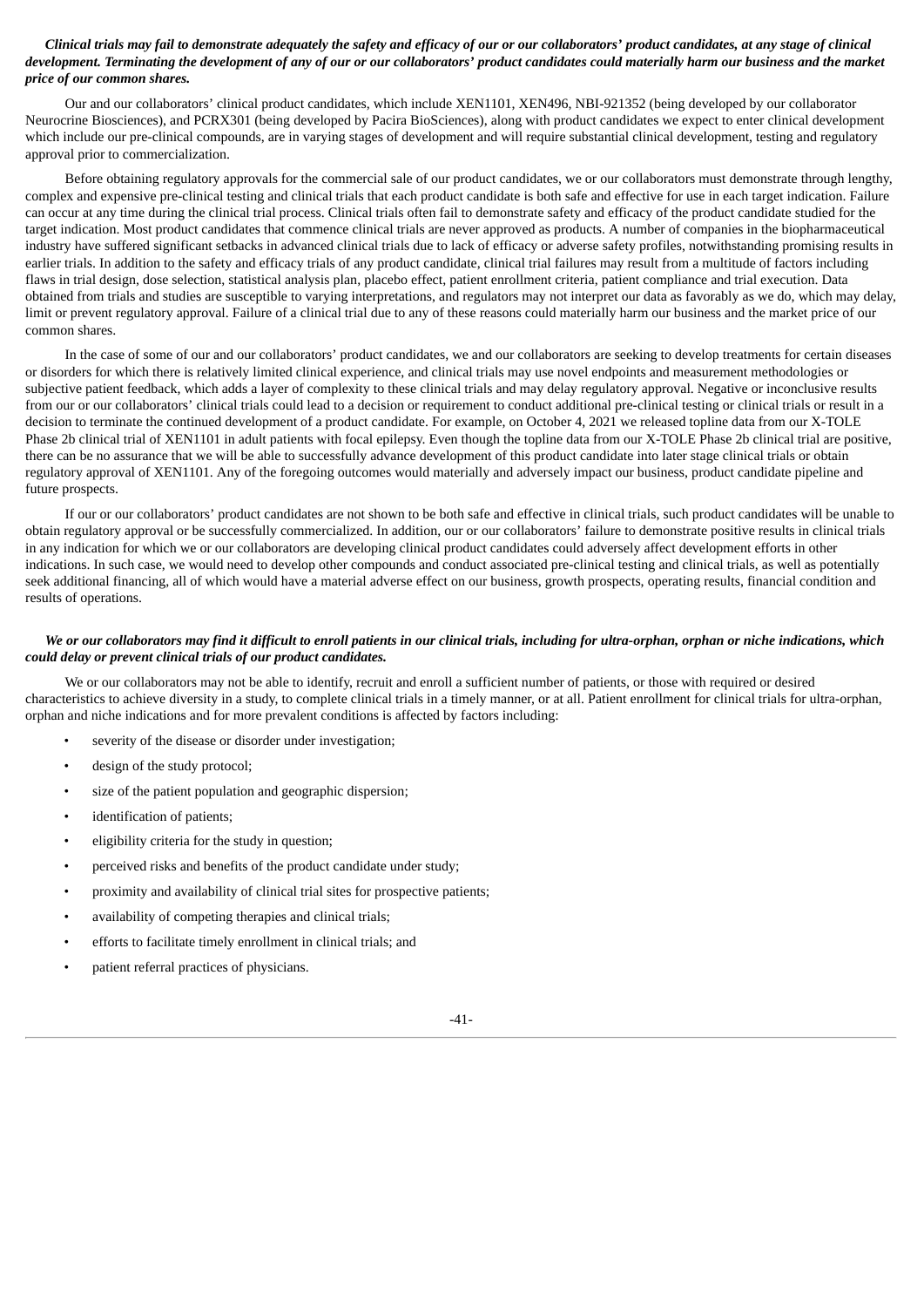***Clinical trials may fail to demonstrate adequately the safety and efficacy of our or our collaborators' product candidates, at any stage of clinical development. Terminating the development of any of our or our collaborators' product candidates could materially harm our business and the market price of our common shares.***

Our and our collaborators' clinical product candidates, which include XEN1101, XEN496, NBI-921352 (being developed by our collaborator Neurocrine Biosciences), and PCRX301 (being developed by Pacira BioSciences), along with product candidates we expect to enter clinical development which include our pre-clinical compounds, are in varying stages of development and will require substantial clinical development, testing and regulatory approval prior to commercialization.

Before obtaining regulatory approvals for the commercial sale of our product candidates, we or our collaborators must demonstrate through lengthy, complex and expensive pre-clinical testing and clinical trials that each product candidate is both safe and effective for use in each target indication. Failure can occur at any time during the clinical trial process. Clinical trials often fail to demonstrate safety and efficacy of the product candidate studied for the target indication. Most product candidates that commence clinical trials are never approved as products. A number of companies in the biopharmaceutical industry have suffered significant setbacks in advanced clinical trials due to lack of efficacy or adverse safety profiles, notwithstanding promising results in earlier trials. In addition to the safety and efficacy trials of any product candidate, clinical trial failures may result from a multitude of factors including flaws in trial design, dose selection, statistical analysis plan, placebo effect, patient enrollment criteria, patient compliance and trial execution. Data obtained from trials and studies are susceptible to varying interpretations, and regulators may not interpret our data as favorably as we do, which may delay, limit or prevent regulatory approval. Failure of a clinical trial due to any of these reasons could materially harm our business and the market price of our common shares.

In the case of some of our and our collaborators' product candidates, we and our collaborators are seeking to develop treatments for certain diseases or disorders for which there is relatively limited clinical experience, and clinical trials may use novel endpoints and measurement methodologies or subjective patient feedback, which adds a layer of complexity to these clinical trials and may delay regulatory approval. Negative or inconclusive results from our or our collaborators' clinical trials could lead to a decision or requirement to conduct additional pre-clinical testing or clinical trials or result in a decision to terminate the continued development of a product candidate. For example, on October 4, 2021 we released topline data from our X-TOLE Phase 2b clinical trial of XEN1101 in adult patients with focal epilepsy. Even though the topline data from our X-TOLE Phase 2b clinical trial are positive, there can be no assurance that we will be able to successfully advance development of this product candidate into later stage clinical trials or obtain regulatory approval of XEN1101. Any of the foregoing outcomes would materially and adversely impact our business, product candidate pipeline and future prospects.

If our or our collaborators' product candidates are not shown to be both safe and effective in clinical trials, such product candidates will be unable to obtain regulatory approval or be successfully commercialized. In addition, our or our collaborators' failure to demonstrate positive results in clinical trials in any indication for which we or our collaborators are developing clinical product candidates could adversely affect development efforts in other indications. In such case, we would need to develop other compounds and conduct associated pre-clinical testing and clinical trials, as well as potentially seek additional financing, all of which would have a material adverse effect on our business, growth prospects, operating results, financial condition and results of operations.

***We or our collaborators may find it difficult to enroll patients in our clinical trials, including for ultra-orphan, orphan or niche indications, which could delay or prevent clinical trials of our product candidates.***

We or our collaborators may not be able to identify, recruit and enroll a sufficient number of patients, or those with required or desired characteristics to achieve diversity in a study, to complete clinical trials in a timely manner, or at all. Patient enrollment for clinical trials for ultra-orphan, orphan and niche indications and for more prevalent conditions is affected by factors including:

- severity of the disease or disorder under investigation;
- design of the study protocol;
- size of the patient population and geographic dispersion;
- identification of patients;
- eligibility criteria for the study in question;
- perceived risks and benefits of the product candidate under study;
- proximity and availability of clinical trial sites for prospective patients;
- availability of competing therapies and clinical trials;
- efforts to facilitate timely enrollment in clinical trials; and
- patient referral practices of physicians.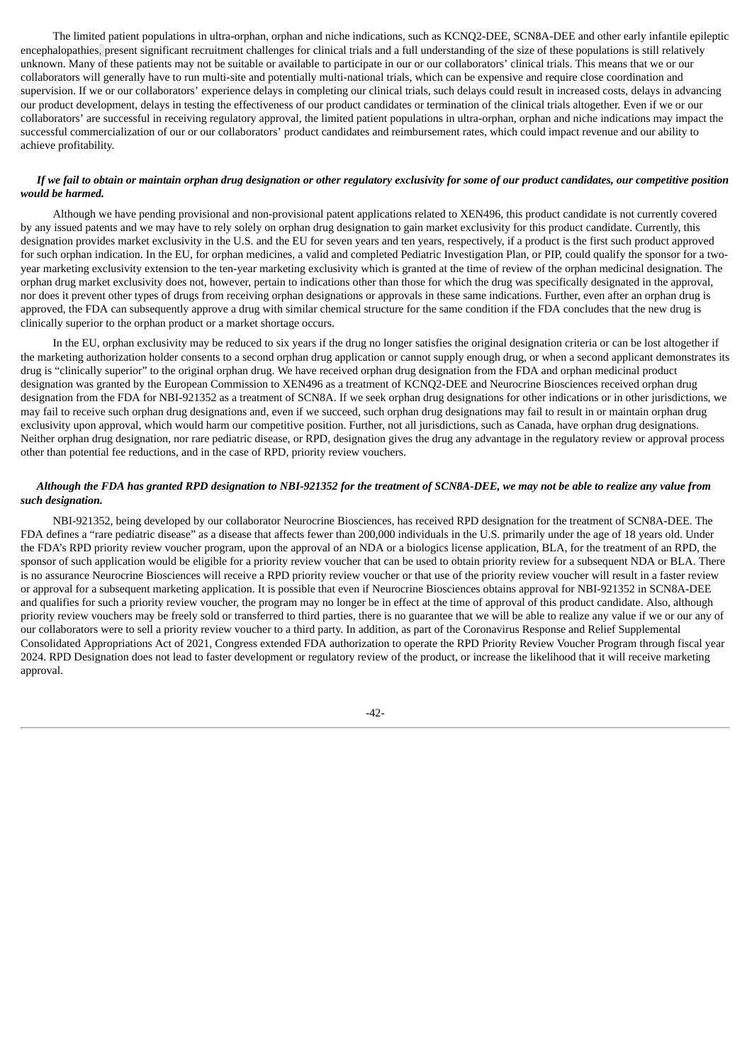The limited patient populations in ultra-orphan, orphan and niche indications, such as KCNQ2-DEE, SCN8A-DEE and other early infantile epileptic encephalopathies, present significant recruitment challenges for clinical trials and a full understanding of the size of these populations is still relatively unknown. Many of these patients may not be suitable or available to participate in our or our collaborators' clinical trials. This means that we or our collaborators will generally have to run multi-site and potentially multi-national trials, which can be expensive and require close coordination and supervision. If we or our collaborators' experience delays in completing our clinical trials, such delays could result in increased costs, delays in advancing our product development, delays in testing the effectiveness of our product candidates or termination of the clinical trials altogether. Even if we or our collaborators' are successful in receiving regulatory approval, the limited patient populations in ultra-orphan, orphan and niche indications may impact the successful commercialization of our or our collaborators' product candidates and reimbursement rates, which could impact revenue and our ability to achieve profitability.

***If we fail to obtain or maintain orphan drug designation or other regulatory exclusivity for some of our product candidates, our competitive position would be harmed.***

Although we have pending provisional and non-provisional patent applications related to XEN496, this product candidate is not currently covered by any issued patents and we may have to rely solely on orphan drug designation to gain market exclusivity for this product candidate. Currently, this designation provides market exclusivity in the U.S. and the EU for seven years and ten years, respectively, if a product is the first such product approved for such orphan indication. In the EU, for orphan medicines, a valid and completed Pediatric Investigation Plan, or PIP, could qualify the sponsor for a two-year marketing exclusivity extension to the ten-year marketing exclusivity which is granted at the time of review of the orphan medicinal designation. The orphan drug market exclusivity does not, however, pertain to indications other than those for which the drug was specifically designated in the approval, nor does it prevent other types of drugs from receiving orphan designations or approvals in these same indications. Further, even after an orphan drug is approved, the FDA can subsequently approve a drug with similar chemical structure for the same condition if the FDA concludes that the new drug is clinically superior to the orphan product or a market shortage occurs.

In the EU, orphan exclusivity may be reduced to six years if the drug no longer satisfies the original designation criteria or can be lost altogether if the marketing authorization holder consents to a second orphan drug application or cannot supply enough drug, or when a second applicant demonstrates its drug is "clinically superior" to the original orphan drug. We have received orphan drug designation from the FDA and orphan medicinal product designation was granted by the European Commission to XEN496 as a treatment of KCNQ2-DEE and Neurocrine Biosciences received orphan drug designation from the FDA for NBI-921352 as a treatment of SCN8A. If we seek orphan drug designations for other indications or in other jurisdictions, we may fail to receive such orphan drug designations and, even if we succeed, such orphan drug designations may fail to result in or maintain orphan drug exclusivity upon approval, which would harm our competitive position. Further, not all jurisdictions, such as Canada, have orphan drug designations. Neither orphan drug designation, nor rare pediatric disease, or RPD, designation gives the drug any advantage in the regulatory review or approval process other than potential fee reductions, and in the case of RPD, priority review vouchers.

***Although the FDA has granted RPD designation to NBI-921352 for the treatment of SCN8A-DEE, we may not be able to realize any value from such designation.***

NBI-921352, being developed by our collaborator Neurocrine Biosciences, has received RPD designation for the treatment of SCN8A-DEE. The FDA defines a "rare pediatric disease" as a disease that affects fewer than 200,000 individuals in the U.S. primarily under the age of 18 years old. Under the FDA's RPD priority review voucher program, upon the approval of an NDA or a biologics license application, BLA, for the treatment of an RPD, the sponsor of such application would be eligible for a priority review voucher that can be used to obtain priority review for a subsequent NDA or BLA. There is no assurance Neurocrine Biosciences will receive a RPD priority review voucher or that use of the priority review voucher will result in a faster review or approval for a subsequent marketing application. It is possible that even if Neurocrine Biosciences obtains approval for NBI-921352 in SCN8A-DEE and qualifies for such a priority review voucher, the program may no longer be in effect at the time of approval of this product candidate. Also, although priority review vouchers may be freely sold or transferred to third parties, there is no guarantee that we will be able to realize any value if we or our any of our collaborators were to sell a priority review voucher to a third party. In addition, as part of the Coronavirus Response and Relief Supplemental Consolidated Appropriations Act of 2021, Congress extended FDA authorization to operate the RPD Priority Review Voucher Program through fiscal year 2024. RPD Designation does not lead to faster development or regulatory review of the product, or increase the likelihood that it will receive marketing approval.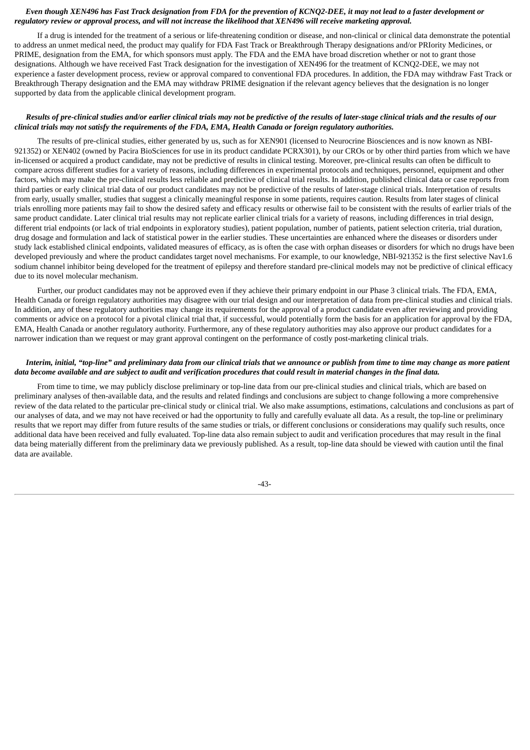***Even though XEN496 has Fast Track designation from FDA for the prevention of KCNQ2-DEE, it may not lead to a faster development or regulatory review or approval process, and will not increase the likelihood that XEN496 will receive marketing approval.***

If a drug is intended for the treatment of a serious or life-threatening condition or disease, and non-clinical or clinical data demonstrate the potential to address an unmet medical need, the product may qualify for FDA Fast Track or Breakthrough Therapy designations and/or PRIority Medicines, or PRIME, designation from the EMA, for which sponsors must apply. The FDA and the EMA have broad discretion whether or not to grant those designations. Although we have received Fast Track designation for the investigation of XEN496 for the treatment of KCNQ2-DEE, we may not experience a faster development process, review or approval compared to conventional FDA procedures. In addition, the FDA may withdraw Fast Track or Breakthrough Therapy designation and the EMA may withdraw PRIME designation if the relevant agency believes that the designation is no longer supported by data from the applicable clinical development program.

***Results of pre-clinical studies and/or earlier clinical trials may not be predictive of the results of later-stage clinical trials and the results of our clinical trials may not satisfy the requirements of the FDA, EMA, Health Canada or foreign regulatory authorities.***

The results of pre-clinical studies, either generated by us, such as for XEN901 (licensed to Neurocrine Biosciences and is now known as NBI-921352) or XEN402 (owned by Pacira BioSciences for use in its product candidate PCRX301), by our CROs or by other third parties from which we have in-licensed or acquired a product candidate, may not be predictive of results in clinical testing. Moreover, pre-clinical results can often be difficult to compare across different studies for a variety of reasons, including differences in experimental protocols and techniques, personnel, equipment and other factors, which may make the pre-clinical results less reliable and predictive of clinical trial results. In addition, published clinical data or case reports from third parties or early clinical trial data of our product candidates may not be predictive of the results of later-stage clinical trials. Interpretation of results from early, usually smaller, studies that suggest a clinically meaningful response in some patients, requires caution. Results from later stages of clinical trials enrolling more patients may fail to show the desired safety and efficacy results or otherwise fail to be consistent with the results of earlier trials of the same product candidate. Later clinical trial results may not replicate earlier clinical trials for a variety of reasons, including differences in trial design, different trial endpoints (or lack of trial endpoints in exploratory studies), patient population, number of patients, patient selection criteria, trial duration, drug dosage and formulation and lack of statistical power in the earlier studies. These uncertainties are enhanced where the diseases or disorders under study lack established clinical endpoints, validated measures of efficacy, as is often the case with orphan diseases or disorders for which no drugs have been developed previously and where the product candidates target novel mechanisms. For example, to our knowledge, NBI-921352 is the first selective Nav1.6 sodium channel inhibitor being developed for the treatment of epilepsy and therefore standard pre-clinical models may not be predictive of clinical efficacy due to its novel molecular mechanism.

Further, our product candidates may not be approved even if they achieve their primary endpoint in our Phase 3 clinical trials. The FDA, EMA, Health Canada or foreign regulatory authorities may disagree with our trial design and our interpretation of data from pre-clinical studies and clinical trials. In addition, any of these regulatory authorities may change its requirements for the approval of a product candidate even after reviewing and providing comments or advice on a protocol for a pivotal clinical trial that, if successful, would potentially form the basis for an application for approval by the FDA, EMA, Health Canada or another regulatory authority. Furthermore, any of these regulatory authorities may also approve our product candidates for a narrower indication than we request or may grant approval contingent on the performance of costly post-marketing clinical trials.

***Interim, initial, "top-line" and preliminary data from our clinical trials that we announce or publish from time to time may change as more patient data become available and are subject to audit and verification procedures that could result in material changes in the final data.***

From time to time, we may publicly disclose preliminary or top-line data from our pre-clinical studies and clinical trials, which are based on preliminary analyses of then-available data, and the results and related findings and conclusions are subject to change following a more comprehensive review of the data related to the particular pre-clinical study or clinical trial. We also make assumptions, estimations, calculations and conclusions as part of our analyses of data, and we may not have received or had the opportunity to fully and carefully evaluate all data. As a result, the top-line or preliminary results that we report may differ from future results of the same studies or trials, or different conclusions or considerations may qualify such results, once additional data have been received and fully evaluated. Top-line data also remain subject to audit and verification procedures that may result in the final data being materially different from the preliminary data we previously published. As a result, top-line data should be viewed with caution until the final data are available.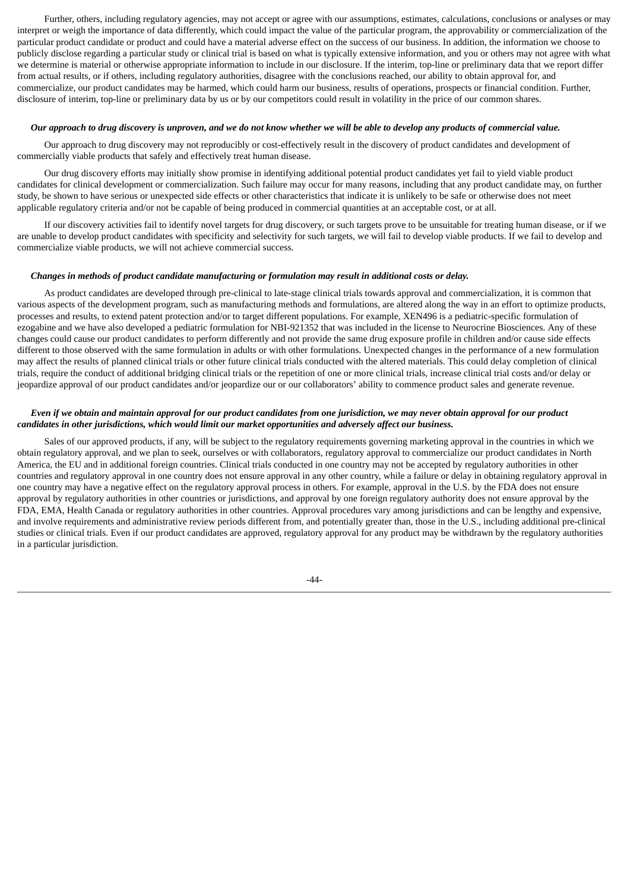Further, others, including regulatory agencies, may not accept or agree with our assumptions, estimates, calculations, conclusions or analyses or may interpret or weigh the importance of data differently, which could impact the value of the particular program, the approvability or commercialization of the particular product candidate or product and could have a material adverse effect on the success of our business. In addition, the information we choose to publicly disclose regarding a particular study or clinical trial is based on what is typically extensive information, and you or others may not agree with what we determine is material or otherwise appropriate information to include in our disclosure. If the interim, top-line or preliminary data that we report differ from actual results, or if others, including regulatory authorities, disagree with the conclusions reached, our ability to obtain approval for, and commercialize, our product candidates may be harmed, which could harm our business, results of operations, prospects or financial condition. Further, disclosure of interim, top-line or preliminary data by us or by our competitors could result in volatility in the price of our common shares.

***Our approach to drug discovery is unproven, and we do not know whether we will be able to develop any products of commercial value.***

Our approach to drug discovery may not reproducibly or cost-effectively result in the discovery of product candidates and development of commercially viable products that safely and effectively treat human disease.

Our drug discovery efforts may initially show promise in identifying additional potential product candidates yet fail to yield viable product candidates for clinical development or commercialization. Such failure may occur for many reasons, including that any product candidate may, on further study, be shown to have serious or unexpected side effects or other characteristics that indicate it is unlikely to be safe or otherwise does not meet applicable regulatory criteria and/or not be capable of being produced in commercial quantities at an acceptable cost, or at all.

If our discovery activities fail to identify novel targets for drug discovery, or such targets prove to be unsuitable for treating human disease, or if we are unable to develop product candidates with specificity and selectivity for such targets, we will fail to develop viable products. If we fail to develop and commercialize viable products, we will not achieve commercial success.

***Changes in methods of product candidate manufacturing or formulation may result in additional costs or delay.***

As product candidates are developed through pre-clinical to late-stage clinical trials towards approval and commercialization, it is common that various aspects of the development program, such as manufacturing methods and formulations, are altered along the way in an effort to optimize products, processes and results, to extend patent protection and/or to target different populations. For example, XEN496 is a pediatric-specific formulation of ezogabine and we have also developed a pediatric formulation for NBI-921352 that was included in the license to Neurocrine Biosciences. Any of these changes could cause our product candidates to perform differently and not provide the same drug exposure profile in children and/or cause side effects different to those observed with the same formulation in adults or with other formulations. Unexpected changes in the performance of a new formulation may affect the results of planned clinical trials or other future clinical trials conducted with the altered materials. This could delay completion of clinical trials, require the conduct of additional bridging clinical trials or the repetition of one or more clinical trials, increase clinical trial costs and/or delay or jeopardize approval of our product candidates and/or jeopardize our or our collaborators' ability to commence product sales and generate revenue.

***Even if we obtain and maintain approval for our product candidates from one jurisdiction, we may never obtain approval for our product candidates in other jurisdictions, which would limit our market opportunities and adversely affect our business.***

Sales of our approved products, if any, will be subject to the regulatory requirements governing marketing approval in the countries in which we obtain regulatory approval, and we plan to seek, ourselves or with collaborators, regulatory approval to commercialize our product candidates in North America, the EU and in additional foreign countries. Clinical trials conducted in one country may not be accepted by regulatory authorities in other countries and regulatory approval in one country does not ensure approval in any other country, while a failure or delay in obtaining regulatory approval in one country may have a negative effect on the regulatory approval process in others. For example, approval in the U.S. by the FDA does not ensure approval by regulatory authorities in other countries or jurisdictions, and approval by one foreign regulatory authority does not ensure approval by the FDA, EMA, Health Canada or regulatory authorities in other countries. Approval procedures vary among jurisdictions and can be lengthy and expensive, and involve requirements and administrative review periods different from, and potentially greater than, those in the U.S., including additional pre-clinical studies or clinical trials. Even if our product candidates are approved, regulatory approval for any product may be withdrawn by the regulatory authorities in a particular jurisdiction.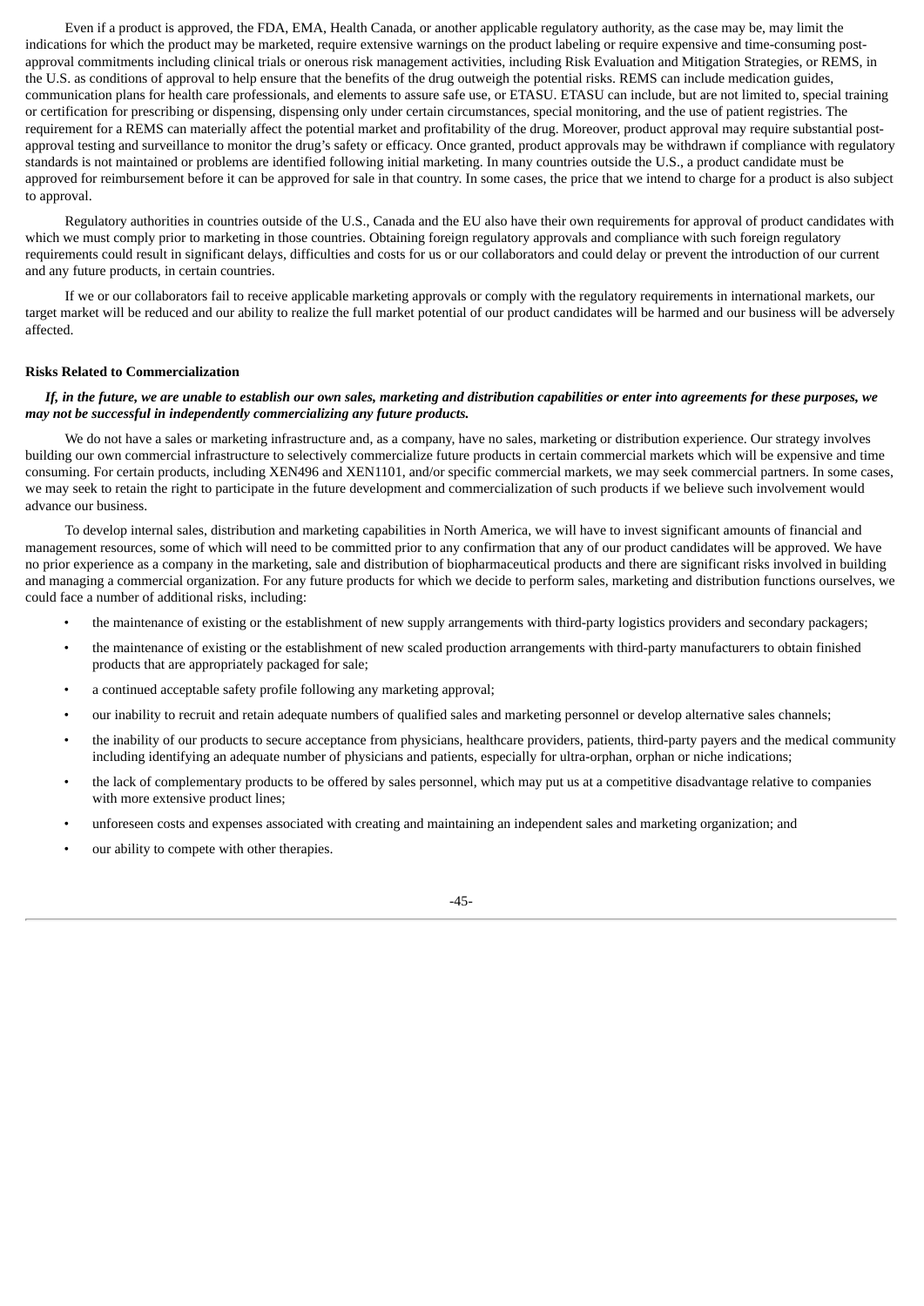Even if a product is approved, the FDA, EMA, Health Canada, or another applicable regulatory authority, as the case may be, may limit the indications for which the product may be marketed, require extensive warnings on the product labeling or require expensive and time-consuming post-approval commitments including clinical trials or onerous risk management activities, including Risk Evaluation and Mitigation Strategies, or REMS, in the U.S. as conditions of approval to help ensure that the benefits of the drug outweigh the potential risks. REMS can include medication guides, communication plans for health care professionals, and elements to assure safe use, or ETASU. ETASU can include, but are not limited to, special training or certification for prescribing or dispensing, dispensing only under certain circumstances, special monitoring, and the use of patient registries. The requirement for a REMS can materially affect the potential market and profitability of the drug. Moreover, product approval may require substantial post-approval testing and surveillance to monitor the drug's safety or efficacy. Once granted, product approvals may be withdrawn if compliance with regulatory standards is not maintained or problems are identified following initial marketing. In many countries outside the U.S., a product candidate must be approved for reimbursement before it can be approved for sale in that country. In some cases, the price that we intend to charge for a product is also subject to approval.

Regulatory authorities in countries outside of the U.S., Canada and the EU also have their own requirements for approval of product candidates with which we must comply prior to marketing in those countries. Obtaining foreign regulatory approvals and compliance with such foreign regulatory requirements could result in significant delays, difficulties and costs for us or our collaborators and could delay or prevent the introduction of our current and any future products, in certain countries.

If we or our collaborators fail to receive applicable marketing approvals or comply with the regulatory requirements in international markets, our target market will be reduced and our ability to realize the full market potential of our product candidates will be harmed and our business will be adversely affected.

**Risks Related to Commercialization**

***If, in the future, we are unable to establish our own sales, marketing and distribution capabilities or enter into agreements for these purposes, we may not be successful in independently commercializing any future products.***

We do not have a sales or marketing infrastructure and, as a company, have no sales, marketing or distribution experience. Our strategy involves building our own commercial infrastructure to selectively commercialize future products in certain commercial markets which will be expensive and time consuming. For certain products, including XEN496 and XEN1101, and/or specific commercial markets, we may seek commercial partners. In some cases, we may seek to retain the right to participate in the future development and commercialization of such products if we believe such involvement would advance our business.

To develop internal sales, distribution and marketing capabilities in North America, we will have to invest significant amounts of financial and management resources, some of which will need to be committed prior to any confirmation that any of our product candidates will be approved. We have no prior experience as a company in the marketing, sale and distribution of biopharmaceutical products and there are significant risks involved in building and managing a commercial organization. For any future products for which we decide to perform sales, marketing and distribution functions ourselves, we could face a number of additional risks, including:

- the maintenance of existing or the establishment of new supply arrangements with third-party logistics providers and secondary packagers;
- the maintenance of existing or the establishment of new scaled production arrangements with third-party manufacturers to obtain finished products that are appropriately packaged for sale;
- a continued acceptable safety profile following any marketing approval;
- our inability to recruit and retain adequate numbers of qualified sales and marketing personnel or develop alternative sales channels;
- the inability of our products to secure acceptance from physicians, healthcare providers, patients, third-party payers and the medical community including identifying an adequate number of physicians and patients, especially for ultra-orphan, orphan or niche indications;
- the lack of complementary products to be offered by sales personnel, which may put us at a competitive disadvantage relative to companies with more extensive product lines;
- unforeseen costs and expenses associated with creating and maintaining an independent sales and marketing organization; and
- our ability to compete with other therapies.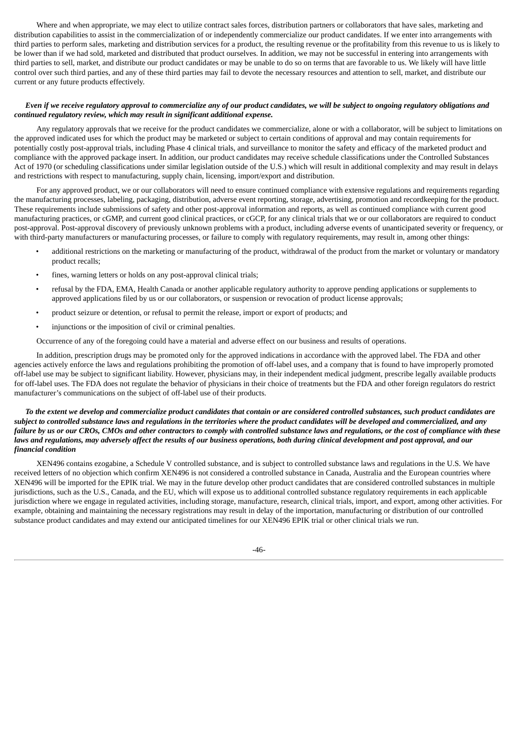Where and when appropriate, we may elect to utilize contract sales forces, distribution partners or collaborators that have sales, marketing and distribution capabilities to assist in the commercialization of or independently commercialize our product candidates. If we enter into arrangements with third parties to perform sales, marketing and distribution services for a product, the resulting revenue or the profitability from this revenue to us is likely to be lower than if we had sold, marketed and distributed that product ourselves. In addition, we may not be successful in entering into arrangements with third parties to sell, market, and distribute our product candidates or may be unable to do so on terms that are favorable to us. We likely will have little control over such third parties, and any of these third parties may fail to devote the necessary resources and attention to sell, market, and distribute our current or any future products effectively.

***Even if we receive regulatory approval to commercialize any of our product candidates, we will be subject to ongoing regulatory obligations and continued regulatory review, which may result in significant additional expense.***

Any regulatory approvals that we receive for the product candidates we commercialize, alone or with a collaborator, will be subject to limitations on the approved indicated uses for which the product may be marketed or subject to certain conditions of approval and may contain requirements for potentially costly post-approval trials, including Phase 4 clinical trials, and surveillance to monitor the safety and efficacy of the marketed product and compliance with the approved package insert. In addition, our product candidates may receive schedule classifications under the Controlled Substances Act of 1970 (or scheduling classifications under similar legislation outside of the U.S.) which will result in additional complexity and may result in delays and restrictions with respect to manufacturing, supply chain, licensing, import/export and distribution.

For any approved product, we or our collaborators will need to ensure continued compliance with extensive regulations and requirements regarding the manufacturing processes, labeling, packaging, distribution, adverse event reporting, storage, advertising, promotion and recordkeeping for the product. These requirements include submissions of safety and other post-approval information and reports, as well as continued compliance with current good manufacturing practices, or cGMP, and current good clinical practices, or cGCP, for any clinical trials that we or our collaborators are required to conduct post-approval. Post-approval discovery of previously unknown problems with a product, including adverse events of unanticipated severity or frequency, or with third-party manufacturers or manufacturing processes, or failure to comply with regulatory requirements, may result in, among other things:

- additional restrictions on the marketing or manufacturing of the product, withdrawal of the product from the market or voluntary or mandatory product recalls;
- fines, warning letters or holds on any post-approval clinical trials;
- refusal by the FDA, EMA, Health Canada or another applicable regulatory authority to approve pending applications or supplements to approved applications filed by us or our collaborators, or suspension or revocation of product license approvals;
- product seizure or detention, or refusal to permit the release, import or export of products; and
- injunctions or the imposition of civil or criminal penalties.

Occurrence of any of the foregoing could have a material and adverse effect on our business and results of operations.

In addition, prescription drugs may be promoted only for the approved indications in accordance with the approved label. The FDA and other agencies actively enforce the laws and regulations prohibiting the promotion of off-label uses, and a company that is found to have improperly promoted off-label use may be subject to significant liability. However, physicians may, in their independent medical judgment, prescribe legally available products for off-label uses. The FDA does not regulate the behavior of physicians in their choice of treatments but the FDA and other foreign regulators do restrict manufacturer's communications on the subject of off-label use of their products.

***To the extent we develop and commercialize product candidates that contain or are considered controlled substances, such product candidates are subject to controlled substance laws and regulations in the territories where the product candidates will be developed and commercialized, and any failure by us or our CROs, CMOs and other contractors to comply with controlled substance laws and regulations, or the cost of compliance with these laws and regulations, may adversely affect the results of our business operations, both during clinical development and post approval, and our financial condition***

XEN496 contains ezogabine, a Schedule V controlled substance, and is subject to controlled substance laws and regulations in the U.S. We have received letters of no objection which confirm XEN496 is not considered a controlled substance in Canada, Australia and the European countries where XEN496 will be imported for the EPIK trial. We may in the future develop other product candidates that are considered controlled substances in multiple jurisdictions, such as the U.S., Canada, and the EU, which will expose us to additional controlled substance regulatory requirements in each applicable jurisdiction where we engage in regulated activities, including storage, manufacture, research, clinical trials, import, and export, among other activities. For example, obtaining and maintaining the necessary registrations may result in delay of the importation, manufacturing or distribution of our controlled substance product candidates and may extend our anticipated timelines for our XEN496 EPIK trial or other clinical trials we run.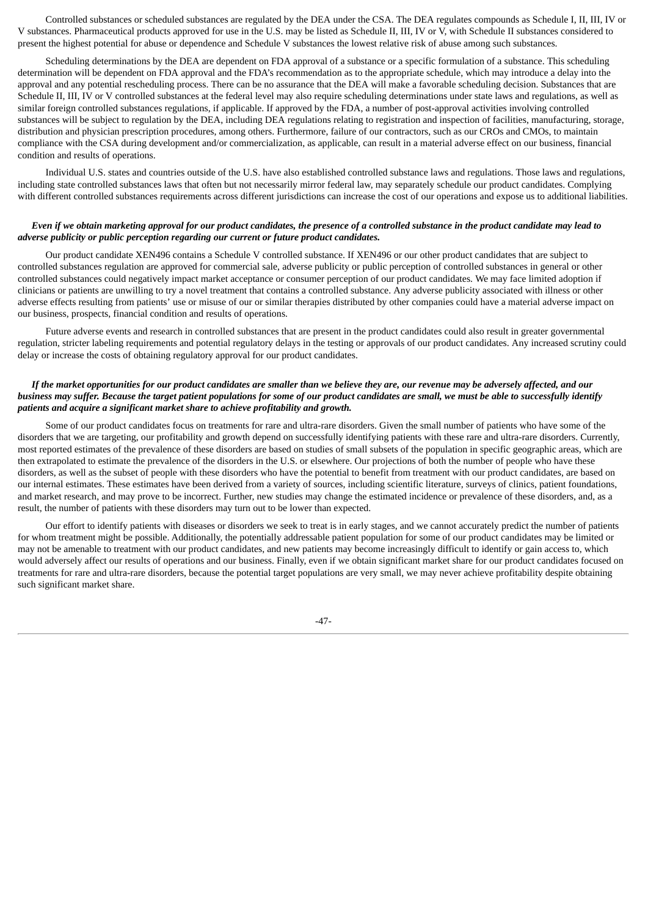Controlled substances or scheduled substances are regulated by the DEA under the CSA. The DEA regulates compounds as Schedule I, II, III, IV or V substances. Pharmaceutical products approved for use in the U.S. may be listed as Schedule II, III, IV or V, with Schedule II substances considered to present the highest potential for abuse or dependence and Schedule V substances the lowest relative risk of abuse among such substances.

Scheduling determinations by the DEA are dependent on FDA approval of a substance or a specific formulation of a substance. This scheduling determination will be dependent on FDA approval and the FDA's recommendation as to the appropriate schedule, which may introduce a delay into the approval and any potential rescheduling process. There can be no assurance that the DEA will make a favorable scheduling decision. Substances that are Schedule II, III, IV or V controlled substances at the federal level may also require scheduling determinations under state laws and regulations, as well as similar foreign controlled substances regulations, if applicable. If approved by the FDA, a number of post-approval activities involving controlled substances will be subject to regulation by the DEA, including DEA regulations relating to registration and inspection of facilities, manufacturing, storage, distribution and physician prescription procedures, among others. Furthermore, failure of our contractors, such as our CROs and CMOs, to maintain compliance with the CSA during development and/or commercialization, as applicable, can result in a material adverse effect on our business, financial condition and results of operations.

Individual U.S. states and countries outside of the U.S. have also established controlled substance laws and regulations. Those laws and regulations, including state controlled substances laws that often but not necessarily mirror federal law, may separately schedule our product candidates. Complying with different controlled substances requirements across different jurisdictions can increase the cost of our operations and expose us to additional liabilities.

***Even if we obtain marketing approval for our product candidates, the presence of a controlled substance in the product candidate may lead to adverse publicity or public perception regarding our current or future product candidates.***

Our product candidate XEN496 contains a Schedule V controlled substance. If XEN496 or our other product candidates that are subject to controlled substances regulation are approved for commercial sale, adverse publicity or public perception of controlled substances in general or other controlled substances could negatively impact market acceptance or consumer perception of our product candidates. We may face limited adoption if clinicians or patients are unwilling to try a novel treatment that contains a controlled substance. Any adverse publicity associated with illness or other adverse effects resulting from patients' use or misuse of our or similar therapies distributed by other companies could have a material adverse impact on our business, prospects, financial condition and results of operations.

Future adverse events and research in controlled substances that are present in the product candidates could also result in greater governmental regulation, stricter labeling requirements and potential regulatory delays in the testing or approvals of our product candidates. Any increased scrutiny could delay or increase the costs of obtaining regulatory approval for our product candidates.

***If the market opportunities for our product candidates are smaller than we believe they are, our revenue may be adversely affected, and our business may suffer. Because the target patient populations for some of our product candidates are small, we must be able to successfully identify patients and acquire a significant market share to achieve profitability and growth.***

Some of our product candidates focus on treatments for rare and ultra-rare disorders. Given the small number of patients who have some of the disorders that we are targeting, our profitability and growth depend on successfully identifying patients with these rare and ultra-rare disorders. Currently, most reported estimates of the prevalence of these disorders are based on studies of small subsets of the population in specific geographic areas, which are then extrapolated to estimate the prevalence of the disorders in the U.S. or elsewhere. Our projections of both the number of people who have these disorders, as well as the subset of people with these disorders who have the potential to benefit from treatment with our product candidates, are based on our internal estimates. These estimates have been derived from a variety of sources, including scientific literature, surveys of clinics, patient foundations, and market research, and may prove to be incorrect. Further, new studies may change the estimated incidence or prevalence of these disorders, and, as a result, the number of patients with these disorders may turn out to be lower than expected.

Our effort to identify patients with diseases or disorders we seek to treat is in early stages, and we cannot accurately predict the number of patients for whom treatment might be possible. Additionally, the potentially addressable patient population for some of our product candidates may be limited or may not be amenable to treatment with our product candidates, and new patients may become increasingly difficult to identify or gain access to, which would adversely affect our results of operations and our business. Finally, even if we obtain significant market share for our product candidates focused on treatments for rare and ultra-rare disorders, because the potential target populations are very small, we may never achieve profitability despite obtaining such significant market share.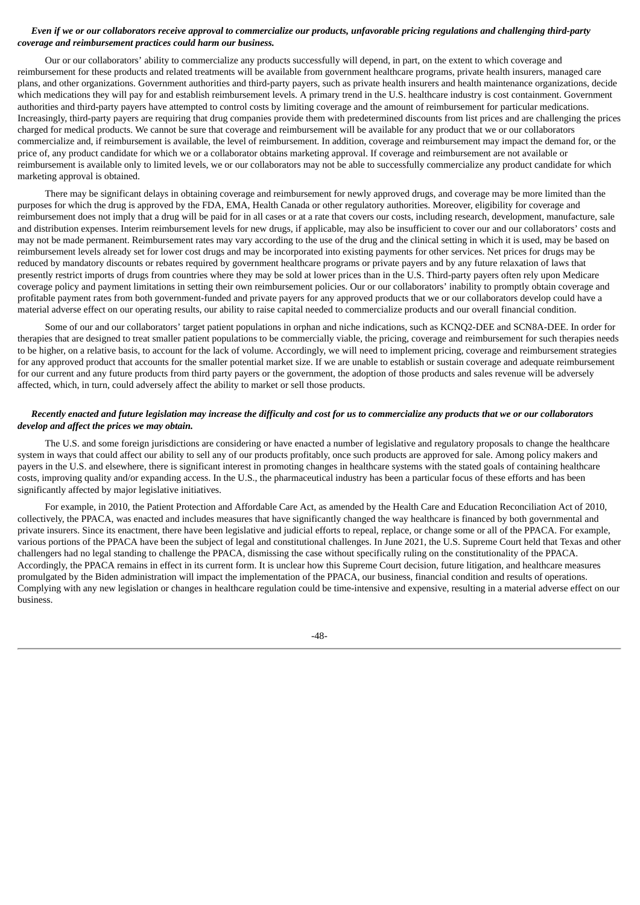***Even if we or our collaborators receive approval to commercialize our products, unfavorable pricing regulations and challenging third-party coverage and reimbursement practices could harm our business.***

Our or our collaborators' ability to commercialize any products successfully will depend, in part, on the extent to which coverage and reimbursement for these products and related treatments will be available from government healthcare programs, private health insurers, managed care plans, and other organizations. Government authorities and third-party payers, such as private health insurers and health maintenance organizations, decide which medications they will pay for and establish reimbursement levels. A primary trend in the U.S. healthcare industry is cost containment. Government authorities and third-party payers have attempted to control costs by limiting coverage and the amount of reimbursement for particular medications. Increasingly, third-party payers are requiring that drug companies provide them with predetermined discounts from list prices and are challenging the prices charged for medical products. We cannot be sure that coverage and reimbursement will be available for any product that we or our collaborators commercialize and, if reimbursement is available, the level of reimbursement. In addition, coverage and reimbursement may impact the demand for, or the price of, any product candidate for which we or a collaborator obtains marketing approval. If coverage and reimbursement are not available or reimbursement is available only to limited levels, we or our collaborators may not be able to successfully commercialize any product candidate for which marketing approval is obtained.

There may be significant delays in obtaining coverage and reimbursement for newly approved drugs, and coverage may be more limited than the purposes for which the drug is approved by the FDA, EMA, Health Canada or other regulatory authorities. Moreover, eligibility for coverage and reimbursement does not imply that a drug will be paid for in all cases or at a rate that covers our costs, including research, development, manufacture, sale and distribution expenses. Interim reimbursement levels for new drugs, if applicable, may also be insufficient to cover our and our collaborators' costs and may not be made permanent. Reimbursement rates may vary according to the use of the drug and the clinical setting in which it is used, may be based on reimbursement levels already set for lower cost drugs and may be incorporated into existing payments for other services. Net prices for drugs may be reduced by mandatory discounts or rebates required by government healthcare programs or private payers and by any future relaxation of laws that presently restrict imports of drugs from countries where they may be sold at lower prices than in the U.S. Third-party payers often rely upon Medicare coverage policy and payment limitations in setting their own reimbursement policies. Our or our collaborators' inability to promptly obtain coverage and profitable payment rates from both government-funded and private payers for any approved products that we or our collaborators develop could have a material adverse effect on our operating results, our ability to raise capital needed to commercialize products and our overall financial condition.

Some of our and our collaborators' target patient populations in orphan and niche indications, such as KCNQ2-DEE and SCN8A-DEE. In order for therapies that are designed to treat smaller patient populations to be commercially viable, the pricing, coverage and reimbursement for such therapies needs to be higher, on a relative basis, to account for the lack of volume. Accordingly, we will need to implement pricing, coverage and reimbursement strategies for any approved product that accounts for the smaller potential market size. If we are unable to establish or sustain coverage and adequate reimbursement for our current and any future products from third party payers or the government, the adoption of those products and sales revenue will be adversely affected, which, in turn, could adversely affect the ability to market or sell those products.

***Recently enacted and future legislation may increase the difficulty and cost for us to commercialize any products that we or our collaborators develop and affect the prices we may obtain.***

The U.S. and some foreign jurisdictions are considering or have enacted a number of legislative and regulatory proposals to change the healthcare system in ways that could affect our ability to sell any of our products profitably, once such products are approved for sale. Among policy makers and payers in the U.S. and elsewhere, there is significant interest in promoting changes in healthcare systems with the stated goals of containing healthcare costs, improving quality and/or expanding access. In the U.S., the pharmaceutical industry has been a particular focus of these efforts and has been significantly affected by major legislative initiatives.

For example, in 2010, the Patient Protection and Affordable Care Act, as amended by the Health Care and Education Reconciliation Act of 2010, collectively, the PPACA, was enacted and includes measures that have significantly changed the way healthcare is financed by both governmental and private insurers. Since its enactment, there have been legislative and judicial efforts to repeal, replace, or change some or all of the PPACA. For example, various portions of the PPACA have been the subject of legal and constitutional challenges. In June 2021, the U.S. Supreme Court held that Texas and other challengers had no legal standing to challenge the PPACA, dismissing the case without specifically ruling on the constitutionality of the PPACA. Accordingly, the PPACA remains in effect in its current form. It is unclear how this Supreme Court decision, future litigation, and healthcare measures promulgated by the Biden administration will impact the implementation of the PPACA, our business, financial condition and results of operations. Complying with any new legislation or changes in healthcare regulation could be time-intensive and expensive, resulting in a material adverse effect on our business.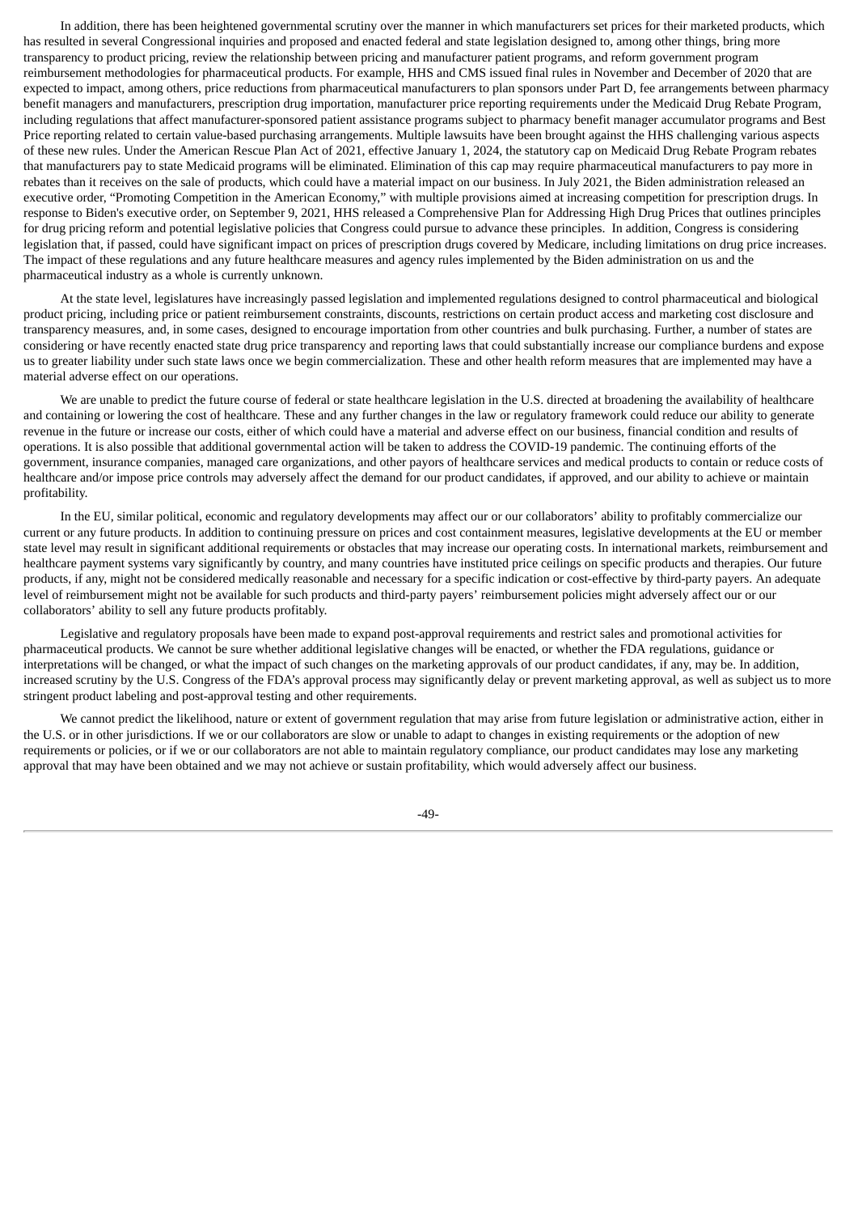In addition, there has been heightened governmental scrutiny over the manner in which manufacturers set prices for their marketed products, which has resulted in several Congressional inquiries and proposed and enacted federal and state legislation designed to, among other things, bring more transparency to product pricing, review the relationship between pricing and manufacturer patient programs, and reform government program reimbursement methodologies for pharmaceutical products. For example, HHS and CMS issued final rules in November and December of 2020 that are expected to impact, among others, price reductions from pharmaceutical manufacturers to plan sponsors under Part D, fee arrangements between pharmacy benefit managers and manufacturers, prescription drug importation, manufacturer price reporting requirements under the Medicaid Drug Rebate Program, including regulations that affect manufacturer-sponsored patient assistance programs subject to pharmacy benefit manager accumulator programs and Best Price reporting related to certain value-based purchasing arrangements. Multiple lawsuits have been brought against the HHS challenging various aspects of these new rules. Under the American Rescue Plan Act of 2021, effective January 1, 2024, the statutory cap on Medicaid Drug Rebate Program rebates that manufacturers pay to state Medicaid programs will be eliminated. Elimination of this cap may require pharmaceutical manufacturers to pay more in rebates than it receives on the sale of products, which could have a material impact on our business. In July 2021, the Biden administration released an executive order, "Promoting Competition in the American Economy," with multiple provisions aimed at increasing competition for prescription drugs. In response to Biden's executive order, on September 9, 2021, HHS released a Comprehensive Plan for Addressing High Drug Prices that outlines principles for drug pricing reform and potential legislative policies that Congress could pursue to advance these principles. In addition, Congress is considering legislation that, if passed, could have significant impact on prices of prescription drugs covered by Medicare, including limitations on drug price increases. The impact of these regulations and any future healthcare measures and agency rules implemented by the Biden administration on us and the pharmaceutical industry as a whole is currently unknown.

At the state level, legislatures have increasingly passed legislation and implemented regulations designed to control pharmaceutical and biological product pricing, including price or patient reimbursement constraints, discounts, restrictions on certain product access and marketing cost disclosure and transparency measures, and, in some cases, designed to encourage importation from other countries and bulk purchasing. Further, a number of states are considering or have recently enacted state drug price transparency and reporting laws that could substantially increase our compliance burdens and expose us to greater liability under such state laws once we begin commercialization. These and other health reform measures that are implemented may have a material adverse effect on our operations.

We are unable to predict the future course of federal or state healthcare legislation in the U.S. directed at broadening the availability of healthcare and containing or lowering the cost of healthcare. These and any further changes in the law or regulatory framework could reduce our ability to generate revenue in the future or increase our costs, either of which could have a material and adverse effect on our business, financial condition and results of operations. It is also possible that additional governmental action will be taken to address the COVID-19 pandemic. The continuing efforts of the government, insurance companies, managed care organizations, and other payors of healthcare services and medical products to contain or reduce costs of healthcare and/or impose price controls may adversely affect the demand for our product candidates, if approved, and our ability to achieve or maintain profitability.

In the EU, similar political, economic and regulatory developments may affect our or our collaborators' ability to profitably commercialize our current or any future products. In addition to continuing pressure on prices and cost containment measures, legislative developments at the EU or member state level may result in significant additional requirements or obstacles that may increase our operating costs. In international markets, reimbursement and healthcare payment systems vary significantly by country, and many countries have instituted price ceilings on specific products and therapies. Our future products, if any, might not be considered medically reasonable and necessary for a specific indication or cost-effective by third-party payers. An adequate level of reimbursement might not be available for such products and third-party payers' reimbursement policies might adversely affect our or our collaborators' ability to sell any future products profitably.

Legislative and regulatory proposals have been made to expand post-approval requirements and restrict sales and promotional activities for pharmaceutical products. We cannot be sure whether additional legislative changes will be enacted, or whether the FDA regulations, guidance or interpretations will be changed, or what the impact of such changes on the marketing approvals of our product candidates, if any, may be. In addition, increased scrutiny by the U.S. Congress of the FDA's approval process may significantly delay or prevent marketing approval, as well as subject us to more stringent product labeling and post-approval testing and other requirements.

We cannot predict the likelihood, nature or extent of government regulation that may arise from future legislation or administrative action, either in the U.S. or in other jurisdictions. If we or our collaborators are slow or unable to adapt to changes in existing requirements or the adoption of new requirements or policies, or if we or our collaborators are not able to maintain regulatory compliance, our product candidates may lose any marketing approval that may have been obtained and we may not achieve or sustain profitability, which would adversely affect our business.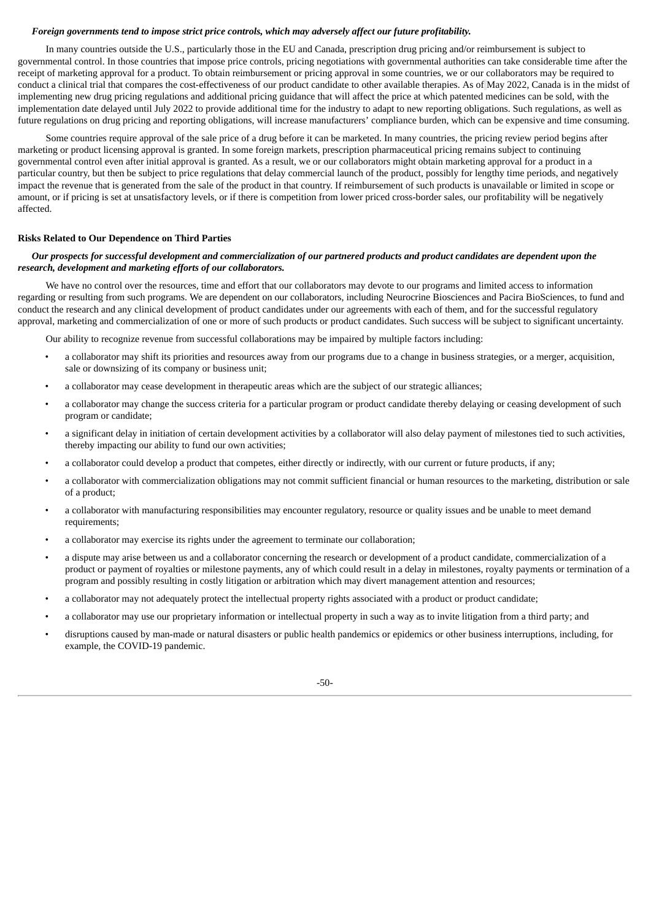***Foreign governments tend to impose strict price controls, which may adversely affect our future profitability.***

In many countries outside the U.S., particularly those in the EU and Canada, prescription drug pricing and/or reimbursement is subject to governmental control. In those countries that impose price controls, pricing negotiations with governmental authorities can take considerable time after the receipt of marketing approval for a product. To obtain reimbursement or pricing approval in some countries, we or our collaborators may be required to conduct a clinical trial that compares the cost-effectiveness of our product candidate to other available therapies. As of May 2022, Canada is in the midst of implementing new drug pricing regulations and additional pricing guidance that will affect the price at which patented medicines can be sold, with the implementation date delayed until July 2022 to provide additional time for the industry to adapt to new reporting obligations. Such regulations, as well as future regulations on drug pricing and reporting obligations, will increase manufacturers' compliance burden, which can be expensive and time consuming.

Some countries require approval of the sale price of a drug before it can be marketed. In many countries, the pricing review period begins after marketing or product licensing approval is granted. In some foreign markets, prescription pharmaceutical pricing remains subject to continuing governmental control even after initial approval is granted. As a result, we or our collaborators might obtain marketing approval for a product in a particular country, but then be subject to price regulations that delay commercial launch of the product, possibly for lengthy time periods, and negatively impact the revenue that is generated from the sale of the product in that country. If reimbursement of such products is unavailable or limited in scope or amount, or if pricing is set at unsatisfactory levels, or if there is competition from lower priced cross-border sales, our profitability will be negatively affected.

**Risks Related to Our Dependence on Third Parties**

***Our prospects for successful development and commercialization of our partnered products and product candidates are dependent upon the research, development and marketing efforts of our collaborators.***

We have no control over the resources, time and effort that our collaborators may devote to our programs and limited access to information regarding or resulting from such programs. We are dependent on our collaborators, including Neurocrine Biosciences and Pacira BioSciences, to fund and conduct the research and any clinical development of product candidates under our agreements with each of them, and for the successful regulatory approval, marketing and commercialization of one or more of such products or product candidates. Such success will be subject to significant uncertainty.

Our ability to recognize revenue from successful collaborations may be impaired by multiple factors including:

- a collaborator may shift its priorities and resources away from our programs due to a change in business strategies, or a merger, acquisition, sale or downsizing of its company or business unit;
- a collaborator may cease development in therapeutic areas which are the subject of our strategic alliances;
- a collaborator may change the success criteria for a particular program or product candidate thereby delaying or ceasing development of such program or candidate;
- a significant delay in initiation of certain development activities by a collaborator will also delay payment of milestones tied to such activities, thereby impacting our ability to fund our own activities;
- a collaborator could develop a product that competes, either directly or indirectly, with our current or future products, if any;
- a collaborator with commercialization obligations may not commit sufficient financial or human resources to the marketing, distribution or sale of a product;
- a collaborator with manufacturing responsibilities may encounter regulatory, resource or quality issues and be unable to meet demand requirements;
- a collaborator may exercise its rights under the agreement to terminate our collaboration;
- a dispute may arise between us and a collaborator concerning the research or development of a product candidate, commercialization of a product or payment of royalties or milestone payments, any of which could result in a delay in milestones, royalty payments or termination of a program and possibly resulting in costly litigation or arbitration which may divert management attention and resources;
- a collaborator may not adequately protect the intellectual property rights associated with a product or product candidate;
- a collaborator may use our proprietary information or intellectual property in such a way as to invite litigation from a third party; and
- disruptions caused by man-made or natural disasters or public health pandemics or epidemics or other business interruptions, including, for example, the COVID-19 pandemic.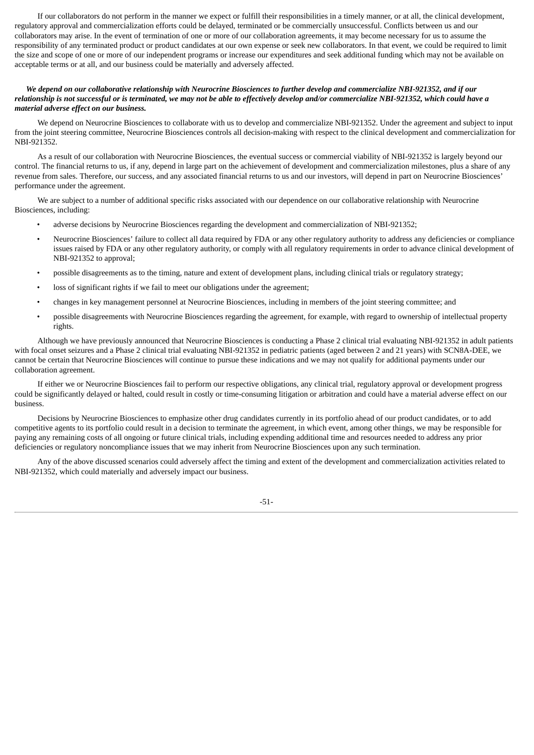If our collaborators do not perform in the manner we expect or fulfill their responsibilities in a timely manner, or at all, the clinical development, regulatory approval and commercialization efforts could be delayed, terminated or be commercially unsuccessful. Conflicts between us and our collaborators may arise. In the event of termination of one or more of our collaboration agreements, it may become necessary for us to assume the responsibility of any terminated product or product candidates at our own expense or seek new collaborators. In that event, we could be required to limit the size and scope of one or more of our independent programs or increase our expenditures and seek additional funding which may not be available on acceptable terms or at all, and our business could be materially and adversely affected.

***We depend on our collaborative relationship with Neurocrine Biosciences to further develop and commercialize NBI-921352, and if our relationship is not successful or is terminated, we may not be able to effectively develop and/or commercialize NBI-921352, which could have a material adverse effect on our business.***

We depend on Neurocrine Biosciences to collaborate with us to develop and commercialize NBI-921352. Under the agreement and subject to input from the joint steering committee, Neurocrine Biosciences controls all decision-making with respect to the clinical development and commercialization for NBI-921352.

As a result of our collaboration with Neurocrine Biosciences, the eventual success or commercial viability of NBI-921352 is largely beyond our control. The financial returns to us, if any, depend in large part on the achievement of development and commercialization milestones, plus a share of any revenue from sales. Therefore, our success, and any associated financial returns to us and our investors, will depend in part on Neurocrine Biosciences' performance under the agreement.

We are subject to a number of additional specific risks associated with our dependence on our collaborative relationship with Neurocrine Biosciences, including:

- adverse decisions by Neurocrine Biosciences regarding the development and commercialization of NBI-921352;
- Neurocrine Biosciences' failure to collect all data required by FDA or any other regulatory authority to address any deficiencies or compliance issues raised by FDA or any other regulatory authority, or comply with all regulatory requirements in order to advance clinical development of NBI-921352 to approval;
- possible disagreements as to the timing, nature and extent of development plans, including clinical trials or regulatory strategy;
- loss of significant rights if we fail to meet our obligations under the agreement;
- changes in key management personnel at Neurocrine Biosciences, including in members of the joint steering committee; and
- possible disagreements with Neurocrine Biosciences regarding the agreement, for example, with regard to ownership of intellectual property rights.

Although we have previously announced that Neurocrine Biosciences is conducting a Phase 2 clinical trial evaluating NBI-921352 in adult patients with focal onset seizures and a Phase 2 clinical trial evaluating NBI-921352 in pediatric patients (aged between 2 and 21 years) with SCN8A-DEE, we cannot be certain that Neurocrine Biosciences will continue to pursue these indications and we may not qualify for additional payments under our collaboration agreement.

If either we or Neurocrine Biosciences fail to perform our respective obligations, any clinical trial, regulatory approval or development progress could be significantly delayed or halted, could result in costly or time-consuming litigation or arbitration and could have a material adverse effect on our business.

Decisions by Neurocrine Biosciences to emphasize other drug candidates currently in its portfolio ahead of our product candidates, or to add competitive agents to its portfolio could result in a decision to terminate the agreement, in which event, among other things, we may be responsible for paying any remaining costs of all ongoing or future clinical trials, including expending additional time and resources needed to address any prior deficiencies or regulatory noncompliance issues that we may inherit from Neurocrine Biosciences upon any such termination.

Any of the above discussed scenarios could adversely affect the timing and extent of the development and commercialization activities related to NBI-921352, which could materially and adversely impact our business.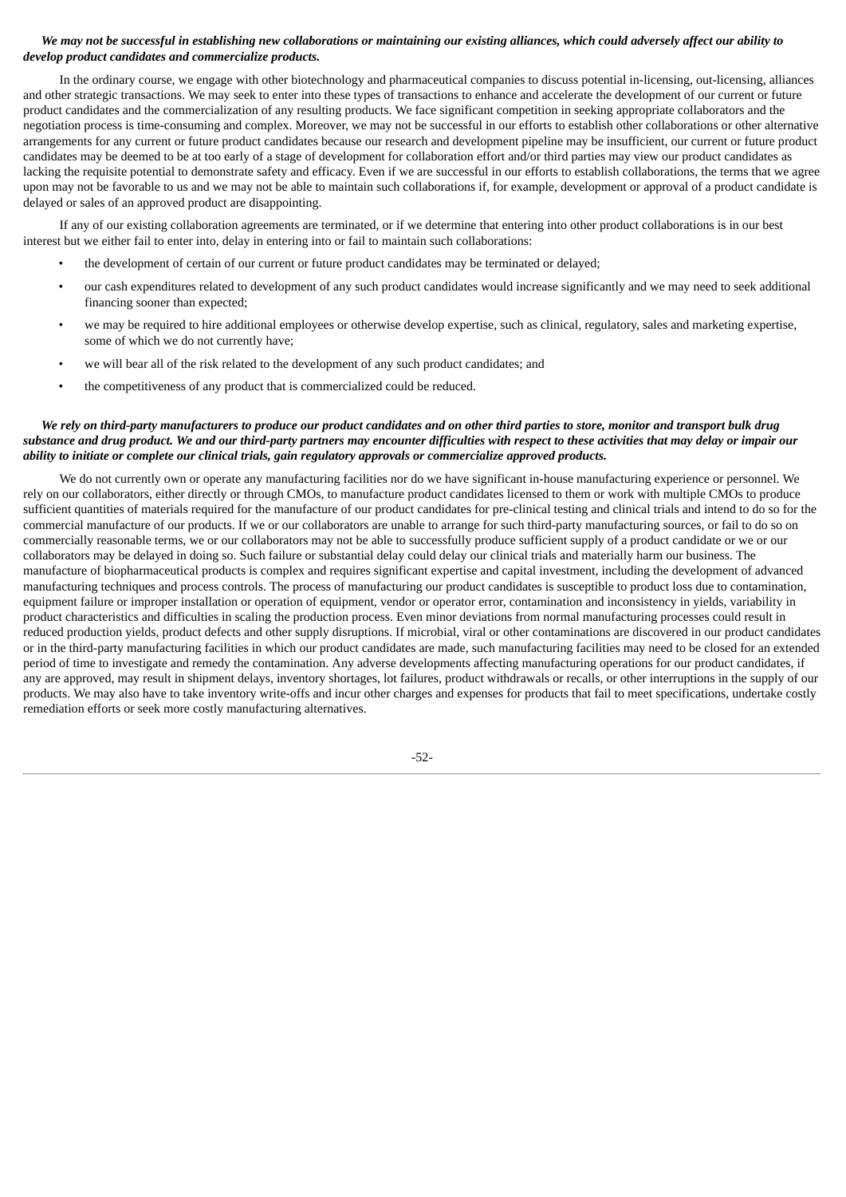***We may not be successful in establishing new collaborations or maintaining our existing alliances, which could adversely affect our ability to develop product candidates and commercialize products.***

In the ordinary course, we engage with other biotechnology and pharmaceutical companies to discuss potential in-licensing, out-licensing, alliances and other strategic transactions. We may seek to enter into these types of transactions to enhance and accelerate the development of our current or future product candidates and the commercialization of any resulting products. We face significant competition in seeking appropriate collaborators and the negotiation process is time-consuming and complex. Moreover, we may not be successful in our efforts to establish other collaborations or other alternative arrangements for any current or future product candidates because our research and development pipeline may be insufficient, our current or future product candidates may be deemed to be at too early of a stage of development for collaboration effort and/or third parties may view our product candidates as lacking the requisite potential to demonstrate safety and efficacy. Even if we are successful in our efforts to establish collaborations, the terms that we agree upon may not be favorable to us and we may not be able to maintain such collaborations if, for example, development or approval of a product candidate is delayed or sales of an approved product are disappointing.

If any of our existing collaboration agreements are terminated, or if we determine that entering into other product collaborations is in our best interest but we either fail to enter into, delay in entering into or fail to maintain such collaborations:

- the development of certain of our current or future product candidates may be terminated or delayed;
- our cash expenditures related to development of any such product candidates would increase significantly and we may need to seek additional financing sooner than expected;
- we may be required to hire additional employees or otherwise develop expertise, such as clinical, regulatory, sales and marketing expertise, some of which we do not currently have;
- we will bear all of the risk related to the development of any such product candidates; and
- the competitiveness of any product that is commercialized could be reduced.

***We rely on third-party manufacturers to produce our product candidates and on other third parties to store, monitor and transport bulk drug substance and drug product. We and our third-party partners may encounter difficulties with respect to these activities that may delay or impair our ability to initiate or complete our clinical trials, gain regulatory approvals or commercialize approved products.***

We do not currently own or operate any manufacturing facilities nor do we have significant in-house manufacturing experience or personnel. We rely on our collaborators, either directly or through CMOs, to manufacture product candidates licensed to them or work with multiple CMOs to produce sufficient quantities of materials required for the manufacture of our product candidates for pre-clinical testing and clinical trials and intend to do so for the commercial manufacture of our products. If we or our collaborators are unable to arrange for such third-party manufacturing sources, or fail to do so on commercially reasonable terms, we or our collaborators may not be able to successfully produce sufficient supply of a product candidate or we or our collaborators may be delayed in doing so. Such failure or substantial delay could delay our clinical trials and materially harm our business. The manufacture of biopharmaceutical products is complex and requires significant expertise and capital investment, including the development of advanced manufacturing techniques and process controls. The process of manufacturing our product candidates is susceptible to product loss due to contamination, equipment failure or improper installation or operation of equipment, vendor or operator error, contamination and inconsistency in yields, variability in product characteristics and difficulties in scaling the production process. Even minor deviations from normal manufacturing processes could result in reduced production yields, product defects and other supply disruptions. If microbial, viral or other contaminations are discovered in our product candidates or in the third-party manufacturing facilities in which our product candidates are made, such manufacturing facilities may need to be closed for an extended period of time to investigate and remedy the contamination. Any adverse developments affecting manufacturing operations for our product candidates, if any are approved, may result in shipment delays, inventory shortages, lot failures, product withdrawals or recalls, or other interruptions in the supply of our products. We may also have to take inventory write-offs and incur other charges and expenses for products that fail to meet specifications, undertake costly remediation efforts or seek more costly manufacturing alternatives.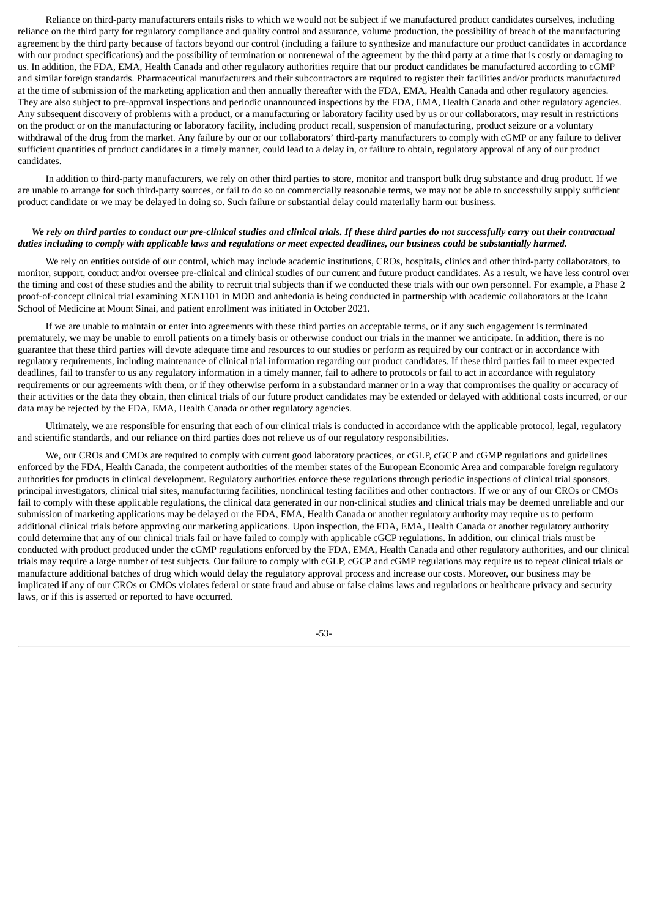Reliance on third-party manufacturers entails risks to which we would not be subject if we manufactured product candidates ourselves, including reliance on the third party for regulatory compliance and quality control and assurance, volume production, the possibility of breach of the manufacturing agreement by the third party because of factors beyond our control (including a failure to synthesize and manufacture our product candidates in accordance with our product specifications) and the possibility of termination or nonrenewal of the agreement by the third party at a time that is costly or damaging to us. In addition, the FDA, EMA, Health Canada and other regulatory authorities require that our product candidates be manufactured according to cGMP and similar foreign standards. Pharmaceutical manufacturers and their subcontractors are required to register their facilities and/or products manufactured at the time of submission of the marketing application and then annually thereafter with the FDA, EMA, Health Canada and other regulatory agencies. They are also subject to pre-approval inspections and periodic unannounced inspections by the FDA, EMA, Health Canada and other regulatory agencies. Any subsequent discovery of problems with a product, or a manufacturing or laboratory facility used by us or our collaborators, may result in restrictions on the product or on the manufacturing or laboratory facility, including product recall, suspension of manufacturing, product seizure or a voluntary withdrawal of the drug from the market. Any failure by our or our collaborators' third-party manufacturers to comply with cGMP or any failure to deliver sufficient quantities of product candidates in a timely manner, could lead to a delay in, or failure to obtain, regulatory approval of any of our product candidates.

In addition to third-party manufacturers, we rely on other third parties to store, monitor and transport bulk drug substance and drug product. If we are unable to arrange for such third-party sources, or fail to do so on commercially reasonable terms, we may not be able to successfully supply sufficient product candidate or we may be delayed in doing so. Such failure or substantial delay could materially harm our business.

***We rely on third parties to conduct our pre-clinical studies and clinical trials. If these third parties do not successfully carry out their contractual duties including to comply with applicable laws and regulations or meet expected deadlines, our business could be substantially harmed.***

We rely on entities outside of our control, which may include academic institutions, CROs, hospitals, clinics and other third-party collaborators, to monitor, support, conduct and/or oversee pre-clinical and clinical studies of our current and future product candidates. As a result, we have less control over the timing and cost of these studies and the ability to recruit trial subjects than if we conducted these trials with our own personnel. For example, a Phase 2 proof-of-concept clinical trial examining XEN1101 in MDD and anhedonia is being conducted in partnership with academic collaborators at the Icahn School of Medicine at Mount Sinai, and patient enrollment was initiated in October 2021.

If we are unable to maintain or enter into agreements with these third parties on acceptable terms, or if any such engagement is terminated prematurely, we may be unable to enroll patients on a timely basis or otherwise conduct our trials in the manner we anticipate. In addition, there is no guarantee that these third parties will devote adequate time and resources to our studies or perform as required by our contract or in accordance with regulatory requirements, including maintenance of clinical trial information regarding our product candidates. If these third parties fail to meet expected deadlines, fail to transfer to us any regulatory information in a timely manner, fail to adhere to protocols or fail to act in accordance with regulatory requirements or our agreements with them, or if they otherwise perform in a substandard manner or in a way that compromises the quality or accuracy of their activities or the data they obtain, then clinical trials of our future product candidates may be extended or delayed with additional costs incurred, or our data may be rejected by the FDA, EMA, Health Canada or other regulatory agencies.

Ultimately, we are responsible for ensuring that each of our clinical trials is conducted in accordance with the applicable protocol, legal, regulatory and scientific standards, and our reliance on third parties does not relieve us of our regulatory responsibilities.

We, our CROs and CMOs are required to comply with current good laboratory practices, or cGLP, cGCP and cGMP regulations and guidelines enforced by the FDA, Health Canada, the competent authorities of the member states of the European Economic Area and comparable foreign regulatory authorities for products in clinical development. Regulatory authorities enforce these regulations through periodic inspections of clinical trial sponsors, principal investigators, clinical trial sites, manufacturing facilities, nonclinical testing facilities and other contractors. If we or any of our CROs or CMOs fail to comply with these applicable regulations, the clinical data generated in our non-clinical studies and clinical trials may be deemed unreliable and our submission of marketing applications may be delayed or the FDA, EMA, Health Canada or another regulatory authority may require us to perform additional clinical trials before approving our marketing applications. Upon inspection, the FDA, EMA, Health Canada or another regulatory authority could determine that any of our clinical trials fail or have failed to comply with applicable cGCP regulations. In addition, our clinical trials must be conducted with product produced under the cGMP regulations enforced by the FDA, EMA, Health Canada and other regulatory authorities, and our clinical trials may require a large number of test subjects. Our failure to comply with cGLP, cGCP and cGMP regulations may require us to repeat clinical trials or manufacture additional batches of drug which would delay the regulatory approval process and increase our costs. Moreover, our business may be implicated if any of our CROs or CMOs violates federal or state fraud and abuse or false claims laws and regulations or healthcare privacy and security laws, or if this is asserted or reported to have occurred.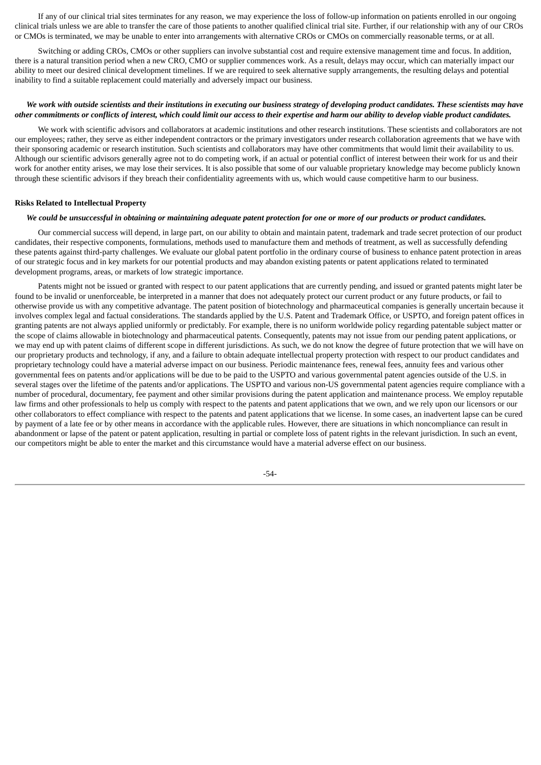If any of our clinical trial sites terminates for any reason, we may experience the loss of follow-up information on patients enrolled in our ongoing clinical trials unless we are able to transfer the care of those patients to another qualified clinical trial site. Further, if our relationship with any of our CROs or CMOs is terminated, we may be unable to enter into arrangements with alternative CROs or CMOs on commercially reasonable terms, or at all.

Switching or adding CROs, CMOs or other suppliers can involve substantial cost and require extensive management time and focus. In addition, there is a natural transition period when a new CRO, CMO or supplier commences work. As a result, delays may occur, which can materially impact our ability to meet our desired clinical development timelines. If we are required to seek alternative supply arrangements, the resulting delays and potential inability to find a suitable replacement could materially and adversely impact our business.

***We work with outside scientists and their institutions in executing our business strategy of developing product candidates. These scientists may have other commitments or conflicts of interest, which could limit our access to their expertise and harm our ability to develop viable product candidates.***

We work with scientific advisors and collaborators at academic institutions and other research institutions. These scientists and collaborators are not our employees; rather, they serve as either independent contractors or the primary investigators under research collaboration agreements that we have with their sponsoring academic or research institution. Such scientists and collaborators may have other commitments that would limit their availability to us. Although our scientific advisors generally agree not to do competing work, if an actual or potential conflict of interest between their work for us and their work for another entity arises, we may lose their services. It is also possible that some of our valuable proprietary knowledge may become publicly known through these scientific advisors if they breach their confidentiality agreements with us, which would cause competitive harm to our business.

**Risks Related to Intellectual Property**

***We could be unsuccessful in obtaining or maintaining adequate patent protection for one or more of our products or product candidates.***

Our commercial success will depend, in large part, on our ability to obtain and maintain patent, trademark and trade secret protection of our product candidates, their respective components, formulations, methods used to manufacture them and methods of treatment, as well as successfully defending these patents against third-party challenges. We evaluate our global patent portfolio in the ordinary course of business to enhance patent protection in areas of our strategic focus and in key markets for our potential products and may abandon existing patents or patent applications related to terminated development programs, areas, or markets of low strategic importance.

Patents might not be issued or granted with respect to our patent applications that are currently pending, and issued or granted patents might later be found to be invalid or unenforceable, be interpreted in a manner that does not adequately protect our current product or any future products, or fail to otherwise provide us with any competitive advantage. The patent position of biotechnology and pharmaceutical companies is generally uncertain because it involves complex legal and factual considerations. The standards applied by the U.S. Patent and Trademark Office, or USPTO, and foreign patent offices in granting patents are not always applied uniformly or predictably. For example, there is no uniform worldwide policy regarding patentable subject matter or the scope of claims allowable in biotechnology and pharmaceutical patents. Consequently, patents may not issue from our pending patent applications, or we may end up with patent claims of different scope in different jurisdictions. As such, we do not know the degree of future protection that we will have on our proprietary products and technology, if any, and a failure to obtain adequate intellectual property protection with respect to our product candidates and proprietary technology could have a material adverse impact on our business. Periodic maintenance fees, renewal fees, annuity fees and various other governmental fees on patents and/or applications will be due to be paid to the USPTO and various governmental patent agencies outside of the U.S. in several stages over the lifetime of the patents and/or applications. The USPTO and various non-US governmental patent agencies require compliance with a number of procedural, documentary, fee payment and other similar provisions during the patent application and maintenance process. We employ reputable law firms and other professionals to help us comply with respect to the patents and patent applications that we own, and we rely upon our licensors or our other collaborators to effect compliance with respect to the patents and patent applications that we license. In some cases, an inadvertent lapse can be cured by payment of a late fee or by other means in accordance with the applicable rules. However, there are situations in which noncompliance can result in abandonment or lapse of the patent or patent application, resulting in partial or complete loss of patent rights in the relevant jurisdiction. In such an event, our competitors might be able to enter the market and this circumstance would have a material adverse effect on our business.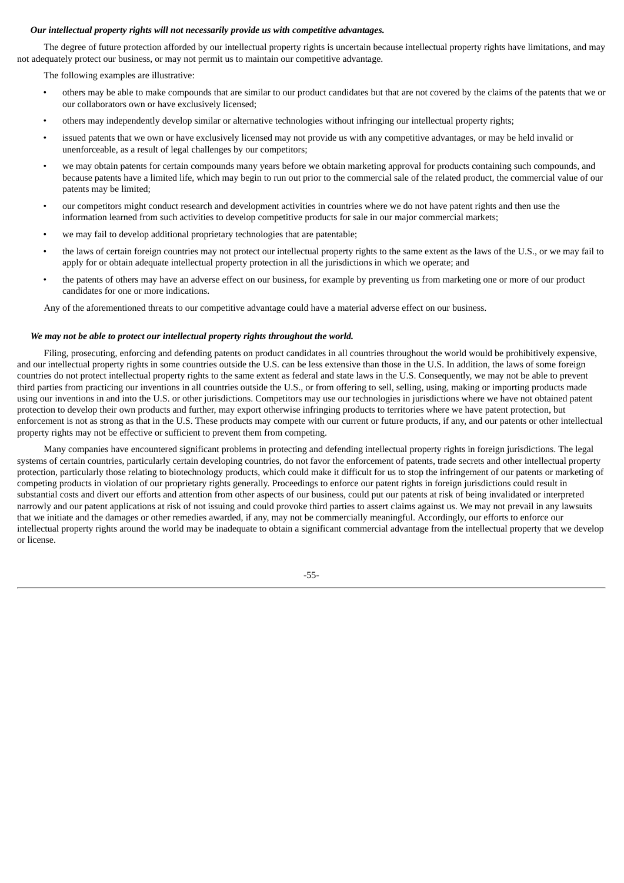***Our intellectual property rights will not necessarily provide us with competitive advantages.***

The degree of future protection afforded by our intellectual property rights is uncertain because intellectual property rights have limitations, and may not adequately protect our business, or may not permit us to maintain our competitive advantage.

The following examples are illustrative:

- others may be able to make compounds that are similar to our product candidates but that are not covered by the claims of the patents that we or our collaborators own or have exclusively licensed;
- others may independently develop similar or alternative technologies without infringing our intellectual property rights;
- issued patents that we own or have exclusively licensed may not provide us with any competitive advantages, or may be held invalid or unenforceable, as a result of legal challenges by our competitors;
- we may obtain patents for certain compounds many years before we obtain marketing approval for products containing such compounds, and because patents have a limited life, which may begin to run out prior to the commercial sale of the related product, the commercial value of our patents may be limited;
- our competitors might conduct research and development activities in countries where we do not have patent rights and then use the information learned from such activities to develop competitive products for sale in our major commercial markets;
- we may fail to develop additional proprietary technologies that are patentable;
- the laws of certain foreign countries may not protect our intellectual property rights to the same extent as the laws of the U.S., or we may fail to apply for or obtain adequate intellectual property protection in all the jurisdictions in which we operate; and
- the patents of others may have an adverse effect on our business, for example by preventing us from marketing one or more of our product candidates for one or more indications.

Any of the aforementioned threats to our competitive advantage could have a material adverse effect on our business.

***We may not be able to protect our intellectual property rights throughout the world.***

Filing, prosecuting, enforcing and defending patents on product candidates in all countries throughout the world would be prohibitively expensive, and our intellectual property rights in some countries outside the U.S. can be less extensive than those in the U.S. In addition, the laws of some foreign countries do not protect intellectual property rights to the same extent as federal and state laws in the U.S. Consequently, we may not be able to prevent third parties from practicing our inventions in all countries outside the U.S., or from offering to sell, selling, using, making or importing products made using our inventions in and into the U.S. or other jurisdictions. Competitors may use our technologies in jurisdictions where we have not obtained patent protection to develop their own products and further, may export otherwise infringing products to territories where we have patent protection, but enforcement is not as strong as that in the U.S. These products may compete with our current or future products, if any, and our patents or other intellectual property rights may not be effective or sufficient to prevent them from competing.

Many companies have encountered significant problems in protecting and defending intellectual property rights in foreign jurisdictions. The legal systems of certain countries, particularly certain developing countries, do not favor the enforcement of patents, trade secrets and other intellectual property protection, particularly those relating to biotechnology products, which could make it difficult for us to stop the infringement of our patents or marketing of competing products in violation of our proprietary rights generally. Proceedings to enforce our patent rights in foreign jurisdictions could result in substantial costs and divert our efforts and attention from other aspects of our business, could put our patents at risk of being invalidated or interpreted narrowly and our patent applications at risk of not issuing and could provoke third parties to assert claims against us. We may not prevail in any lawsuits that we initiate and the damages or other remedies awarded, if any, may not be commercially meaningful. Accordingly, our efforts to enforce our intellectual property rights around the world may be inadequate to obtain a significant commercial advantage from the intellectual property that we develop or license.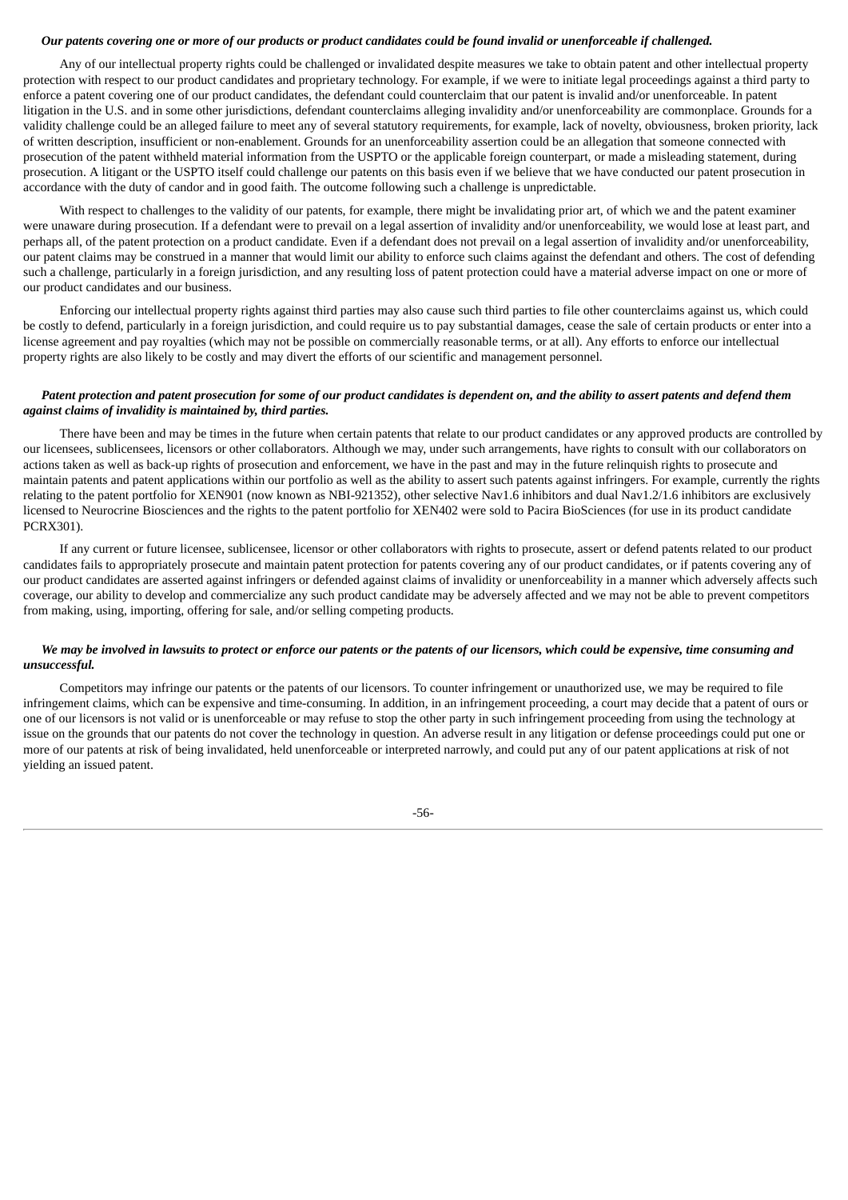***Our patents covering one or more of our products or product candidates could be found invalid or unenforceable if challenged.***

Any of our intellectual property rights could be challenged or invalidated despite measures we take to obtain patent and other intellectual property protection with respect to our product candidates and proprietary technology. For example, if we were to initiate legal proceedings against a third party to enforce a patent covering one of our product candidates, the defendant could counterclaim that our patent is invalid and/or unenforceable. In patent litigation in the U.S. and in some other jurisdictions, defendant counterclaims alleging invalidity and/or unenforceability are commonplace. Grounds for a validity challenge could be an alleged failure to meet any of several statutory requirements, for example, lack of novelty, obviousness, broken priority, lack of written description, insufficient or non-enablement. Grounds for an unenforceability assertion could be an allegation that someone connected with prosecution of the patent withheld material information from the USPTO or the applicable foreign counterpart, or made a misleading statement, during prosecution. A litigant or the USPTO itself could challenge our patents on this basis even if we believe that we have conducted our patent prosecution in accordance with the duty of candor and in good faith. The outcome following such a challenge is unpredictable.

With respect to challenges to the validity of our patents, for example, there might be invalidating prior art, of which we and the patent examiner were unaware during prosecution. If a defendant were to prevail on a legal assertion of invalidity and/or unenforceability, we would lose at least part, and perhaps all, of the patent protection on a product candidate. Even if a defendant does not prevail on a legal assertion of invalidity and/or unenforceability, our patent claims may be construed in a manner that would limit our ability to enforce such claims against the defendant and others. The cost of defending such a challenge, particularly in a foreign jurisdiction, and any resulting loss of patent protection could have a material adverse impact on one or more of our product candidates and our business.

Enforcing our intellectual property rights against third parties may also cause such third parties to file other counterclaims against us, which could be costly to defend, particularly in a foreign jurisdiction, and could require us to pay substantial damages, cease the sale of certain products or enter into a license agreement and pay royalties (which may not be possible on commercially reasonable terms, or at all). Any efforts to enforce our intellectual property rights are also likely to be costly and may divert the efforts of our scientific and management personnel.

***Patent protection and patent prosecution for some of our product candidates is dependent on, and the ability to assert patents and defend them against claims of invalidity is maintained by, third parties.***

There have been and may be times in the future when certain patents that relate to our product candidates or any approved products are controlled by our licensees, sublicensees, licensors or other collaborators. Although we may, under such arrangements, have rights to consult with our collaborators on actions taken as well as back-up rights of prosecution and enforcement, we have in the past and may in the future relinquish rights to prosecute and maintain patents and patent applications within our portfolio as well as the ability to assert such patents against infringers. For example, currently the rights relating to the patent portfolio for XEN901 (now known as NBI-921352), other selective Nav1.6 inhibitors and dual Nav1.2/1.6 inhibitors are exclusively licensed to Neurocrine Biosciences and the rights to the patent portfolio for XEN402 were sold to Pacira BioSciences (for use in its product candidate PCRX301).

If any current or future licensee, sublicensee, licensor or other collaborators with rights to prosecute, assert or defend patents related to our product candidates fails to appropriately prosecute and maintain patent protection for patents covering any of our product candidates, or if patents covering any of our product candidates are asserted against infringers or defended against claims of invalidity or unenforceability in a manner which adversely affects such coverage, our ability to develop and commercialize any such product candidate may be adversely affected and we may not be able to prevent competitors from making, using, importing, offering for sale, and/or selling competing products.

***We may be involved in lawsuits to protect or enforce our patents or the patents of our licensors, which could be expensive, time consuming and unsuccessful.***

Competitors may infringe our patents or the patents of our licensors. To counter infringement or unauthorized use, we may be required to file infringement claims, which can be expensive and time-consuming. In addition, in an infringement proceeding, a court may decide that a patent of ours or one of our licensors is not valid or is unenforceable or may refuse to stop the other party in such infringement proceeding from using the technology at issue on the grounds that our patents do not cover the technology in question. An adverse result in any litigation or defense proceedings could put one or more of our patents at risk of being invalidated, held unenforceable or interpreted narrowly, and could put any of our patent applications at risk of not yielding an issued patent.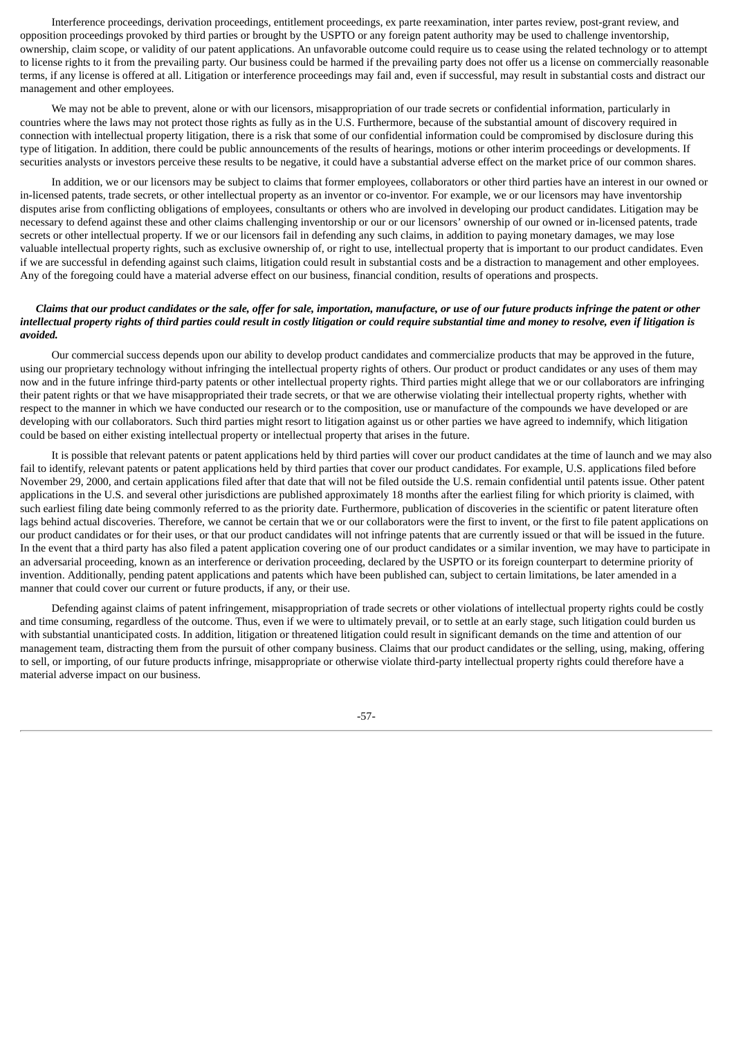Interference proceedings, derivation proceedings, entitlement proceedings, ex parte reexamination, inter partes review, post-grant review, and opposition proceedings provoked by third parties or brought by the USPTO or any foreign patent authority may be used to challenge inventorship, ownership, claim scope, or validity of our patent applications. An unfavorable outcome could require us to cease using the related technology or to attempt to license rights to it from the prevailing party. Our business could be harmed if the prevailing party does not offer us a license on commercially reasonable terms, if any license is offered at all. Litigation or interference proceedings may fail and, even if successful, may result in substantial costs and distract our management and other employees.

We may not be able to prevent, alone or with our licensors, misappropriation of our trade secrets or confidential information, particularly in countries where the laws may not protect those rights as fully as in the U.S. Furthermore, because of the substantial amount of discovery required in connection with intellectual property litigation, there is a risk that some of our confidential information could be compromised by disclosure during this type of litigation. In addition, there could be public announcements of the results of hearings, motions or other interim proceedings or developments. If securities analysts or investors perceive these results to be negative, it could have a substantial adverse effect on the market price of our common shares.

In addition, we or our licensors may be subject to claims that former employees, collaborators or other third parties have an interest in our owned or in-licensed patents, trade secrets, or other intellectual property as an inventor or co-inventor. For example, we or our licensors may have inventorship disputes arise from conflicting obligations of employees, consultants or others who are involved in developing our product candidates. Litigation may be necessary to defend against these and other claims challenging inventorship or our or our licensors' ownership of our owned or in-licensed patents, trade secrets or other intellectual property. If we or our licensors fail in defending any such claims, in addition to paying monetary damages, we may lose valuable intellectual property rights, such as exclusive ownership of, or right to use, intellectual property that is important to our product candidates. Even if we are successful in defending against such claims, litigation could result in substantial costs and be a distraction to management and other employees. Any of the foregoing could have a material adverse effect on our business, financial condition, results of operations and prospects.

***Claims that our product candidates or the sale, offer for sale, importation, manufacture, or use of our future products infringe the patent or other intellectual property rights of third parties could result in costly litigation or could require substantial time and money to resolve, even if litigation is avoided.***

Our commercial success depends upon our ability to develop product candidates and commercialize products that may be approved in the future, using our proprietary technology without infringing the intellectual property rights of others. Our product or product candidates or any uses of them may now and in the future infringe third-party patents or other intellectual property rights. Third parties might allege that we or our collaborators are infringing their patent rights or that we have misappropriated their trade secrets, or that we are otherwise violating their intellectual property rights, whether with respect to the manner in which we have conducted our research or to the composition, use or manufacture of the compounds we have developed or are developing with our collaborators. Such third parties might resort to litigation against us or other parties we have agreed to indemnify, which litigation could be based on either existing intellectual property or intellectual property that arises in the future.

It is possible that relevant patents or patent applications held by third parties will cover our product candidates at the time of launch and we may also fail to identify, relevant patents or patent applications held by third parties that cover our product candidates. For example, U.S. applications filed before November 29, 2000, and certain applications filed after that date that will not be filed outside the U.S. remain confidential until patents issue. Other patent applications in the U.S. and several other jurisdictions are published approximately 18 months after the earliest filing for which priority is claimed, with such earliest filing date being commonly referred to as the priority date. Furthermore, publication of discoveries in the scientific or patent literature often lags behind actual discoveries. Therefore, we cannot be certain that we or our collaborators were the first to invent, or the first to file patent applications on our product candidates or for their uses, or that our product candidates will not infringe patents that are currently issued or that will be issued in the future. In the event that a third party has also filed a patent application covering one of our product candidates or a similar invention, we may have to participate in an adversarial proceeding, known as an interference or derivation proceeding, declared by the USPTO or its foreign counterpart to determine priority of invention. Additionally, pending patent applications and patents which have been published can, subject to certain limitations, be later amended in a manner that could cover our current or future products, if any, or their use.

Defending against claims of patent infringement, misappropriation of trade secrets or other violations of intellectual property rights could be costly and time consuming, regardless of the outcome. Thus, even if we were to ultimately prevail, or to settle at an early stage, such litigation could burden us with substantial unanticipated costs. In addition, litigation or threatened litigation could result in significant demands on the time and attention of our management team, distracting them from the pursuit of other company business. Claims that our product candidates or the selling, using, making, offering to sell, or importing, of our future products infringe, misappropriate or otherwise violate third-party intellectual property rights could therefore have a material adverse impact on our business.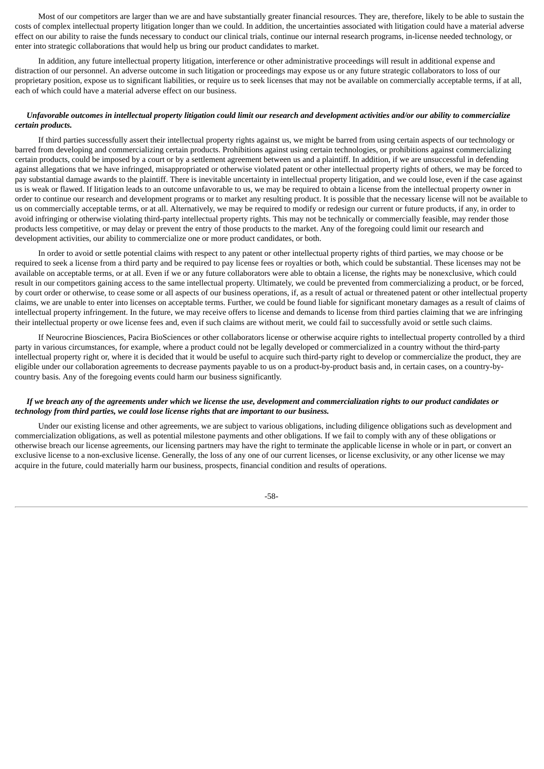Most of our competitors are larger than we are and have substantially greater financial resources. They are, therefore, likely to be able to sustain the costs of complex intellectual property litigation longer than we could. In addition, the uncertainties associated with litigation could have a material adverse effect on our ability to raise the funds necessary to conduct our clinical trials, continue our internal research programs, in-license needed technology, or enter into strategic collaborations that would help us bring our product candidates to market.

In addition, any future intellectual property litigation, interference or other administrative proceedings will result in additional expense and distraction of our personnel. An adverse outcome in such litigation or proceedings may expose us or any future strategic collaborators to loss of our proprietary position, expose us to significant liabilities, or require us to seek licenses that may not be available on commercially acceptable terms, if at all, each of which could have a material adverse effect on our business.

***Unfavorable outcomes in intellectual property litigation could limit our research and development activities and/or our ability to commercialize certain products.***

If third parties successfully assert their intellectual property rights against us, we might be barred from using certain aspects of our technology or barred from developing and commercializing certain products. Prohibitions against using certain technologies, or prohibitions against commercializing certain products, could be imposed by a court or by a settlement agreement between us and a plaintiff. In addition, if we are unsuccessful in defending against allegations that we have infringed, misappropriated or otherwise violated patent or other intellectual property rights of others, we may be forced to pay substantial damage awards to the plaintiff. There is inevitable uncertainty in intellectual property litigation, and we could lose, even if the case against us is weak or flawed. If litigation leads to an outcome unfavorable to us, we may be required to obtain a license from the intellectual property owner in order to continue our research and development programs or to market any resulting product. It is possible that the necessary license will not be available to us on commercially acceptable terms, or at all. Alternatively, we may be required to modify or redesign our current or future products, if any, in order to avoid infringing or otherwise violating third-party intellectual property rights. This may not be technically or commercially feasible, may render those products less competitive, or may delay or prevent the entry of those products to the market. Any of the foregoing could limit our research and development activities, our ability to commercialize one or more product candidates, or both.

In order to avoid or settle potential claims with respect to any patent or other intellectual property rights of third parties, we may choose or be required to seek a license from a third party and be required to pay license fees or royalties or both, which could be substantial. These licenses may not be available on acceptable terms, or at all. Even if we or any future collaborators were able to obtain a license, the rights may be nonexclusive, which could result in our competitors gaining access to the same intellectual property. Ultimately, we could be prevented from commercializing a product, or be forced, by court order or otherwise, to cease some or all aspects of our business operations, if, as a result of actual or threatened patent or other intellectual property claims, we are unable to enter into licenses on acceptable terms. Further, we could be found liable for significant monetary damages as a result of claims of intellectual property infringement. In the future, we may receive offers to license and demands to license from third parties claiming that we are infringing their intellectual property or owe license fees and, even if such claims are without merit, we could fail to successfully avoid or settle such claims.

If Neurocrine Biosciences, Pacira BioSciences or other collaborators license or otherwise acquire rights to intellectual property controlled by a third party in various circumstances, for example, where a product could not be legally developed or commercialized in a country without the third-party intellectual property right or, where it is decided that it would be useful to acquire such third-party right to develop or commercialize the product, they are eligible under our collaboration agreements to decrease payments payable to us on a product-by-product basis and, in certain cases, on a country-by-country basis. Any of the foregoing events could harm our business significantly.

***If we breach any of the agreements under which we license the use, development and commercialization rights to our product candidates or technology from third parties, we could lose license rights that are important to our business.***

Under our existing license and other agreements, we are subject to various obligations, including diligence obligations such as development and commercialization obligations, as well as potential milestone payments and other obligations. If we fail to comply with any of these obligations or otherwise breach our license agreements, our licensing partners may have the right to terminate the applicable license in whole or in part, or convert an exclusive license to a non-exclusive license. Generally, the loss of any one of our current licenses, or license exclusivity, or any other license we may acquire in the future, could materially harm our business, prospects, financial condition and results of operations.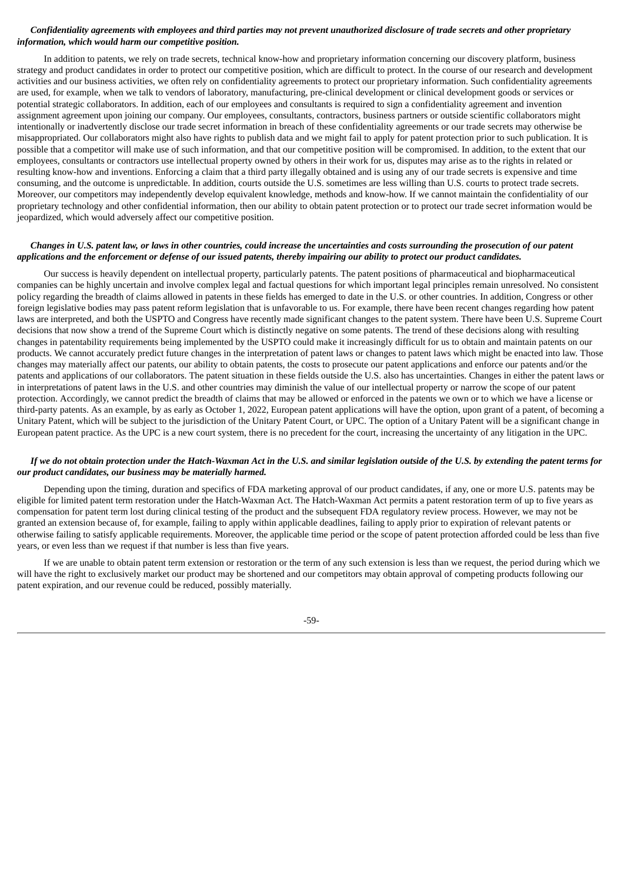***Confidentiality agreements with employees and third parties may not prevent unauthorized disclosure of trade secrets and other proprietary information, which would harm our competitive position.***

In addition to patents, we rely on trade secrets, technical know-how and proprietary information concerning our discovery platform, business strategy and product candidates in order to protect our competitive position, which are difficult to protect. In the course of our research and development activities and our business activities, we often rely on confidentiality agreements to protect our proprietary information. Such confidentiality agreements are used, for example, when we talk to vendors of laboratory, manufacturing, pre-clinical development or clinical development goods or services or potential strategic collaborators. In addition, each of our employees and consultants is required to sign a confidentiality agreement and invention assignment agreement upon joining our company. Our employees, consultants, contractors, business partners or outside scientific collaborators might intentionally or inadvertently disclose our trade secret information in breach of these confidentiality agreements or our trade secrets may otherwise be misappropriated. Our collaborators might also have rights to publish data and we might fail to apply for patent protection prior to such publication. It is possible that a competitor will make use of such information, and that our competitive position will be compromised. In addition, to the extent that our employees, consultants or contractors use intellectual property owned by others in their work for us, disputes may arise as to the rights in related or resulting know-how and inventions. Enforcing a claim that a third party illegally obtained and is using any of our trade secrets is expensive and time consuming, and the outcome is unpredictable. In addition, courts outside the U.S. sometimes are less willing than U.S. courts to protect trade secrets. Moreover, our competitors may independently develop equivalent knowledge, methods and know-how. If we cannot maintain the confidentiality of our proprietary technology and other confidential information, then our ability to obtain patent protection or to protect our trade secret information would be jeopardized, which would adversely affect our competitive position.

***Changes in U.S. patent law, or laws in other countries, could increase the uncertainties and costs surrounding the prosecution of our patent applications and the enforcement or defense of our issued patents, thereby impairing our ability to protect our product candidates.***

Our success is heavily dependent on intellectual property, particularly patents. The patent positions of pharmaceutical and biopharmaceutical companies can be highly uncertain and involve complex legal and factual questions for which important legal principles remain unresolved. No consistent policy regarding the breadth of claims allowed in patents in these fields has emerged to date in the U.S. or other countries. In addition, Congress or other foreign legislative bodies may pass patent reform legislation that is unfavorable to us. For example, there have been recent changes regarding how patent laws are interpreted, and both the USPTO and Congress have recently made significant changes to the patent system. There have been U.S. Supreme Court decisions that now show a trend of the Supreme Court which is distinctly negative on some patents. The trend of these decisions along with resulting changes in patentability requirements being implemented by the USPTO could make it increasingly difficult for us to obtain and maintain patents on our products. We cannot accurately predict future changes in the interpretation of patent laws or changes to patent laws which might be enacted into law. Those changes may materially affect our patents, our ability to obtain patents, the costs to prosecute our patent applications and enforce our patents and/or the patents and applications of our collaborators. The patent situation in these fields outside the U.S. also has uncertainties. Changes in either the patent laws or in interpretations of patent laws in the U.S. and other countries may diminish the value of our intellectual property or narrow the scope of our patent protection. Accordingly, we cannot predict the breadth of claims that may be allowed or enforced in the patents we own or to which we have a license or third-party patents. As an example, by as early as October 1, 2022, European patent applications will have the option, upon grant of a patent, of becoming a Unitary Patent, which will be subject to the jurisdiction of the Unitary Patent Court, or UPC. The option of a Unitary Patent will be a significant change in European patent practice. As the UPC is a new court system, there is no precedent for the court, increasing the uncertainty of any litigation in the UPC.

***If we do not obtain protection under the Hatch-Waxman Act in the U.S. and similar legislation outside of the U.S. by extending the patent terms for our product candidates, our business may be materially harmed.***

Depending upon the timing, duration and specifics of FDA marketing approval of our product candidates, if any, one or more U.S. patents may be eligible for limited patent term restoration under the Hatch-Waxman Act. The Hatch-Waxman Act permits a patent restoration term of up to five years as compensation for patent term lost during clinical testing of the product and the subsequent FDA regulatory review process. However, we may not be granted an extension because of, for example, failing to apply within applicable deadlines, failing to apply prior to expiration of relevant patents or otherwise failing to satisfy applicable requirements. Moreover, the applicable time period or the scope of patent protection afforded could be less than five years, or even less than we request if that number is less than five years.

If we are unable to obtain patent term extension or restoration or the term of any such extension is less than we request, the period during which we will have the right to exclusively market our product may be shortened and our competitors may obtain approval of competing products following our patent expiration, and our revenue could be reduced, possibly materially.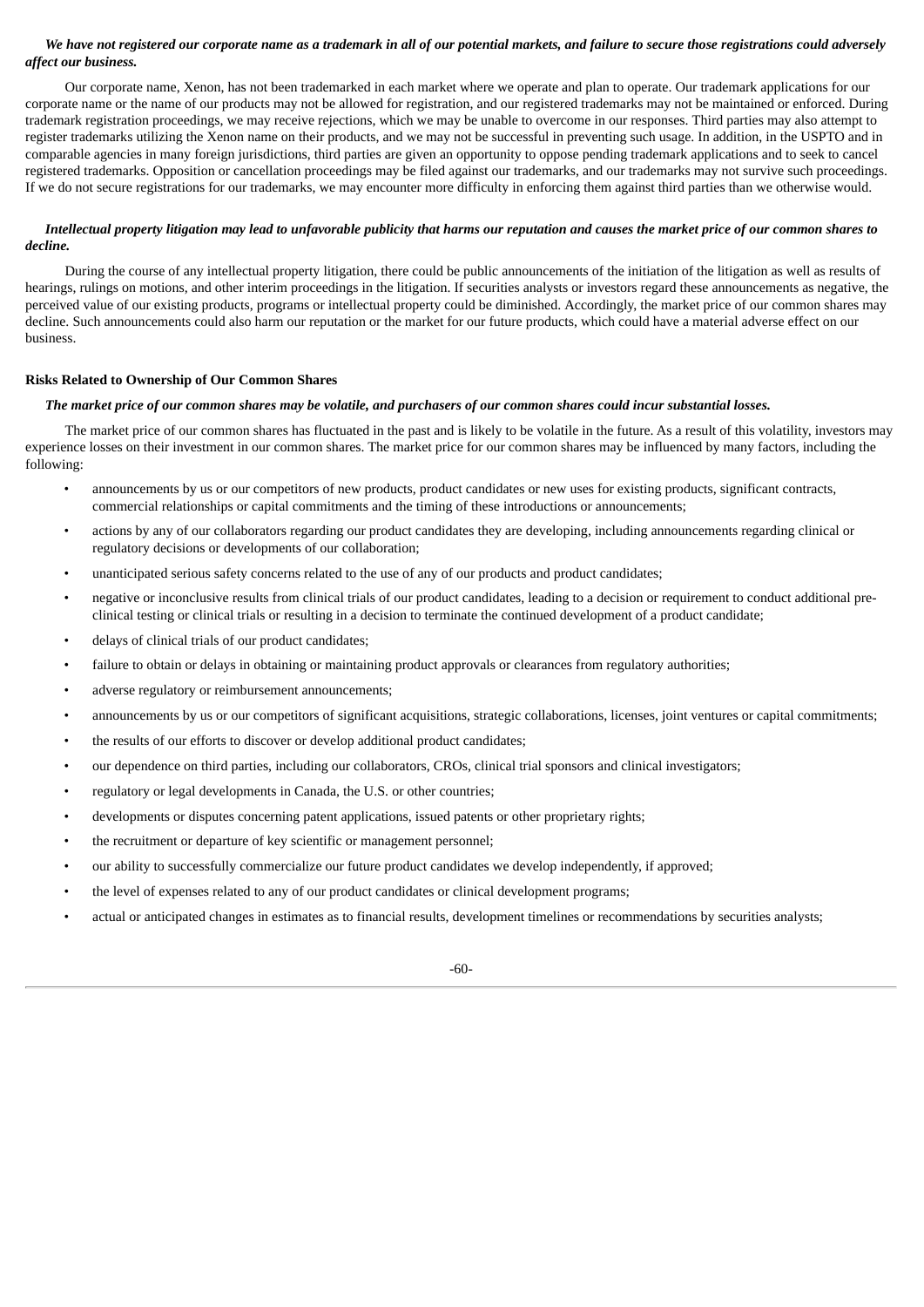***We have not registered our corporate name as a trademark in all of our potential markets, and failure to secure those registrations could adversely affect our business.***

Our corporate name, Xenon, has not been trademarked in each market where we operate and plan to operate. Our trademark applications for our corporate name or the name of our products may not be allowed for registration, and our registered trademarks may not be maintained or enforced. During trademark registration proceedings, we may receive rejections, which we may be unable to overcome in our responses. Third parties may also attempt to register trademarks utilizing the Xenon name on their products, and we may not be successful in preventing such usage. In addition, in the USPTO and in comparable agencies in many foreign jurisdictions, third parties are given an opportunity to oppose pending trademark applications and to seek to cancel registered trademarks. Opposition or cancellation proceedings may be filed against our trademarks, and our trademarks may not survive such proceedings. If we do not secure registrations for our trademarks, we may encounter more difficulty in enforcing them against third parties than we otherwise would.

***Intellectual property litigation may lead to unfavorable publicity that harms our reputation and causes the market price of our common shares to decline.***

During the course of any intellectual property litigation, there could be public announcements of the initiation of the litigation as well as results of hearings, rulings on motions, and other interim proceedings in the litigation. If securities analysts or investors regard these announcements as negative, the perceived value of our existing products, programs or intellectual property could be diminished. Accordingly, the market price of our common shares may decline. Such announcements could also harm our reputation or the market for our future products, which could have a material adverse effect on our business.

**Risks Related to Ownership of Our Common Shares**

***The market price of our common shares may be volatile, and purchasers of our common shares could incur substantial losses.***

The market price of our common shares has fluctuated in the past and is likely to be volatile in the future. As a result of this volatility, investors may experience losses on their investment in our common shares. The market price for our common shares may be influenced by many factors, including the following:

- announcements by us or our competitors of new products, product candidates or new uses for existing products, significant contracts, commercial relationships or capital commitments and the timing of these introductions or announcements;
- actions by any of our collaborators regarding our product candidates they are developing, including announcements regarding clinical or regulatory decisions or developments of our collaboration;
- unanticipated serious safety concerns related to the use of any of our products and product candidates;
- negative or inconclusive results from clinical trials of our product candidates, leading to a decision or requirement to conduct additional pre-clinical testing or clinical trials or resulting in a decision to terminate the continued development of a product candidate;
- delays of clinical trials of our product candidates;
- failure to obtain or delays in obtaining or maintaining product approvals or clearances from regulatory authorities;
- adverse regulatory or reimbursement announcements;
- announcements by us or our competitors of significant acquisitions, strategic collaborations, licenses, joint ventures or capital commitments;
- the results of our efforts to discover or develop additional product candidates;
- our dependence on third parties, including our collaborators, CROs, clinical trial sponsors and clinical investigators;
- regulatory or legal developments in Canada, the U.S. or other countries;
- developments or disputes concerning patent applications, issued patents or other proprietary rights;
- the recruitment or departure of key scientific or management personnel;
- our ability to successfully commercialize our future product candidates we develop independently, if approved;
- the level of expenses related to any of our product candidates or clinical development programs;
- actual or anticipated changes in estimates as to financial results, development timelines or recommendations by securities analysts;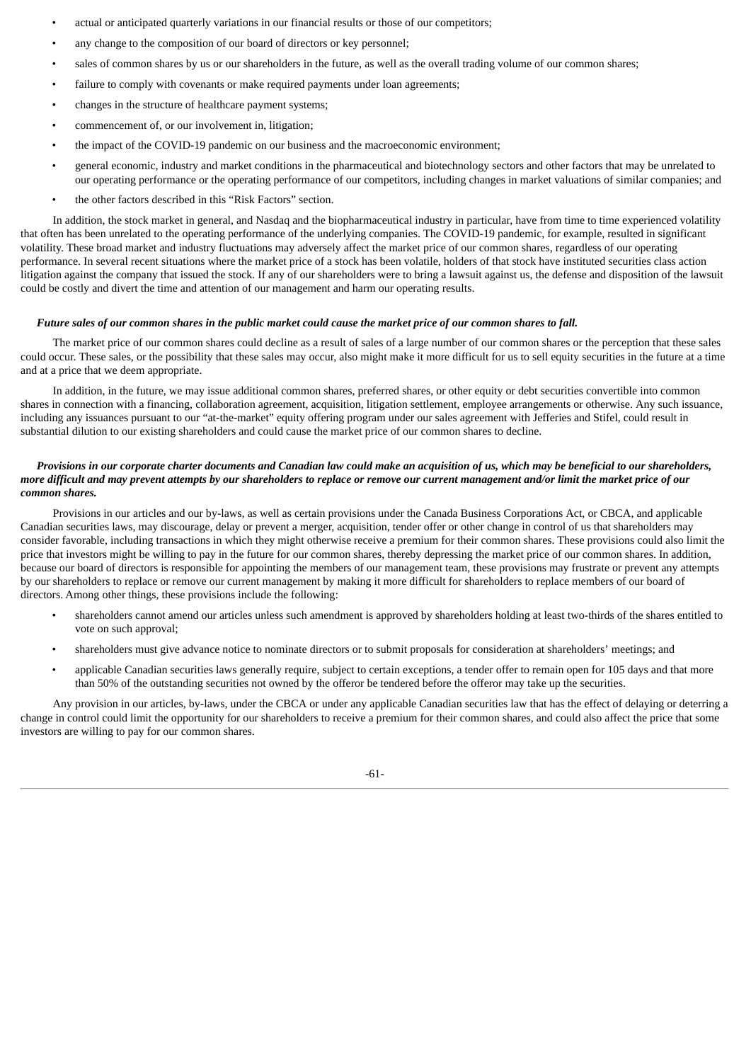- actual or anticipated quarterly variations in our financial results or those of our competitors;
- any change to the composition of our board of directors or key personnel;
- sales of common shares by us or our shareholders in the future, as well as the overall trading volume of our common shares;
- failure to comply with covenants or make required payments under loan agreements;
- changes in the structure of healthcare payment systems;
- commencement of, or our involvement in, litigation;
- the impact of the COVID-19 pandemic on our business and the macroeconomic environment;
- general economic, industry and market conditions in the pharmaceutical and biotechnology sectors and other factors that may be unrelated to our operating performance or the operating performance of our competitors, including changes in market valuations of similar companies; and
- the other factors described in this "Risk Factors" section.

In addition, the stock market in general, and Nasdaq and the biopharmaceutical industry in particular, have from time to time experienced volatility that often has been unrelated to the operating performance of the underlying companies. The COVID-19 pandemic, for example, resulted in significant volatility. These broad market and industry fluctuations may adversely affect the market price of our common shares, regardless of our operating performance. In several recent situations where the market price of a stock has been volatile, holders of that stock have instituted securities class action litigation against the company that issued the stock. If any of our shareholders were to bring a lawsuit against us, the defense and disposition of the lawsuit could be costly and divert the time and attention of our management and harm our operating results.

***Future sales of our common shares in the public market could cause the market price of our common shares to fall.***

The market price of our common shares could decline as a result of sales of a large number of our common shares or the perception that these sales could occur. These sales, or the possibility that these sales may occur, also might make it more difficult for us to sell equity securities in the future at a time and at a price that we deem appropriate.

In addition, in the future, we may issue additional common shares, preferred shares, or other equity or debt securities convertible into common shares in connection with a financing, collaboration agreement, acquisition, litigation settlement, employee arrangements or otherwise. Any such issuance, including any issuances pursuant to our "at-the-market" equity offering program under our sales agreement with Jefferies and Stifel, could result in substantial dilution to our existing shareholders and could cause the market price of our common shares to decline.

***Provisions in our corporate charter documents and Canadian law could make an acquisition of us, which may be beneficial to our shareholders, more difficult and may prevent attempts by our shareholders to replace or remove our current management and/or limit the market price of our common shares.***

Provisions in our articles and our by-laws, as well as certain provisions under the Canada Business Corporations Act, or CBCA, and applicable Canadian securities laws, may discourage, delay or prevent a merger, acquisition, tender offer or other change in control of us that shareholders may consider favorable, including transactions in which they might otherwise receive a premium for their common shares. These provisions could also limit the price that investors might be willing to pay in the future for our common shares, thereby depressing the market price of our common shares. In addition, because our board of directors is responsible for appointing the members of our management team, these provisions may frustrate or prevent any attempts by our shareholders to replace or remove our current management by making it more difficult for shareholders to replace members of our board of directors. Among other things, these provisions include the following:

- shareholders cannot amend our articles unless such amendment is approved by shareholders holding at least two-thirds of the shares entitled to vote on such approval;
- shareholders must give advance notice to nominate directors or to submit proposals for consideration at shareholders' meetings; and
- applicable Canadian securities laws generally require, subject to certain exceptions, a tender offer to remain open for 105 days and that more than 50% of the outstanding securities not owned by the offeror be tendered before the offeror may take up the securities.

Any provision in our articles, by-laws, under the CBCA or under any applicable Canadian securities law that has the effect of delaying or deterring a change in control could limit the opportunity for our shareholders to receive a premium for their common shares, and could also affect the price that some investors are willing to pay for our common shares.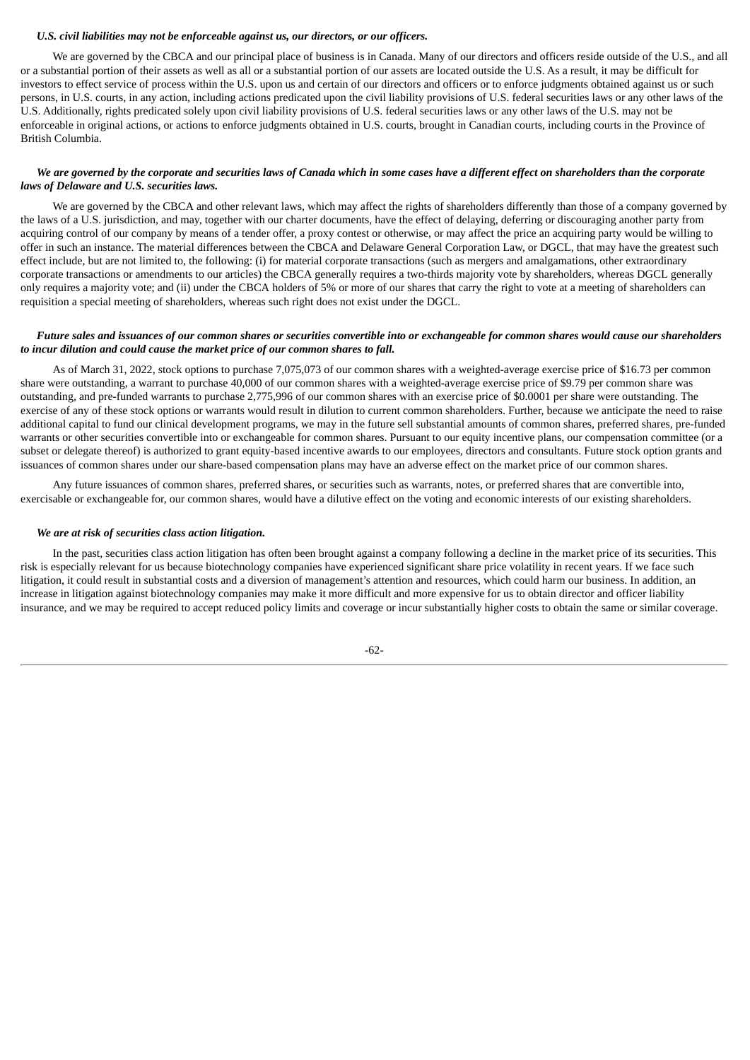***U.S. civil liabilities may not be enforceable against us, our directors, or our officers.***

We are governed by the CBCA and our principal place of business is in Canada. Many of our directors and officers reside outside of the U.S., and all or a substantial portion of their assets as well as all or a substantial portion of our assets are located outside the U.S. As a result, it may be difficult for investors to effect service of process within the U.S. upon us and certain of our directors and officers or to enforce judgments obtained against us or such persons, in U.S. courts, in any action, including actions predicated upon the civil liability provisions of U.S. federal securities laws or any other laws of the U.S. Additionally, rights predicated solely upon civil liability provisions of U.S. federal securities laws or any other laws of the U.S. may not be enforceable in original actions, or actions to enforce judgments obtained in U.S. courts, brought in Canadian courts, including courts in the Province of British Columbia.

***We are governed by the corporate and securities laws of Canada which in some cases have a different effect on shareholders than the corporate laws of Delaware and U.S. securities laws.***

We are governed by the CBCA and other relevant laws, which may affect the rights of shareholders differently than those of a company governed by the laws of a U.S. jurisdiction, and may, together with our charter documents, have the effect of delaying, deferring or discouraging another party from acquiring control of our company by means of a tender offer, a proxy contest or otherwise, or may affect the price an acquiring party would be willing to offer in such an instance. The material differences between the CBCA and Delaware General Corporation Law, or DGCL, that may have the greatest such effect include, but are not limited to, the following: (i) for material corporate transactions (such as mergers and amalgamations, other extraordinary corporate transactions or amendments to our articles) the CBCA generally requires a two-thirds majority vote by shareholders, whereas DGCL generally only requires a majority vote; and (ii) under the CBCA holders of 5% or more of our shares that carry the right to vote at a meeting of shareholders can requisition a special meeting of shareholders, whereas such right does not exist under the DGCL.

***Future sales and issuances of our common shares or securities convertible into or exchangeable for common shares would cause our shareholders to incur dilution and could cause the market price of our common shares to fall.***

As of March 31, 2022, stock options to purchase 7,075,073 of our common shares with a weighted-average exercise price of $16.73 per common share were outstanding, a warrant to purchase 40,000 of our common shares with a weighted-average exercise price of $9.79 per common share was outstanding, and pre-funded warrants to purchase 2,775,996 of our common shares with an exercise price of $0.0001 per share were outstanding. The exercise of any of these stock options or warrants would result in dilution to current common shareholders. Further, because we anticipate the need to raise additional capital to fund our clinical development programs, we may in the future sell substantial amounts of common shares, preferred shares, pre-funded warrants or other securities convertible into or exchangeable for common shares. Pursuant to our equity incentive plans, our compensation committee (or a subset or delegate thereof) is authorized to grant equity-based incentive awards to our employees, directors and consultants. Future stock option grants and issuances of common shares under our share-based compensation plans may have an adverse effect on the market price of our common shares.

Any future issuances of common shares, preferred shares, or securities such as warrants, notes, or preferred shares that are convertible into, exercisable or exchangeable for, our common shares, would have a dilutive effect on the voting and economic interests of our existing shareholders.

***We are at risk of securities class action litigation.***

In the past, securities class action litigation has often been brought against a company following a decline in the market price of its securities. This risk is especially relevant for us because biotechnology companies have experienced significant share price volatility in recent years. If we face such litigation, it could result in substantial costs and a diversion of management's attention and resources, which could harm our business. In addition, an increase in litigation against biotechnology companies may make it more difficult and more expensive for us to obtain director and officer liability insurance, and we may be required to accept reduced policy limits and coverage or incur substantially higher costs to obtain the same or similar coverage.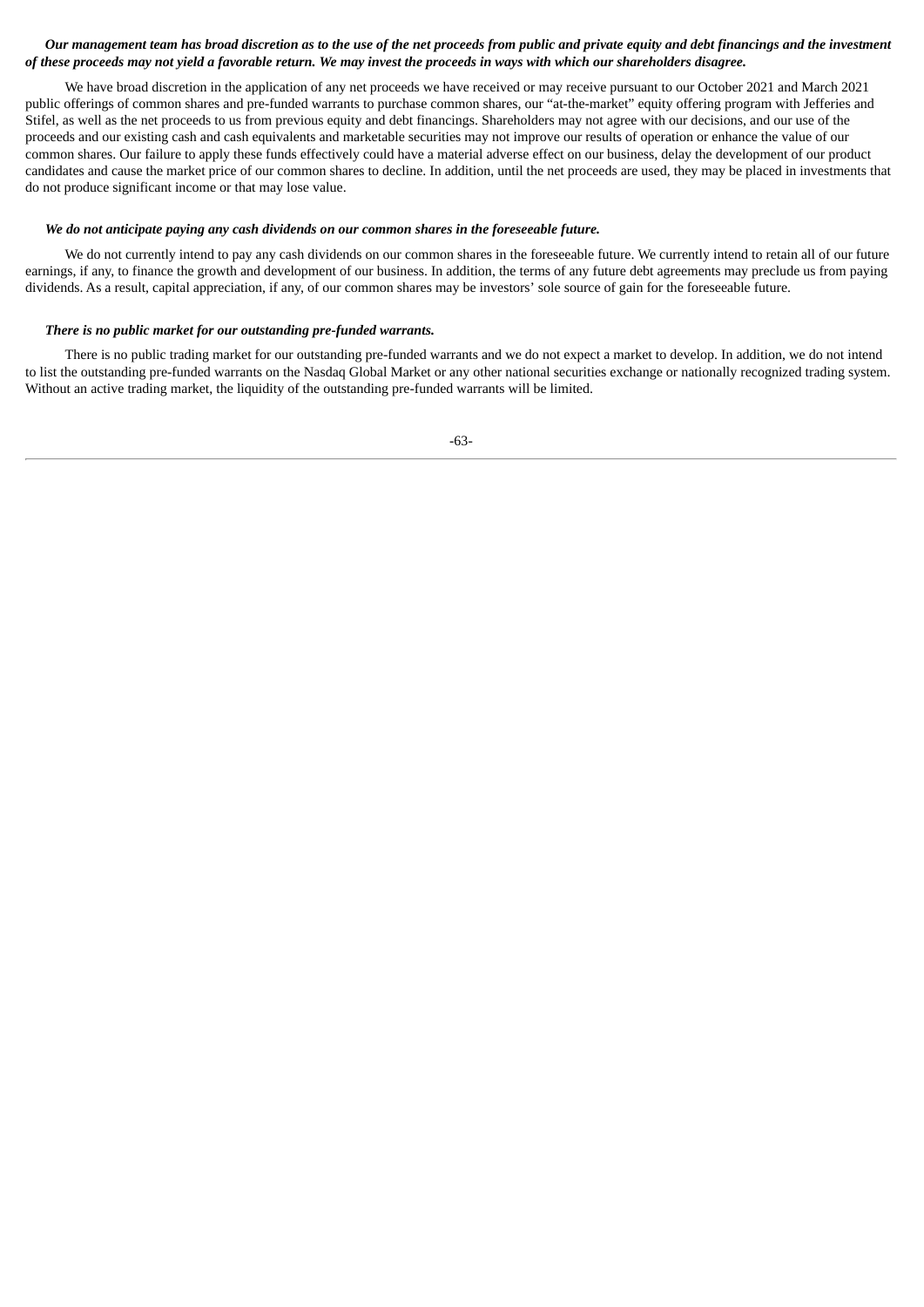***Our management team has broad discretion as to the use of the net proceeds from public and private equity and debt financings and the investment of these proceeds may not yield a favorable return. We may invest the proceeds in ways with which our shareholders disagree.***

We have broad discretion in the application of any net proceeds we have received or may receive pursuant to our October 2021 and March 2021 public offerings of common shares and pre-funded warrants to purchase common shares, our "at-the-market" equity offering program with Jefferies and Stifel, as well as the net proceeds to us from previous equity and debt financings. Shareholders may not agree with our decisions, and our use of the proceeds and our existing cash and cash equivalents and marketable securities may not improve our results of operation or enhance the value of our common shares. Our failure to apply these funds effectively could have a material adverse effect on our business, delay the development of our product candidates and cause the market price of our common shares to decline. In addition, until the net proceeds are used, they may be placed in investments that do not produce significant income or that may lose value.

***We do not anticipate paying any cash dividends on our common shares in the foreseeable future.***

We do not currently intend to pay any cash dividends on our common shares in the foreseeable future. We currently intend to retain all of our future earnings, if any, to finance the growth and development of our business. In addition, the terms of any future debt agreements may preclude us from paying dividends. As a result, capital appreciation, if any, of our common shares may be investors' sole source of gain for the foreseeable future.

***There is no public market for our outstanding pre-funded warrants.***

There is no public trading market for our outstanding pre-funded warrants and we do not expect a market to develop. In addition, we do not intend to list the outstanding pre-funded warrants on the Nasdaq Global Market or any other national securities exchange or nationally recognized trading system. Without an active trading market, the liquidity of the outstanding pre-funded warrants will be limited.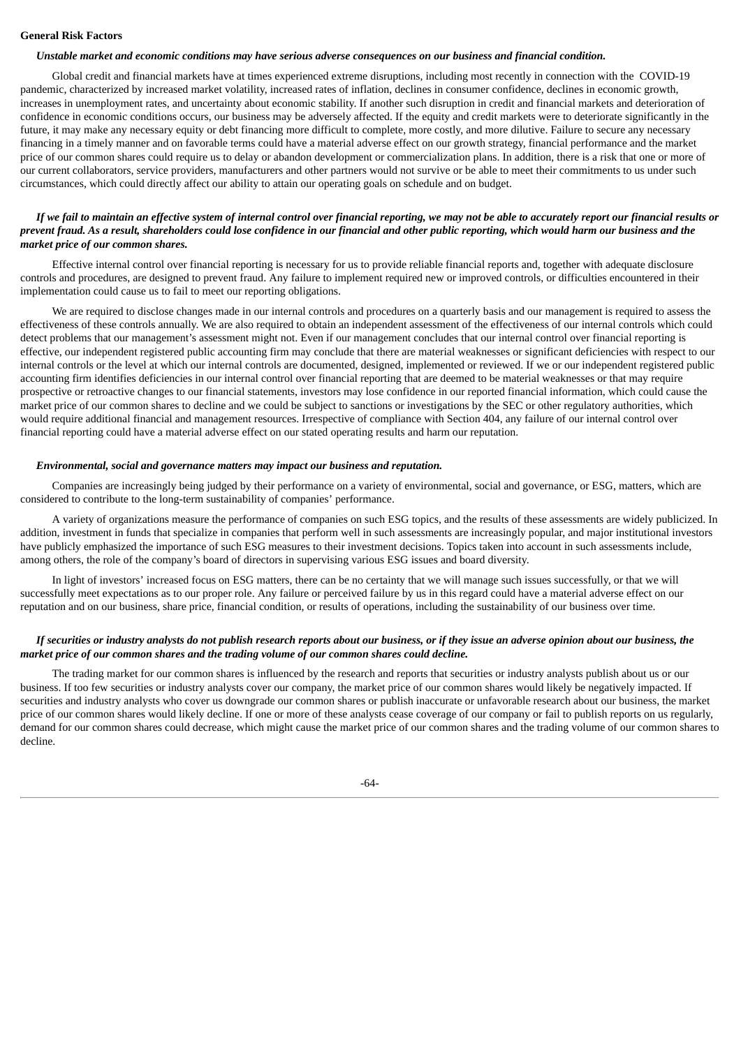**General Risk Factors**

***Unstable market and economic conditions may have serious adverse consequences on our business and financial condition.***

Global credit and financial markets have at times experienced extreme disruptions, including most recently in connection with the COVID-19 pandemic, characterized by increased market volatility, increased rates of inflation, declines in consumer confidence, declines in economic growth, increases in unemployment rates, and uncertainty about economic stability. If another such disruption in credit and financial markets and deterioration of confidence in economic conditions occurs, our business may be adversely affected. If the equity and credit markets were to deteriorate significantly in the future, it may make any necessary equity or debt financing more difficult to complete, more costly, and more dilutive. Failure to secure any necessary financing in a timely manner and on favorable terms could have a material adverse effect on our growth strategy, financial performance and the market price of our common shares could require us to delay or abandon development or commercialization plans. In addition, there is a risk that one or more of our current collaborators, service providers, manufacturers and other partners would not survive or be able to meet their commitments to us under such circumstances, which could directly affect our ability to attain our operating goals on schedule and on budget.

***If we fail to maintain an effective system of internal control over financial reporting, we may not be able to accurately report our financial results or prevent fraud. As a result, shareholders could lose confidence in our financial and other public reporting, which would harm our business and the market price of our common shares.***

Effective internal control over financial reporting is necessary for us to provide reliable financial reports and, together with adequate disclosure controls and procedures, are designed to prevent fraud. Any failure to implement required new or improved controls, or difficulties encountered in their implementation could cause us to fail to meet our reporting obligations.

We are required to disclose changes made in our internal controls and procedures on a quarterly basis and our management is required to assess the effectiveness of these controls annually. We are also required to obtain an independent assessment of the effectiveness of our internal controls which could detect problems that our management's assessment might not. Even if our management concludes that our internal control over financial reporting is effective, our independent registered public accounting firm may conclude that there are material weaknesses or significant deficiencies with respect to our internal controls or the level at which our internal controls are documented, designed, implemented or reviewed. If we or our independent registered public accounting firm identifies deficiencies in our internal control over financial reporting that are deemed to be material weaknesses or that may require prospective or retroactive changes to our financial statements, investors may lose confidence in our reported financial information, which could cause the market price of our common shares to decline and we could be subject to sanctions or investigations by the SEC or other regulatory authorities, which would require additional financial and management resources. Irrespective of compliance with Section 404, any failure of our internal control over financial reporting could have a material adverse effect on our stated operating results and harm our reputation.

***Environmental, social and governance matters may impact our business and reputation.***

Companies are increasingly being judged by their performance on a variety of environmental, social and governance, or ESG, matters, which are considered to contribute to the long-term sustainability of companies' performance.

A variety of organizations measure the performance of companies on such ESG topics, and the results of these assessments are widely publicized. In addition, investment in funds that specialize in companies that perform well in such assessments are increasingly popular, and major institutional investors have publicly emphasized the importance of such ESG measures to their investment decisions. Topics taken into account in such assessments include, among others, the role of the company's board of directors in supervising various ESG issues and board diversity.

In light of investors' increased focus on ESG matters, there can be no certainty that we will manage such issues successfully, or that we will successfully meet expectations as to our proper role. Any failure or perceived failure by us in this regard could have a material adverse effect on our reputation and on our business, share price, financial condition, or results of operations, including the sustainability of our business over time.

***If securities or industry analysts do not publish research reports about our business, or if they issue an adverse opinion about our business, the market price of our common shares and the trading volume of our common shares could decline.***

The trading market for our common shares is influenced by the research and reports that securities or industry analysts publish about us or our business. If too few securities or industry analysts cover our company, the market price of our common shares would likely be negatively impacted. If securities and industry analysts who cover us downgrade our common shares or publish inaccurate or unfavorable research about our business, the market price of our common shares would likely decline. If one or more of these analysts cease coverage of our company or fail to publish reports on us regularly, demand for our common shares could decrease, which might cause the market price of our common shares and the trading volume of our common shares to decline.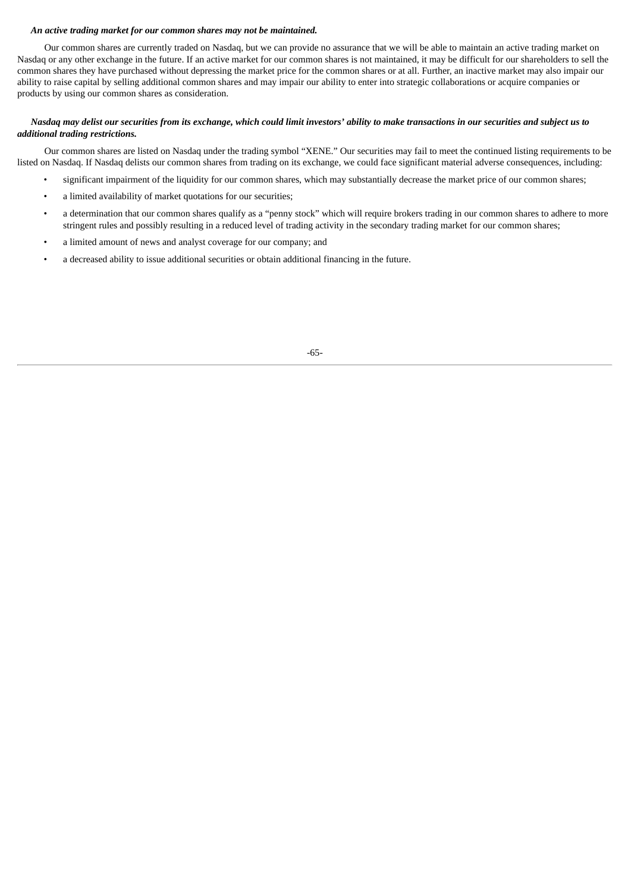***An active trading market for our common shares may not be maintained.***

Our common shares are currently traded on Nasdaq, but we can provide no assurance that we will be able to maintain an active trading market on Nasdaq or any other exchange in the future. If an active market for our common shares is not maintained, it may be difficult for our shareholders to sell the common shares they have purchased without depressing the market price for the common shares or at all. Further, an inactive market may also impair our ability to raise capital by selling additional common shares and may impair our ability to enter into strategic collaborations or acquire companies or products by using our common shares as consideration.

***Nasdaq may delist our securities from its exchange, which could limit investors' ability to make transactions in our securities and subject us to additional trading restrictions.***

Our common shares are listed on Nasdaq under the trading symbol "XENE." Our securities may fail to meet the continued listing requirements to be listed on Nasdaq. If Nasdaq delists our common shares from trading on its exchange, we could face significant material adverse consequences, including:

- significant impairment of the liquidity for our common shares, which may substantially decrease the market price of our common shares;
- a limited availability of market quotations for our securities;
- a determination that our common shares qualify as a "penny stock" which will require brokers trading in our common shares to adhere to more stringent rules and possibly resulting in a reduced level of trading activity in the secondary trading market for our common shares;
- a limited amount of news and analyst coverage for our company; and
- a decreased ability to issue additional securities or obtain additional financing in the future.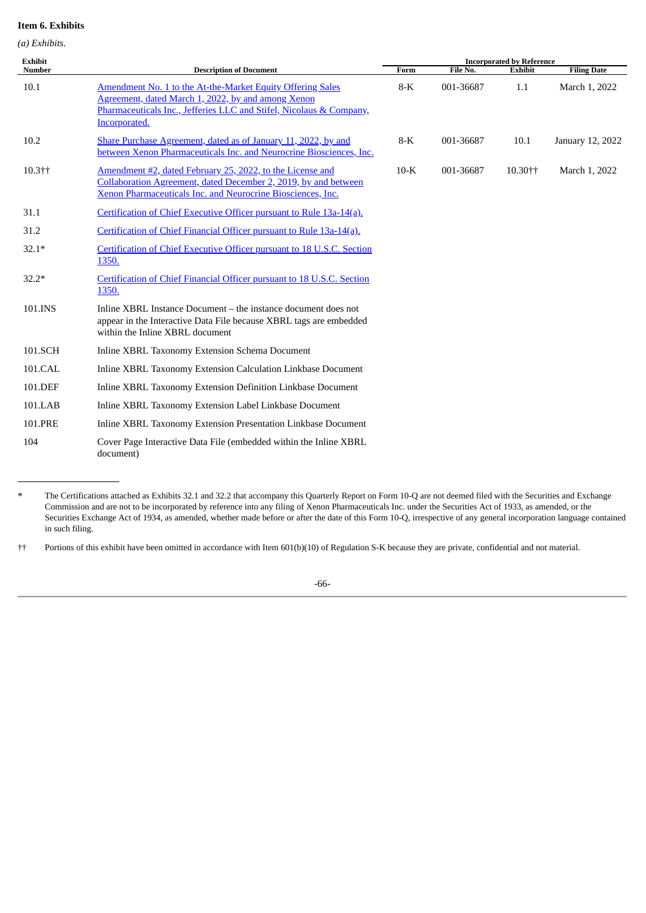**Item 6. Exhibits**

*(a) Exhibits.*

| Exhibit Number | Description of Document | Incorporated by Reference | | | |
|---|---|---|---|---|---|
| | | Form | File No. | Exhibit | Filing Date |
| 10.1 | Amendment No. 1 to the At-the-Market Equity Offering Sales Agreement, dated March 1, 2022, by and among Xenon Pharmaceuticals Inc., Jefferies LLC and Stifel, Nicolaus & Company, Incorporated. | 8-K | 001-36687 | 1.1 | March 1, 2022 |
| 10.2 | Share Purchase Agreement, dated as of January 11, 2022, by and between Xenon Pharmaceuticals Inc. and Neurocrine Biosciences, Inc. | 8-K | 001-36687 | 10.1 | January 12, 2022 |
| 10.3†† | Amendment #2, dated February 25, 2022, to the License and Collaboration Agreement, dated December 2, 2019, by and between Xenon Pharmaceuticals Inc. and Neurocrine Biosciences, Inc. | 10-K | 001-36687 | 10.30†† | March 1, 2022 |
| 31.1 | Certification of Chief Executive Officer pursuant to Rule 13a-14(a). | | | | |
| 31.2 | Certification of Chief Financial Officer pursuant to Rule 13a-14(a). | | | | |
| 32.1* | Certification of Chief Executive Officer pursuant to 18 U.S.C. Section 1350. | | | | |
| 32.2* | Certification of Chief Financial Officer pursuant to 18 U.S.C. Section 1350. | | | | |
| 101.INS | Inline XBRL Instance Document – the instance document does not appear in the Interactive Data File because XBRL tags are embedded within the Inline XBRL document | | | | |
| 101.SCH | Inline XBRL Taxonomy Extension Schema Document | | | | |
| 101.CAL | Inline XBRL Taxonomy Extension Calculation Linkbase Document | | | | |
| 101.DEF | Inline XBRL Taxonomy Extension Definition Linkbase Document | | | | |
| 101.LAB | Inline XBRL Taxonomy Extension Label Linkbase Document | | | | |
| 101.PRE | Inline XBRL Taxonomy Extension Presentation Linkbase Document | | | | |
| 104 | Cover Page Interactive Data File (embedded within the Inline XBRL document) | | | | |

---

\* The Certifications attached as Exhibits 32.1 and 32.2 that accompany this Quarterly Report on Form 10-Q are not deemed filed with the Securities and Exchange Commission and are not to be incorporated by reference into any filing of Xenon Pharmaceuticals Inc. under the Securities Act of 1933, as amended, or the Securities Exchange Act of 1934, as amended, whether made before or after the date of this Form 10-Q, irrespective of any general incorporation language contained in such filing.

†† Portions of this exhibit have been omitted in accordance with Item 601(b)(10) of Regulation S-K because they are private, confidential and not material.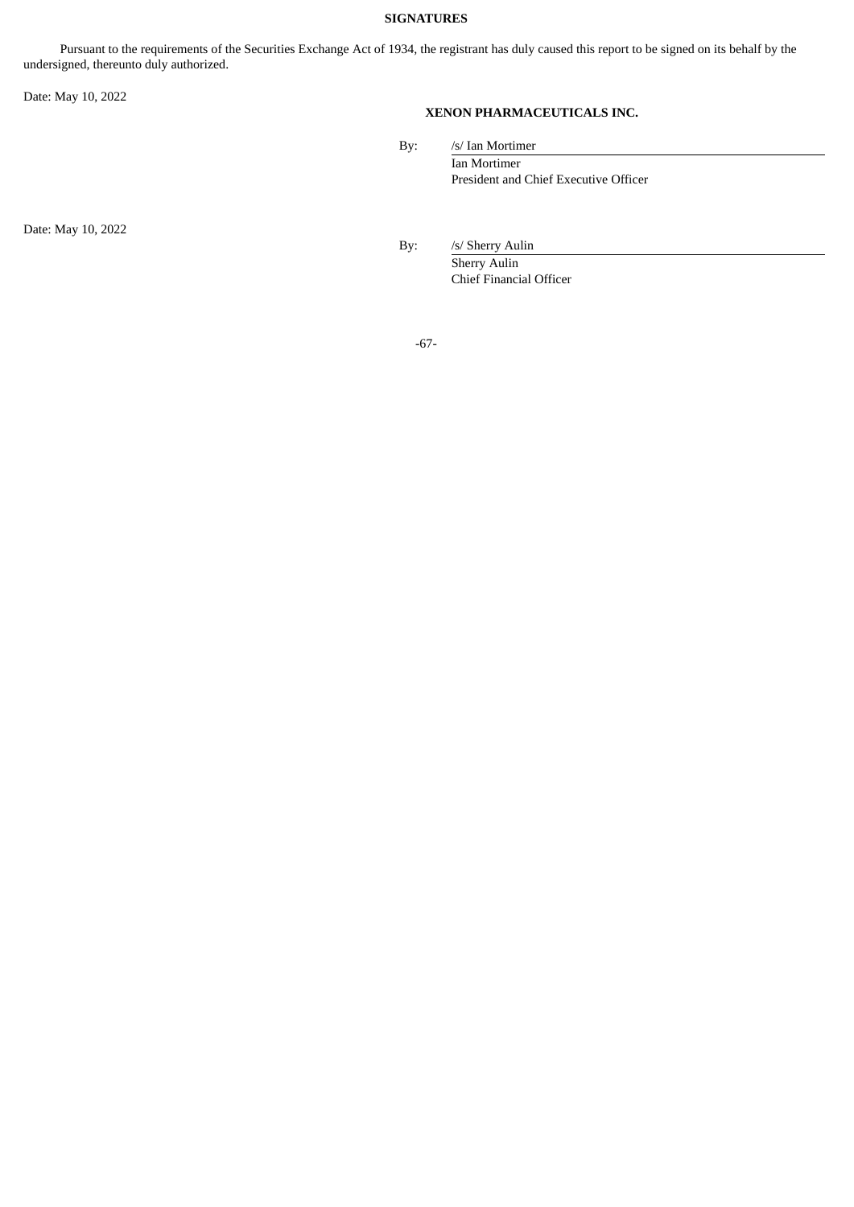## SIGNATURES

Pursuant to the requirements of the Securities Exchange Act of 1934, the registrant has duly caused this report to be signed on its behalf by the undersigned, thereunto duly authorized.

Date: May 10, 2022

**XENON PHARMACEUTICALS INC.**

By: /s/ Ian Mortimer
Ian Mortimer
President and Chief Executive Officer

Date: May 10, 2022

By: /s/ Sherry Aulin
Sherry Aulin
Chief Financial Officer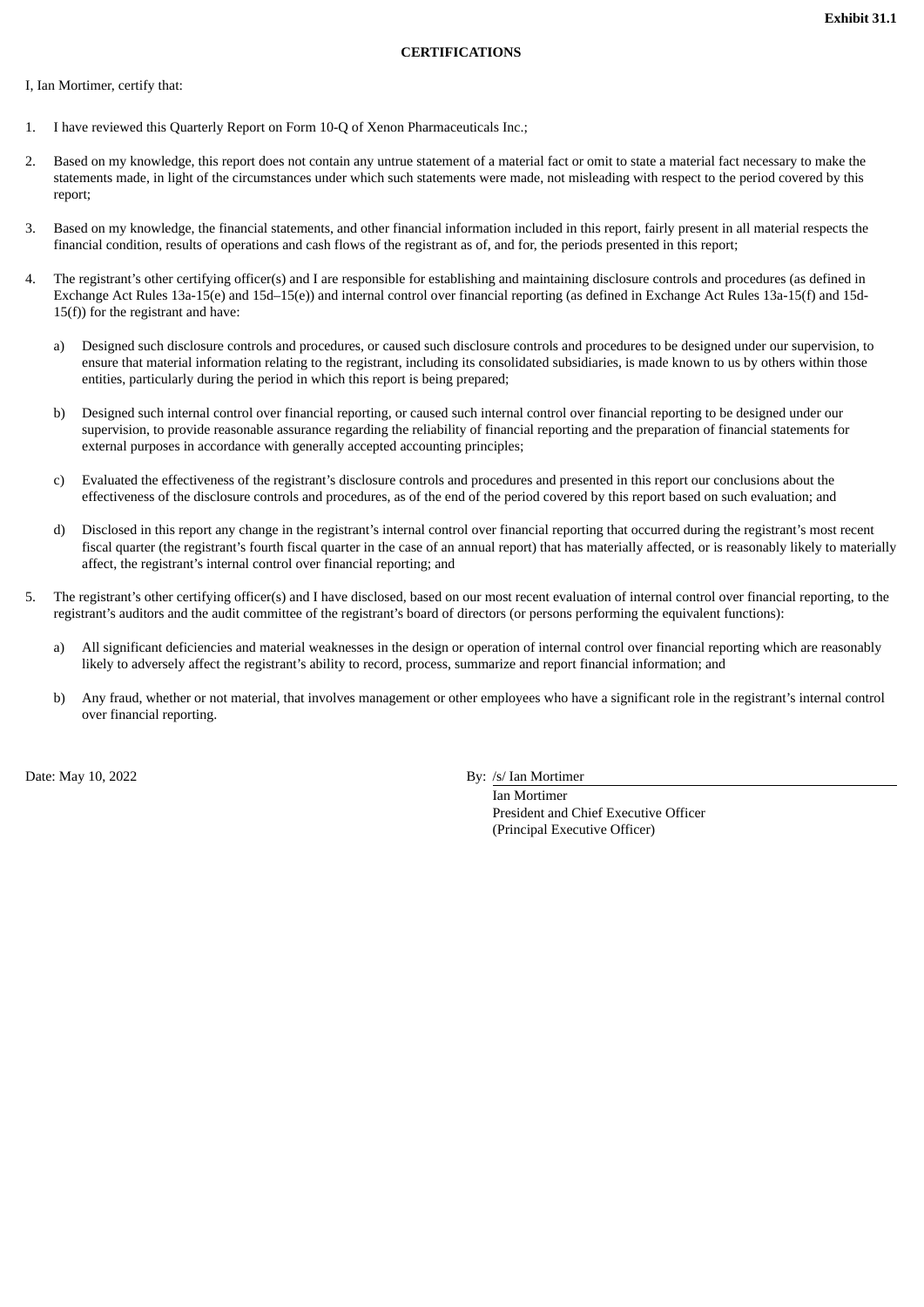**Exhibit 31.1**

**CERTIFICATIONS**

I, Ian Mortimer, certify that:

1. I have reviewed this Quarterly Report on Form 10-Q of Xenon Pharmaceuticals Inc.;

2. Based on my knowledge, this report does not contain any untrue statement of a material fact or omit to state a material fact necessary to make the statements made, in light of the circumstances under which such statements were made, not misleading with respect to the period covered by this report;

3. Based on my knowledge, the financial statements, and other financial information included in this report, fairly present in all material respects the financial condition, results of operations and cash flows of the registrant as of, and for, the periods presented in this report;

4. The registrant's other certifying officer(s) and I are responsible for establishing and maintaining disclosure controls and procedures (as defined in Exchange Act Rules 13a-15(e) and 15d–15(e)) and internal control over financial reporting (as defined in Exchange Act Rules 13a-15(f) and 15d-15(f)) for the registrant and have:

   a) Designed such disclosure controls and procedures, or caused such disclosure controls and procedures to be designed under our supervision, to ensure that material information relating to the registrant, including its consolidated subsidiaries, is made known to us by others within those entities, particularly during the period in which this report is being prepared;

   b) Designed such internal control over financial reporting, or caused such internal control over financial reporting to be designed under our supervision, to provide reasonable assurance regarding the reliability of financial reporting and the preparation of financial statements for external purposes in accordance with generally accepted accounting principles;

   c) Evaluated the effectiveness of the registrant's disclosure controls and procedures and presented in this report our conclusions about the effectiveness of the disclosure controls and procedures, as of the end of the period covered by this report based on such evaluation; and

   d) Disclosed in this report any change in the registrant's internal control over financial reporting that occurred during the registrant's most recent fiscal quarter (the registrant's fourth fiscal quarter in the case of an annual report) that has materially affected, or is reasonably likely to materially affect, the registrant's internal control over financial reporting; and

5. The registrant's other certifying officer(s) and I have disclosed, based on our most recent evaluation of internal control over financial reporting, to the registrant's auditors and the audit committee of the registrant's board of directors (or persons performing the equivalent functions):

   a) All significant deficiencies and material weaknesses in the design or operation of internal control over financial reporting which are reasonably likely to adversely affect the registrant's ability to record, process, summarize and report financial information; and

   b) Any fraud, whether or not material, that involves management or other employees who have a significant role in the registrant's internal control over financial reporting.

Date: May 10, 2022

By: /s/ Ian Mortimer
Ian Mortimer
President and Chief Executive Officer
(Principal Executive Officer)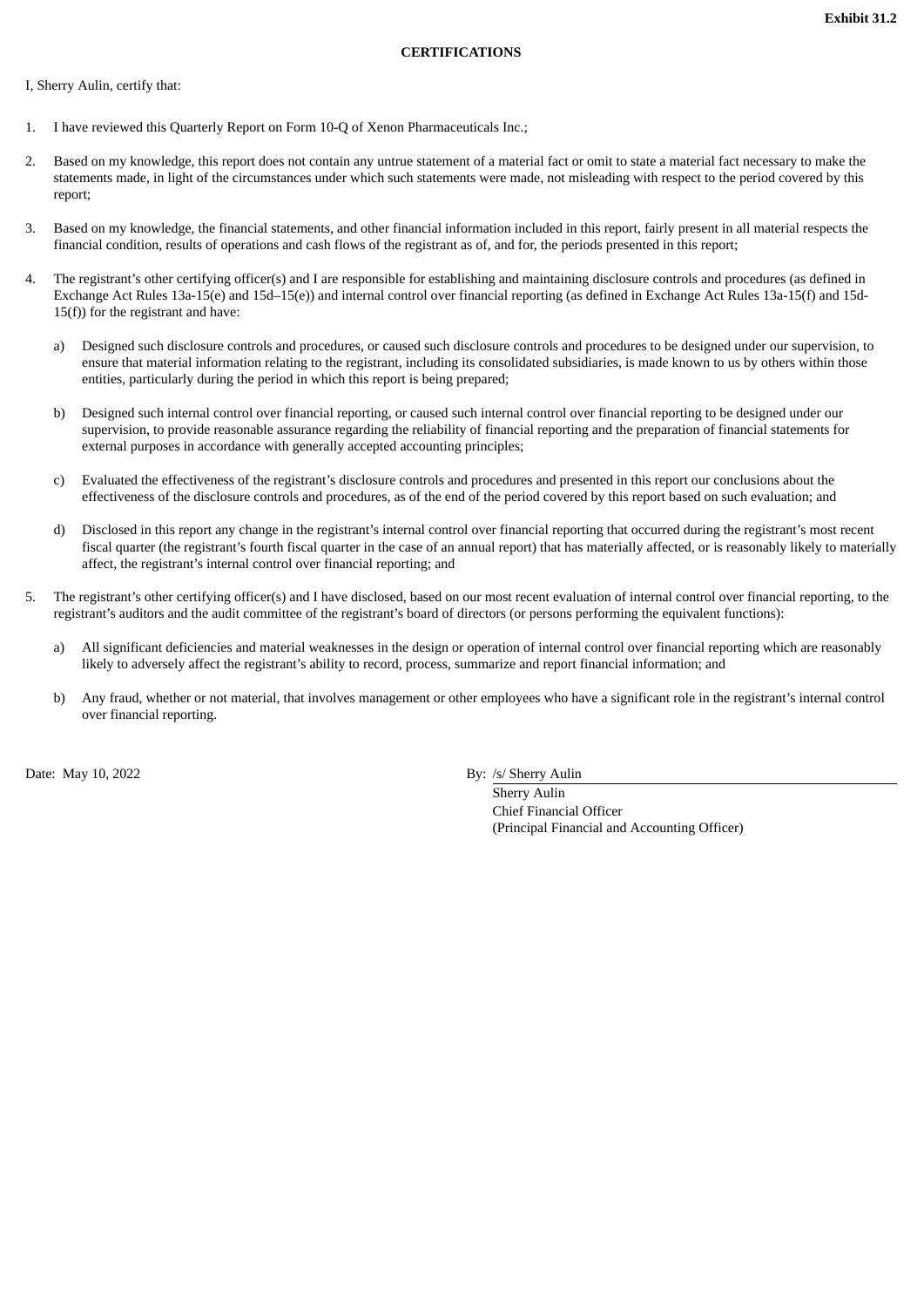**Exhibit 31.2**

**CERTIFICATIONS**

I, Sherry Aulin, certify that:

1. I have reviewed this Quarterly Report on Form 10-Q of Xenon Pharmaceuticals Inc.;

2. Based on my knowledge, this report does not contain any untrue statement of a material fact or omit to state a material fact necessary to make the statements made, in light of the circumstances under which such statements were made, not misleading with respect to the period covered by this report;

3. Based on my knowledge, the financial statements, and other financial information included in this report, fairly present in all material respects the financial condition, results of operations and cash flows of the registrant as of, and for, the periods presented in this report;

4. The registrant's other certifying officer(s) and I are responsible for establishing and maintaining disclosure controls and procedures (as defined in Exchange Act Rules 13a-15(e) and 15d–15(e)) and internal control over financial reporting (as defined in Exchange Act Rules 13a-15(f) and 15d-15(f)) for the registrant and have:

   a) Designed such disclosure controls and procedures, or caused such disclosure controls and procedures to be designed under our supervision, to ensure that material information relating to the registrant, including its consolidated subsidiaries, is made known to us by others within those entities, particularly during the period in which this report is being prepared;

   b) Designed such internal control over financial reporting, or caused such internal control over financial reporting to be designed under our supervision, to provide reasonable assurance regarding the reliability of financial reporting and the preparation of financial statements for external purposes in accordance with generally accepted accounting principles;

   c) Evaluated the effectiveness of the registrant's disclosure controls and procedures and presented in this report our conclusions about the effectiveness of the disclosure controls and procedures, as of the end of the period covered by this report based on such evaluation; and

   d) Disclosed in this report any change in the registrant's internal control over financial reporting that occurred during the registrant's most recent fiscal quarter (the registrant's fourth fiscal quarter in the case of an annual report) that has materially affected, or is reasonably likely to materially affect, the registrant's internal control over financial reporting; and

5. The registrant's other certifying officer(s) and I have disclosed, based on our most recent evaluation of internal control over financial reporting, to the registrant's auditors and the audit committee of the registrant's board of directors (or persons performing the equivalent functions):

   a) All significant deficiencies and material weaknesses in the design or operation of internal control over financial reporting which are reasonably likely to adversely affect the registrant's ability to record, process, summarize and report financial information; and

   b) Any fraud, whether or not material, that involves management or other employees who have a significant role in the registrant's internal control over financial reporting.

Date: May 10, 2022

By: /s/ Sherry Aulin
Sherry Aulin
Chief Financial Officer
(Principal Financial and Accounting Officer)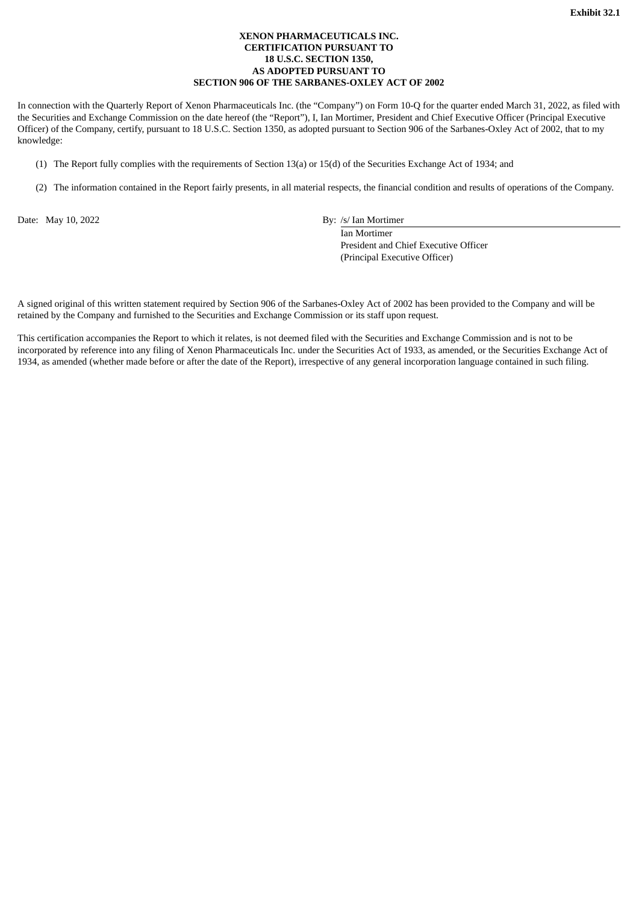**Exhibit 32.1**

**XENON PHARMACEUTICALS INC.**
**CERTIFICATION PURSUANT TO**
**18 U.S.C. SECTION 1350,**
**AS ADOPTED PURSUANT TO**
**SECTION 906 OF THE SARBANES-OXLEY ACT OF 2002**

In connection with the Quarterly Report of Xenon Pharmaceuticals Inc. (the "Company") on Form 10-Q for the quarter ended March 31, 2022, as filed with the Securities and Exchange Commission on the date hereof (the "Report"), I, Ian Mortimer, President and Chief Executive Officer (Principal Executive Officer) of the Company, certify, pursuant to 18 U.S.C. Section 1350, as adopted pursuant to Section 906 of the Sarbanes-Oxley Act of 2002, that to my knowledge:

(1) The Report fully complies with the requirements of Section 13(a) or 15(d) of the Securities Exchange Act of 1934; and

(2) The information contained in the Report fairly presents, in all material respects, the financial condition and results of operations of the Company.

Date: May 10, 2022

By: /s/ Ian Mortimer
Ian Mortimer
President and Chief Executive Officer
(Principal Executive Officer)

A signed original of this written statement required by Section 906 of the Sarbanes-Oxley Act of 2002 has been provided to the Company and will be retained by the Company and furnished to the Securities and Exchange Commission or its staff upon request.

This certification accompanies the Report to which it relates, is not deemed filed with the Securities and Exchange Commission and is not to be incorporated by reference into any filing of Xenon Pharmaceuticals Inc. under the Securities Act of 1933, as amended, or the Securities Exchange Act of 1934, as amended (whether made before or after the date of the Report), irrespective of any general incorporation language contained in such filing.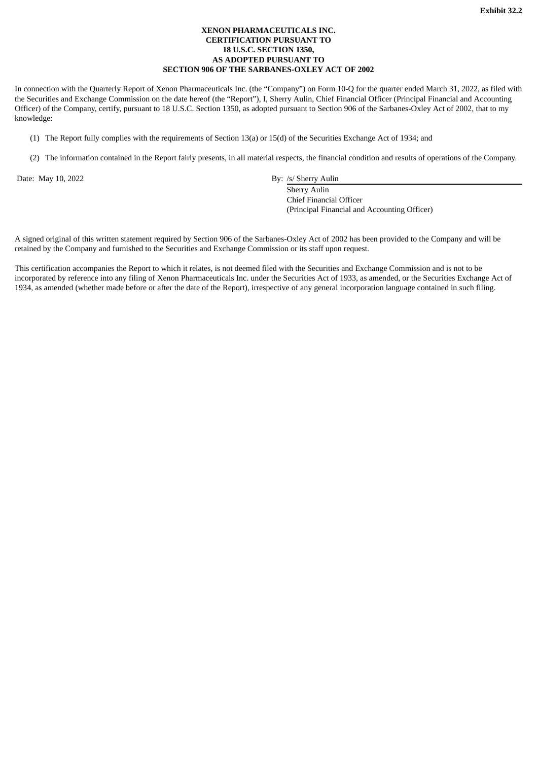**Exhibit 32.2**

**XENON PHARMACEUTICALS INC.**
**CERTIFICATION PURSUANT TO**
**18 U.S.C. SECTION 1350,**
**AS ADOPTED PURSUANT TO**
**SECTION 906 OF THE SARBANES-OXLEY ACT OF 2002**

In connection with the Quarterly Report of Xenon Pharmaceuticals Inc. (the "Company") on Form 10-Q for the quarter ended March 31, 2022, as filed with the Securities and Exchange Commission on the date hereof (the "Report"), I, Sherry Aulin, Chief Financial Officer (Principal Financial and Accounting Officer) of the Company, certify, pursuant to 18 U.S.C. Section 1350, as adopted pursuant to Section 906 of the Sarbanes-Oxley Act of 2002, that to my knowledge:

(1) The Report fully complies with the requirements of Section 13(a) or 15(d) of the Securities Exchange Act of 1934; and

(2) The information contained in the Report fairly presents, in all material respects, the financial condition and results of operations of the Company.

Date: May 10, 2022

By: /s/ Sherry Aulin
Sherry Aulin
Chief Financial Officer
(Principal Financial and Accounting Officer)

A signed original of this written statement required by Section 906 of the Sarbanes-Oxley Act of 2002 has been provided to the Company and will be retained by the Company and furnished to the Securities and Exchange Commission or its staff upon request.

This certification accompanies the Report to which it relates, is not deemed filed with the Securities and Exchange Commission and is not to be incorporated by reference into any filing of Xenon Pharmaceuticals Inc. under the Securities Act of 1933, as amended, or the Securities Exchange Act of 1934, as amended (whether made before or after the date of the Report), irrespective of any general incorporation language contained in such filing.